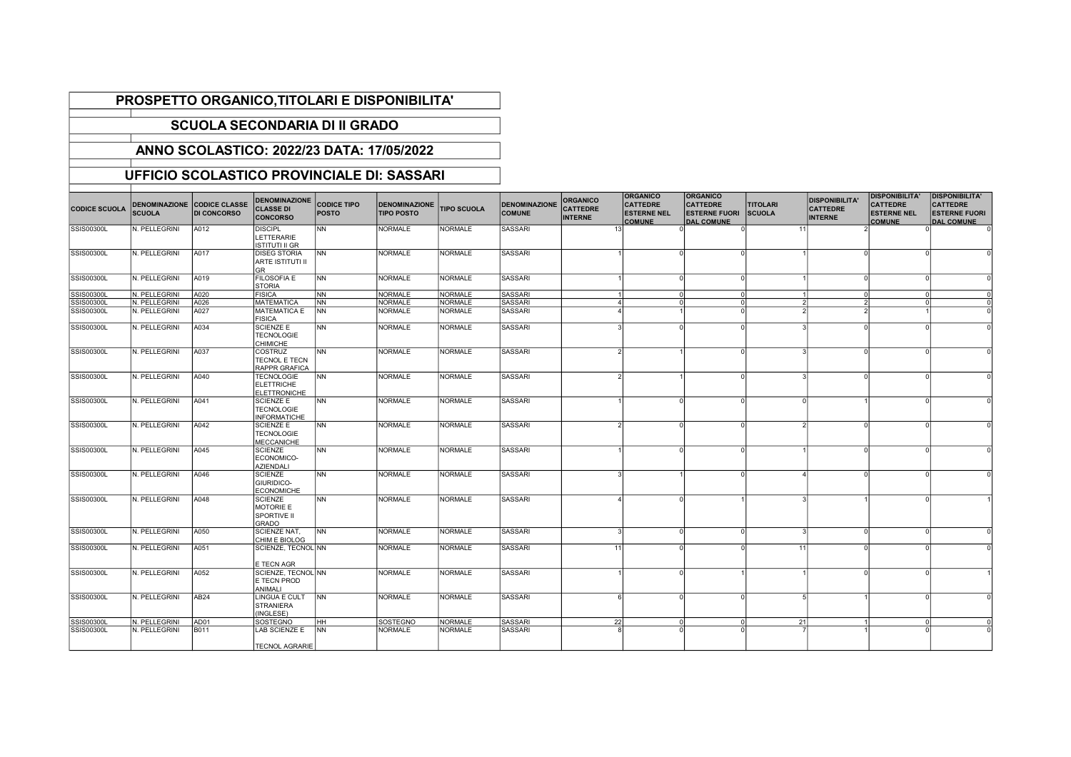# PROSPETTO ORGANICO,TITOLARI E DISPONIBILITA'

## SCUOLA SECONDARIA DI II GRADO

## ANNO SCOLASTICO: 2022/23 DATA: 17/05/2022

## UFFICIO SCOLASTICO PROVINCIALE DI: SASSARI

| CODICE SCUOLA | DENOMINAZIONE SCUOLA | CODICE CLASSE DI CONCORSO | DENOMINAZIONE CLASSE DI CONCORSO | CODICE TIPO POSTO | DENOMINAZIONE TIPO POSTO | TIPO SCUOLA | DENOMINAZIONE COMUNE | ORGANICO CATTEDRE INTERNE | ORGANICO CATTEDRE ESTERNE NEL COMUNE | ORGANICO CATTEDRE ESTERNE FUORI DAL COMUNE | TITOLARI SCUOLA | DISPONIBILITA' CATTEDRE INTERNE | DISPONIBILITA' CATTEDRE ESTERNE NEL COMUNE | DISPONIBILITA' CATTEDRE ESTERNE FUORI DAL COMUNE |
|---|---|---|---|---|---|---|---|---|---|---|---|---|---|---|
| SSIS00300L | N. PELLEGRINI | A012 | DISCIPL LETTERARIE ISTITUTI II GR | NN | NORMALE | NORMALE | SASSARI | 13 | 0 | 0 | 11 | 2 | 0 | 0 |
| SSIS00300L | N. PELLEGRINI | A017 | DISEG STORIA ARTE ISTITUTI II GR | NN | NORMALE | NORMALE | SASSARI | 1 | 0 | 0 | 1 | 0 | 0 | 0 |
| SSIS00300L | N. PELLEGRINI | A019 | FILOSOFIA E STORIA | NN | NORMALE | NORMALE | SASSARI | 1 | 0 | 0 | 1 | 0 | 0 | 0 |
| SSIS00300L | N. PELLEGRINI | A020 | FISICA | NN | NORMALE | NORMALE | SASSARI | 1 | 0 | 0 | 1 | 0 | 0 | 0 |
| SSIS00300L | N. PELLEGRINI | A026 | MATEMATICA | NN | NORMALE | NORMALE | SASSARI | 4 | 0 | 0 | 2 | 2 | 0 | 0 |
| SSIS00300L | N. PELLEGRINI | A027 | MATEMATICA E FISICA | NN | NORMALE | NORMALE | SASSARI | 4 | 1 | 0 | 2 | 2 | 1 | 0 |
| SSIS00300L | N. PELLEGRINI | A034 | SCIENZE E TECNOLOGIE CHIMICHE | NN | NORMALE | NORMALE | SASSARI | 3 | 0 | 0 | 3 | 0 | 0 | 0 |
| SSIS00300L | N. PELLEGRINI | A037 | COSTRUZ TECNOL E TECN RAPPR GRAFICA | NN | NORMALE | NORMALE | SASSARI | 2 | 1 | 0 | 3 | 0 | 0 | 0 |
| SSIS00300L | N. PELLEGRINI | A040 | TECNOLOGIE ELETTRICHE ELETTRONICHE | NN | NORMALE | NORMALE | SASSARI | 2 | 1 | 0 | 3 | 0 | 0 | 0 |
| SSIS00300L | N. PELLEGRINI | A041 | SCIENZE E TECNOLOGIE INFORMATICHE | NN | NORMALE | NORMALE | SASSARI | 1 | 0 | 0 | 0 | 1 | 0 | 0 |
| SSIS00300L | N. PELLEGRINI | A042 | SCIENZE E TECNOLOGIE MECCANICHE | NN | NORMALE | NORMALE | SASSARI | 2 | 0 | 0 | 2 | 0 | 0 | 0 |
| SSIS00300L | N. PELLEGRINI | A045 | SCIENZE ECONOMICO-AZIENDALI | NN | NORMALE | NORMALE | SASSARI | 1 | 0 | 0 | 1 | 0 | 0 | 0 |
| SSIS00300L | N. PELLEGRINI | A046 | SCIENZE GIURIDICO-ECONOMICHE | NN | NORMALE | NORMALE | SASSARI | 3 | 1 | 0 | 4 | 0 | 0 | 0 |
| SSIS00300L | N. PELLEGRINI | A048 | SCIENZE MOTORIE E SPORTIVE II GRADO | NN | NORMALE | NORMALE | SASSARI | 4 | 0 | 1 | 3 | 1 | 0 | 1 |
| SSIS00300L | N. PELLEGRINI | A050 | SCIENZE NAT, CHIM E BIOLOG | NN | NORMALE | NORMALE | SASSARI | 3 | 0 | 0 | 3 | 0 | 0 | 0 |
| SSIS00300L | N. PELLEGRINI | A051 | SCIENZE, TECNOL E TECN AGR | NN | NORMALE | NORMALE | SASSARI | 11 | 0 | 0 | 11 | 0 | 0 | 0 |
| SSIS00300L | N. PELLEGRINI | A052 | SCIENZE, TECNOL E TECN PROD ANIMALI | NN | NORMALE | NORMALE | SASSARI | 1 | 0 | 1 | 1 | 0 | 0 | 1 |
| SSIS00300L | N. PELLEGRINI | AB24 | LINGUA E CULT STRANIERA (INGLESE) | NN | NORMALE | NORMALE | SASSARI | 6 | 0 | 0 | 5 | 1 | 0 | 0 |
| SSIS00300L | N. PELLEGRINI | AD01 | SOSTEGNO | HH | SOSTEGNO | NORMALE | SASSARI | 22 | 0 | 0 | 21 | 1 | 0 | 0 |
| SSIS00300L | N. PELLEGRINI | B011 | LAB SCIENZE E TECNOL AGRARIE | NN | NORMALE | NORMALE | SASSARI | 8 | 0 | 0 | 7 | 1 | 0 | 0 |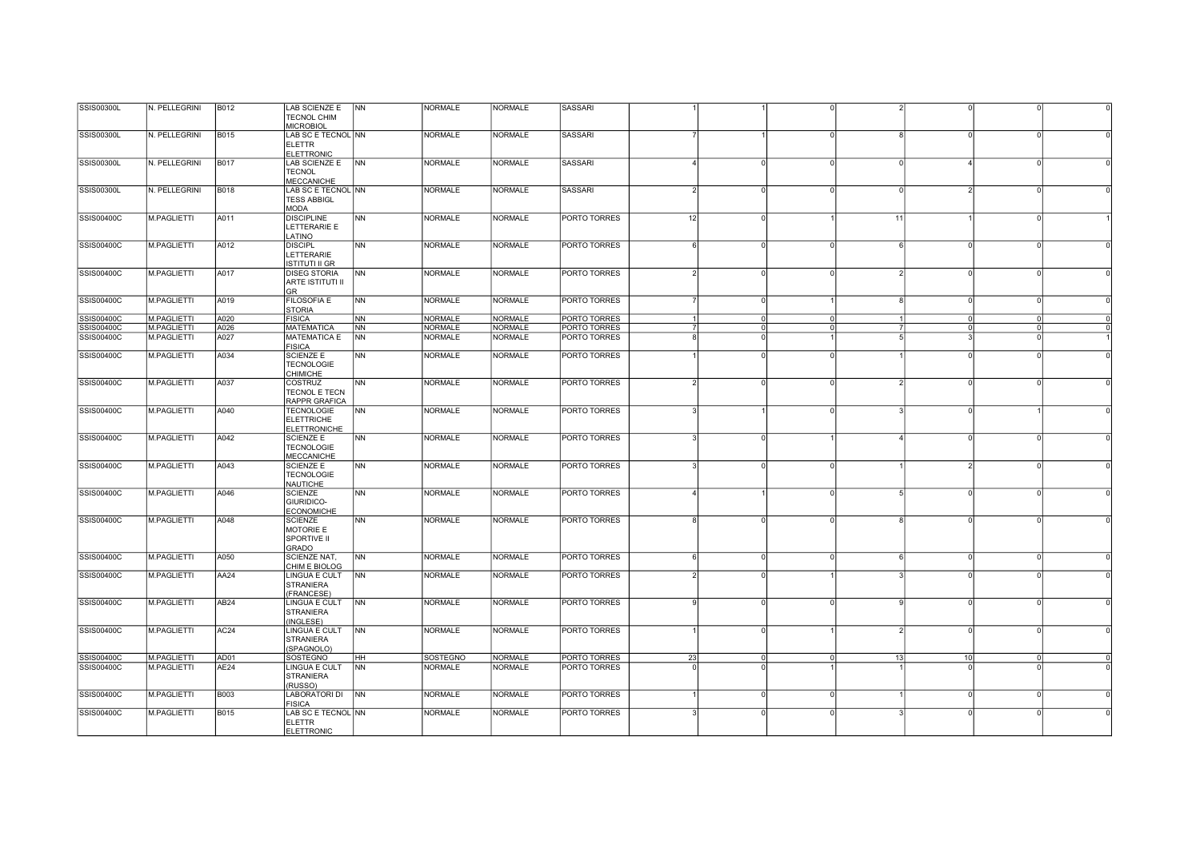| | | | | | | | | | | | | | | |
|---|---|---|---|---|---|---|---|---|---|---|---|---|---|---|
| SSIS00300L | N. PELLEGRINI | B012 | LAB SCIENZE E TECNOL CHIM MICROBIOL | NN | NORMALE | NORMALE | SASSARI | 1 | 1 | 0 | 2 | 0 | 0 | 0 |
| SSIS00300L | N. PELLEGRINI | B015 | LAB SC E TECNOL ELETTR ELETTRONIC | NN | NORMALE | NORMALE | SASSARI | 7 | 1 | 0 | 8 | 0 | 0 | 0 |
| SSIS00300L | N. PELLEGRINI | B017 | LAB SCIENZE E TECNOL MECCANICHE | NN | NORMALE | NORMALE | SASSARI | 4 | 0 | 0 | 0 | 4 | 0 | 0 |
| SSIS00300L | N. PELLEGRINI | B018 | LAB SC E TECNOL TESS ABBIGL MODA | NN | NORMALE | NORMALE | SASSARI | 2 | 0 | 0 | 0 | 2 | 0 | 0 |
| SSIS00400C | M.PAGLIETTI | A011 | DISCIPLINE LETTERARIE E LATINO | NN | NORMALE | NORMALE | PORTO TORRES | 12 | 0 | 1 | 11 | 1 | 0 | 1 |
| SSIS00400C | M.PAGLIETTI | A012 | DISCIPL LETTERARIE ISTITUTI II GR | NN | NORMALE | NORMALE | PORTO TORRES | 6 | 0 | 0 | 6 | 0 | 0 | 0 |
| SSIS00400C | M.PAGLIETTI | A017 | DISEG STORIA ARTE ISTITUTI II GR | NN | NORMALE | NORMALE | PORTO TORRES | 2 | 0 | 0 | 2 | 0 | 0 | 0 |
| SSIS00400C | M.PAGLIETTI | A019 | FILOSOFIA E STORIA | NN | NORMALE | NORMALE | PORTO TORRES | 7 | 0 | 1 | 8 | 0 | 0 | 0 |
| SSIS00400C | M.PAGLIETTI | A020 | FISICA | NN | NORMALE | NORMALE | PORTO TORRES | 1 | 0 | 0 | 1 | 0 | 0 | 0 |
| SSIS00400C | M.PAGLIETTI | A026 | MATEMATICA | NN | NORMALE | NORMALE | PORTO TORRES | 7 | 0 | 0 | 7 | 0 | 0 | 0 |
| SSIS00400C | M.PAGLIETTI | A027 | MATEMATICA E FISICA | NN | NORMALE | NORMALE | PORTO TORRES | 8 | 0 | 1 | 5 | 3 | 0 | 1 |
| SSIS00400C | M.PAGLIETTI | A034 | SCIENZE E TECNOLOGIE CHIMICHE | NN | NORMALE | NORMALE | PORTO TORRES | 1 | 0 | 0 | 1 | 0 | 0 | 0 |
| SSIS00400C | M.PAGLIETTI | A037 | COSTRUZ TECNOL E TECN RAPPR GRAFICA | NN | NORMALE | NORMALE | PORTO TORRES | 2 | 0 | 0 | 2 | 0 | 0 | 0 |
| SSIS00400C | M.PAGLIETTI | A040 | TECNOLOGIE ELETTRICHE ELETTRONICHE | NN | NORMALE | NORMALE | PORTO TORRES | 3 | 1 | 0 | 3 | 0 | 1 | 0 |
| SSIS00400C | M.PAGLIETTI | A042 | SCIENZE E TECNOLOGIE MECCANICHE | NN | NORMALE | NORMALE | PORTO TORRES | 3 | 0 | 1 | 4 | 0 | 0 | 0 |
| SSIS00400C | M.PAGLIETTI | A043 | SCIENZE E TECNOLOGIE NAUTICHE | NN | NORMALE | NORMALE | PORTO TORRES | 3 | 0 | 0 | 1 | 2 | 0 | 0 |
| SSIS00400C | M.PAGLIETTI | A046 | SCIENZE GIURIDICO-ECONOMICHE | NN | NORMALE | NORMALE | PORTO TORRES | 4 | 1 | 0 | 5 | 0 | 0 | 0 |
| SSIS00400C | M.PAGLIETTI | A048 | SCIENZE MOTORIE E SPORTIVE II GRADO | NN | NORMALE | NORMALE | PORTO TORRES | 8 | 0 | 0 | 8 | 0 | 0 | 0 |
| SSIS00400C | M.PAGLIETTI | A050 | SCIENZE NAT, CHIM E BIOLOG | NN | NORMALE | NORMALE | PORTO TORRES | 6 | 0 | 0 | 6 | 0 | 0 | 0 |
| SSIS00400C | M.PAGLIETTI | AA24 | LINGUA E CULT STRANIERA (FRANCESE) | NN | NORMALE | NORMALE | PORTO TORRES | 2 | 0 | 1 | 3 | 0 | 0 | 0 |
| SSIS00400C | M.PAGLIETTI | AB24 | LINGUA E CULT STRANIERA (INGLESE) | NN | NORMALE | NORMALE | PORTO TORRES | 9 | 0 | 0 | 9 | 0 | 0 | 0 |
| SSIS00400C | M.PAGLIETTI | AC24 | LINGUA E CULT STRANIERA (SPAGNOLO) | NN | NORMALE | NORMALE | PORTO TORRES | 1 | 0 | 1 | 2 | 0 | 0 | 0 |
| SSIS00400C | M.PAGLIETTI | AD01 | SOSTEGNO | HH | SOSTEGNO | NORMALE | PORTO TORRES | 23 | 0 | 0 | 13 | 10 | 0 | 0 |
| SSIS00400C | M.PAGLIETTI | AE24 | LINGUA E CULT STRANIERA (RUSSO) | NN | NORMALE | NORMALE | PORTO TORRES | 0 | 0 | 1 | 1 | 0 | 0 | 0 |
| SSIS00400C | M.PAGLIETTI | B003 | LABORATORI DI FISICA | NN | NORMALE | NORMALE | PORTO TORRES | 1 | 0 | 0 | 1 | 0 | 0 | 0 |
| SSIS00400C | M.PAGLIETTI | B015 | LAB SC E TECNOL ELETTR ELETTRONIC | NN | NORMALE | NORMALE | PORTO TORRES | 3 | 0 | 0 | 3 | 0 | 0 | 0 |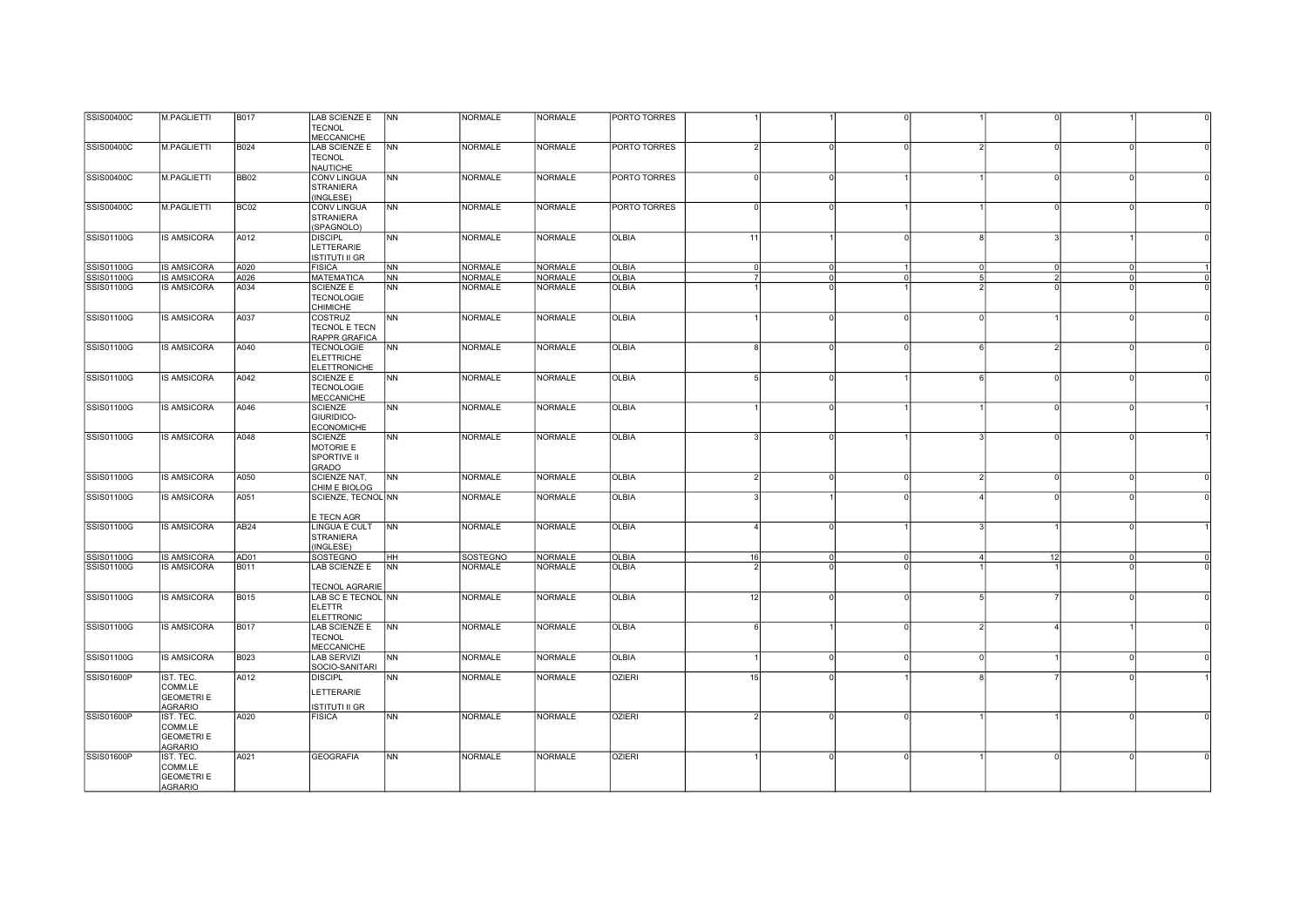| | | | | | | | | | | | | | | |
|---|---|---|---|---|---|---|---|---|---|---|---|---|---|---|
| SSIS00400C | M.PAGLIETTI | B017 | LAB SCIENZE E TECNOL MECCANICHE | NN | NORMALE | NORMALE | PORTO TORRES | 1 | 1 | 0 | 1 | 0 | 1 | 0 |
| SSIS00400C | M.PAGLIETTI | B024 | LAB SCIENZE E TECNOL NAUTICHE | NN | NORMALE | NORMALE | PORTO TORRES | 2 | 0 | 0 | 2 | 0 | 0 | 0 |
| SSIS00400C | M.PAGLIETTI | BB02 | CONV LINGUA STRANIERA (INGLESE) | NN | NORMALE | NORMALE | PORTO TORRES | 0 | 0 | 1 | 1 | 0 | 0 | 0 |
| SSIS00400C | M.PAGLIETTI | BC02 | CONV LINGUA STRANIERA (SPAGNOLO) | NN | NORMALE | NORMALE | PORTO TORRES | 0 | 0 | 1 | 1 | 0 | 0 | 0 |
| SSIS01100G | IS AMSICORA | A012 | DISCIPL LETTERARIE ISTITUTI II GR | NN | NORMALE | NORMALE | OLBIA | 11 | 1 | 0 | 8 | 3 | 1 | 0 |
| SSIS01100G | IS AMSICORA | A020 | FISICA | NN | NORMALE | NORMALE | OLBIA | 0 | 0 | 1 | 0 | 0 | 0 | 1 |
| SSIS01100G | IS AMSICORA | A026 | MATEMATICA | NN | NORMALE | NORMALE | OLBIA | 7 | 0 | 0 | 5 | 2 | 0 | 0 |
| SSIS01100G | IS AMSICORA | A034 | SCIENZE E TECNOLOGIE CHIMICHE | NN | NORMALE | NORMALE | OLBIA | 1 | 0 | 1 | 2 | 0 | 0 | 0 |
| SSIS01100G | IS AMSICORA | A037 | COSTRUZ TECNOL E TECN RAPPR GRAFICA | NN | NORMALE | NORMALE | OLBIA | 1 | 0 | 0 | 0 | 1 | 0 | 0 |
| SSIS01100G | IS AMSICORA | A040 | TECNOLOGIE ELETTRICHE ELETTRONICHE | NN | NORMALE | NORMALE | OLBIA | 8 | 0 | 0 | 6 | 2 | 0 | 0 |
| SSIS01100G | IS AMSICORA | A042 | SCIENZE E TECNOLOGIE MECCANICHE | NN | NORMALE | NORMALE | OLBIA | 5 | 0 | 1 | 6 | 0 | 0 | 0 |
| SSIS01100G | IS AMSICORA | A046 | SCIENZE GIURIDICO-ECONOMICHE | NN | NORMALE | NORMALE | OLBIA | 1 | 0 | 1 | 1 | 0 | 0 | 1 |
| SSIS01100G | IS AMSICORA | A048 | SCIENZE MOTORIE E SPORTIVE II GRADO | NN | NORMALE | NORMALE | OLBIA | 3 | 0 | 1 | 3 | 0 | 0 | 1 |
| SSIS01100G | IS AMSICORA | A050 | SCIENZE NAT, CHIM E BIOLOG | NN | NORMALE | NORMALE | OLBIA | 2 | 0 | 0 | 2 | 0 | 0 | 0 |
| SSIS01100G | IS AMSICORA | A051 | SCIENZE, TECNOL E TECN AGR | NN | NORMALE | NORMALE | OLBIA | 3 | 1 | 0 | 4 | 0 | 0 | 0 |
| SSIS01100G | IS AMSICORA | AB24 | LINGUA E CULT STRANIERA (INGLESE) | NN | NORMALE | NORMALE | OLBIA | 4 | 0 | 1 | 3 | 1 | 0 | 1 |
| SSIS01100G | IS AMSICORA | AD01 | SOSTEGNO | HH | SOSTEGNO | NORMALE | OLBIA | 16 | 0 | 0 | 4 | 12 | 0 | 0 |
| SSIS01100G | IS AMSICORA | B011 | LAB SCIENZE E TECNOL AGRARIE | NN | NORMALE | NORMALE | OLBIA | 2 | 0 | 0 | 1 | 1 | 0 | 0 |
| SSIS01100G | IS AMSICORA | B015 | LAB SC E TECNOL ELETTR ELETTRONIC | NN | NORMALE | NORMALE | OLBIA | 12 | 0 | 0 | 5 | 7 | 0 | 0 |
| SSIS01100G | IS AMSICORA | B017 | LAB SCIENZE E TECNOL MECCANICHE | NN | NORMALE | NORMALE | OLBIA | 6 | 1 | 0 | 2 | 4 | 1 | 0 |
| SSIS01100G | IS AMSICORA | B023 | LAB SERVIZI SOCIO-SANITARI | NN | NORMALE | NORMALE | OLBIA | 1 | 0 | 0 | 0 | 1 | 0 | 0 |
| SSIS01600P | IST. TEC. COMM.LE GEOMETRI E AGRARIO | A012 | DISCIPL LETTERARIE ISTITUTI II GR | NN | NORMALE | NORMALE | OZIERI | 15 | 0 | 1 | 8 | 7 | 0 | 1 |
| SSIS01600P | IST. TEC. COMM.LE GEOMETRI E AGRARIO | A020 | FISICA | NN | NORMALE | NORMALE | OZIERI | 2 | 0 | 0 | 1 | 1 | 0 | 0 |
| SSIS01600P | IST. TEC. COMM.LE GEOMETRI E AGRARIO | A021 | GEOGRAFIA | NN | NORMALE | NORMALE | OZIERI | 1 | 0 | 0 | 1 | 0 | 0 | 0 |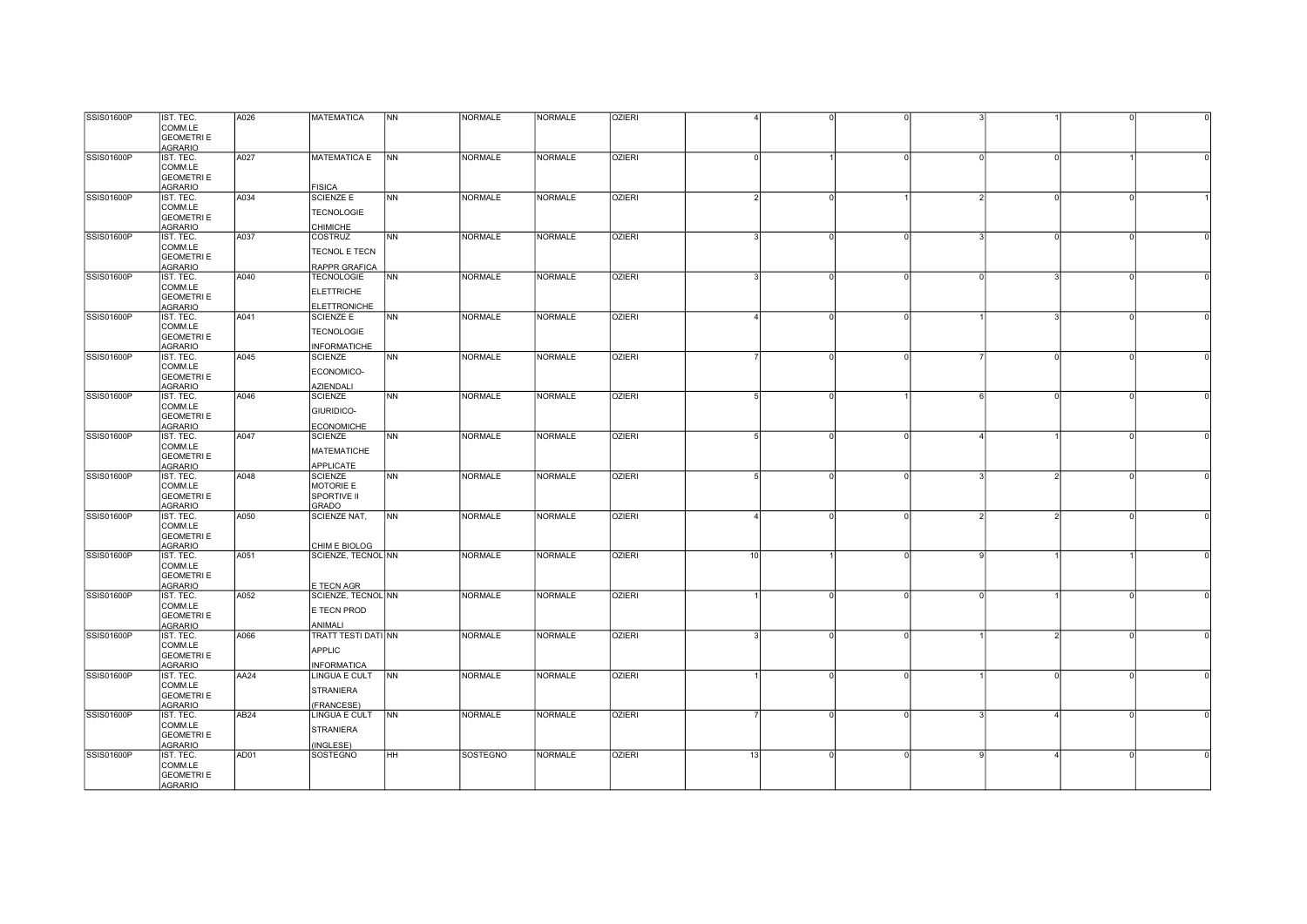| | | | | | | | | | | | | | | |
|---|---|---|---|---|---|---|---|---|---|---|---|---|---|---|
| SSIS01600P | IST. TEC. COMM.LE GEOMETRI E AGRARIO | A026 | MATEMATICA | NN | NORMALE | NORMALE | OZIERI | 4 | 0 | 0 | 3 | 1 | 0 | 0 |
| SSIS01600P | IST. TEC. COMM.LE GEOMETRI E AGRARIO | A027 | MATEMATICA E FISICA | NN | NORMALE | NORMALE | OZIERI | 0 | 1 | 0 | 0 | 0 | 1 | 0 |
| SSIS01600P | IST. TEC. COMM.LE GEOMETRI E AGRARIO | A034 | SCIENZE E TECNOLOGIE CHIMICHE | NN | NORMALE | NORMALE | OZIERI | 2 | 0 | 1 | 2 | 0 | 0 | 1 |
| SSIS01600P | IST. TEC. COMM.LE GEOMETRI E AGRARIO | A037 | COSTRUZ TECNOL E TECN RAPPR GRAFICA | NN | NORMALE | NORMALE | OZIERI | 3 | 0 | 0 | 3 | 0 | 0 | 0 |
| SSIS01600P | IST. TEC. COMM.LE GEOMETRI E AGRARIO | A040 | TECNOLOGIE ELETTRICHE ELETTRONICHE | NN | NORMALE | NORMALE | OZIERI | 3 | 0 | 0 | 0 | 3 | 0 | 0 |
| SSIS01600P | IST. TEC. COMM.LE GEOMETRI E AGRARIO | A041 | SCIENZE E TECNOLOGIE INFORMATICHE | NN | NORMALE | NORMALE | OZIERI | 4 | 0 | 0 | 1 | 3 | 0 | 0 |
| SSIS01600P | IST. TEC. COMM.LE GEOMETRI E AGRARIO | A045 | SCIENZE ECONOMICO-AZIENDALI | NN | NORMALE | NORMALE | OZIERI | 7 | 0 | 0 | 7 | 0 | 0 | 0 |
| SSIS01600P | IST. TEC. COMM.LE GEOMETRI E AGRARIO | A046 | SCIENZE GIURIDICO-ECONOMICHE | NN | NORMALE | NORMALE | OZIERI | 5 | 0 | 1 | 6 | 0 | 0 | 0 |
| SSIS01600P | IST. TEC. COMM.LE GEOMETRI E AGRARIO | A047 | SCIENZE MATEMATICHE APPLICATE | NN | NORMALE | NORMALE | OZIERI | 5 | 0 | 0 | 4 | 1 | 0 | 0 |
| SSIS01600P | IST. TEC. COMM.LE GEOMETRI E AGRARIO | A048 | SCIENZE MOTORIE E SPORTIVE II GRADO | NN | NORMALE | NORMALE | OZIERI | 5 | 0 | 0 | 3 | 2 | 0 | 0 |
| SSIS01600P | IST. TEC. COMM.LE GEOMETRI E AGRARIO | A050 | SCIENZE NAT, CHIM E BIOLOG | NN | NORMALE | NORMALE | OZIERI | 4 | 0 | 0 | 2 | 2 | 0 | 0 |
| SSIS01600P | IST. TEC. COMM.LE GEOMETRI E AGRARIO | A051 | SCIENZE, TECNOL E TECN AGR | NN | NORMALE | NORMALE | OZIERI | 10 | 1 | 0 | 9 | 1 | 1 | 0 |
| SSIS01600P | IST. TEC. COMM.LE GEOMETRI E AGRARIO | A052 | SCIENZE, TECNOL E TECN PROD ANIMALI | NN | NORMALE | NORMALE | OZIERI | 1 | 0 | 0 | 0 | 1 | 0 | 0 |
| SSIS01600P | IST. TEC. COMM.LE GEOMETRI E AGRARIO | A066 | TRATT TESTI DATI APPLIC INFORMATICA | NN | NORMALE | NORMALE | OZIERI | 3 | 0 | 0 | 1 | 2 | 0 | 0 |
| SSIS01600P | IST. TEC. COMM.LE GEOMETRI E AGRARIO | AA24 | LINGUA E CULT STRANIERA (FRANCESE) | NN | NORMALE | NORMALE | OZIERI | 1 | 0 | 0 | 1 | 0 | 0 | 0 |
| SSIS01600P | IST. TEC. COMM.LE GEOMETRI E AGRARIO | AB24 | LINGUA E CULT STRANIERA (INGLESE) | NN | NORMALE | NORMALE | OZIERI | 7 | 0 | 0 | 3 | 4 | 0 | 0 |
| SSIS01600P | IST. TEC. COMM.LE GEOMETRI E AGRARIO | AD01 | SOSTEGNO | HH | SOSTEGNO | NORMALE | OZIERI | 13 | 0 | 0 | 9 | 4 | 0 | 0 |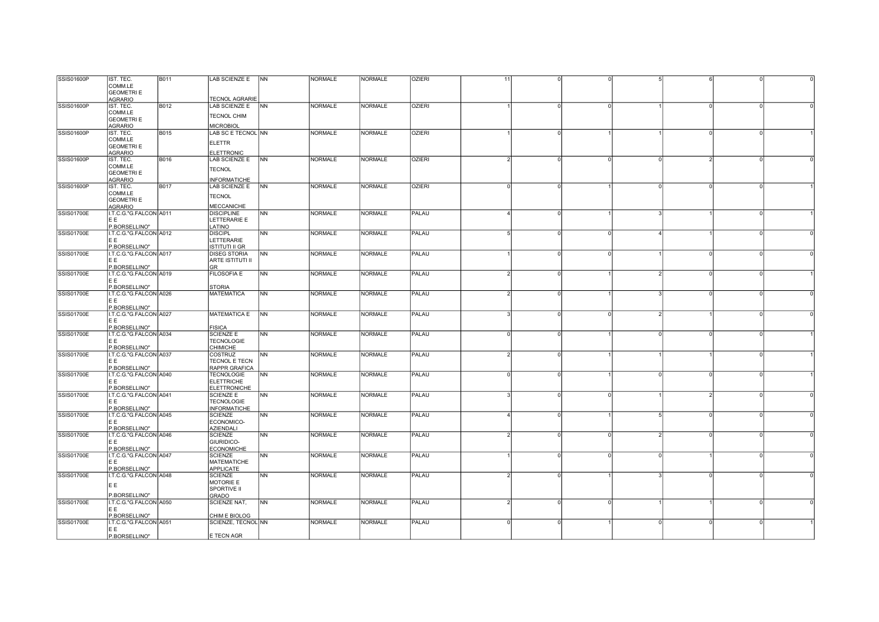| | | | | | | | | | | | | | | |
|---|---|---|---|---|---|---|---|---|---|---|---|---|---|---|
| SSIS01600P | IST. TEC. COMM.LE GEOMETRI E AGRARIO | B011 | LAB SCIENZE E TECNOL AGRARIE | NN | NORMALE | NORMALE | OZIERI | 11 | 0 | 0 | 5 | 6 | 0 | 0 |
| SSIS01600P | IST. TEC. COMM.LE GEOMETRI E AGRARIO | B012 | LAB SCIENZE E TECNOL CHIM MICROBIOL | NN | NORMALE | NORMALE | OZIERI | 1 | 0 | 0 | 1 | 0 | 0 | 0 |
| SSIS01600P | IST. TEC. COMM.LE GEOMETRI E AGRARIO | B015 | LAB SC E TECNOL ELETTR ELETTRONIC | NN | NORMALE | NORMALE | OZIERI | 1 | 0 | 1 | 1 | 0 | 0 | 1 |
| SSIS01600P | IST. TEC. COMM.LE GEOMETRI E AGRARIO | B016 | LAB SCIENZE E TECNOL INFORMATICHE | NN | NORMALE | NORMALE | OZIERI | 2 | 0 | 0 | 0 | 2 | 0 | 0 |
| SSIS01600P | IST. TEC. COMM.LE GEOMETRI E AGRARIO | B017 | LAB SCIENZE E TECNOL MECCANICHE | NN | NORMALE | NORMALE | OZIERI | 0 | 0 | 1 | 0 | 0 | 0 | 1 |
| SSIS01700E | I.T.C.G."G.FALCON E E P.BORSELLINO" | A011 | DISCIPLINE LETTERARIE E LATINO | NN | NORMALE | NORMALE | PALAU | 4 | 0 | 1 | 3 | 1 | 0 | 1 |
| SSIS01700E | I.T.C.G."G.FALCON E E P.BORSELLINO" | A012 | DISCIPL LETTERARIE ISTITUTI II GR | NN | NORMALE | NORMALE | PALAU | 5 | 0 | 0 | 4 | 1 | 0 | 0 |
| SSIS01700E | I.T.C.G."G.FALCON E E P.BORSELLINO" | A017 | DISEG STORIA ARTE ISTITUTI II GR | NN | NORMALE | NORMALE | PALAU | 1 | 0 | 0 | 1 | 0 | 0 | 0 |
| SSIS01700E | I.T.C.G."G.FALCON E E P.BORSELLINO" | A019 | FILOSOFIA E STORIA | NN | NORMALE | NORMALE | PALAU | 2 | 0 | 1 | 2 | 0 | 0 | 1 |
| SSIS01700E | I.T.C.G."G.FALCON E E P.BORSELLINO" | A026 | MATEMATICA | NN | NORMALE | NORMALE | PALAU | 2 | 0 | 1 | 3 | 0 | 0 | 0 |
| SSIS01700E | I.T.C.G."G.FALCON E E P.BORSELLINO" | A027 | MATEMATICA E FISICA | NN | NORMALE | NORMALE | PALAU | 3 | 0 | 0 | 2 | 1 | 0 | 0 |
| SSIS01700E | I.T.C.G."G.FALCON E E P.BORSELLINO" | A034 | SCIENZE E TECNOLOGIE CHIMICHE | NN | NORMALE | NORMALE | PALAU | 0 | 0 | 1 | 0 | 0 | 0 | 1 |
| SSIS01700E | I.T.C.G."G.FALCON E E P.BORSELLINO" | A037 | COSTRUZ TECNOL E TECN RAPPR GRAFICA | NN | NORMALE | NORMALE | PALAU | 2 | 0 | 1 | 1 | 1 | 0 | 1 |
| SSIS01700E | I.T.C.G."G.FALCON E E P.BORSELLINO" | A040 | TECNOLOGIE ELETTRICHE ELETTRONICHE | NN | NORMALE | NORMALE | PALAU | 0 | 0 | 1 | 0 | 0 | 0 | 1 |
| SSIS01700E | I.T.C.G."G.FALCON E E P.BORSELLINO" | A041 | SCIENZE E TECNOLOGIE INFORMATICHE | NN | NORMALE | NORMALE | PALAU | 3 | 0 | 0 | 1 | 2 | 0 | 0 |
| SSIS01700E | I.T.C.G."G.FALCON E E P.BORSELLINO" | A045 | SCIENZE ECONOMICO-AZIENDALI | NN | NORMALE | NORMALE | PALAU | 4 | 0 | 1 | 5 | 0 | 0 | 0 |
| SSIS01700E | I.T.C.G."G.FALCON E E P.BORSELLINO" | A046 | SCIENZE GIURIDICO-ECONOMICHE | NN | NORMALE | NORMALE | PALAU | 2 | 0 | 0 | 2 | 0 | 0 | 0 |
| SSIS01700E | I.T.C.G."G.FALCON E E P.BORSELLINO" | A047 | SCIENZE MATEMATICHE APPLICATE | NN | NORMALE | NORMALE | PALAU | 1 | 0 | 0 | 0 | 1 | 0 | 0 |
| SSIS01700E | I.T.C.G."G.FALCON E E P.BORSELLINO" | A048 | SCIENZE MOTORIE E SPORTIVE II GRADO | NN | NORMALE | NORMALE | PALAU | 2 | 0 | 1 | 3 | 0 | 0 | 0 |
| SSIS01700E | I.T.C.G."G.FALCON E E P.BORSELLINO" | A050 | SCIENZE NAT, CHIM E BIOLOG | NN | NORMALE | NORMALE | PALAU | 2 | 0 | 0 | 1 | 1 | 0 | 0 |
| SSIS01700E | I.T.C.G."G.FALCON E E P.BORSELLINO" | A051 | SCIENZE, TECNOL E TECN AGR | NN | NORMALE | NORMALE | PALAU | 0 | 0 | 1 | 0 | 0 | 0 | 1 |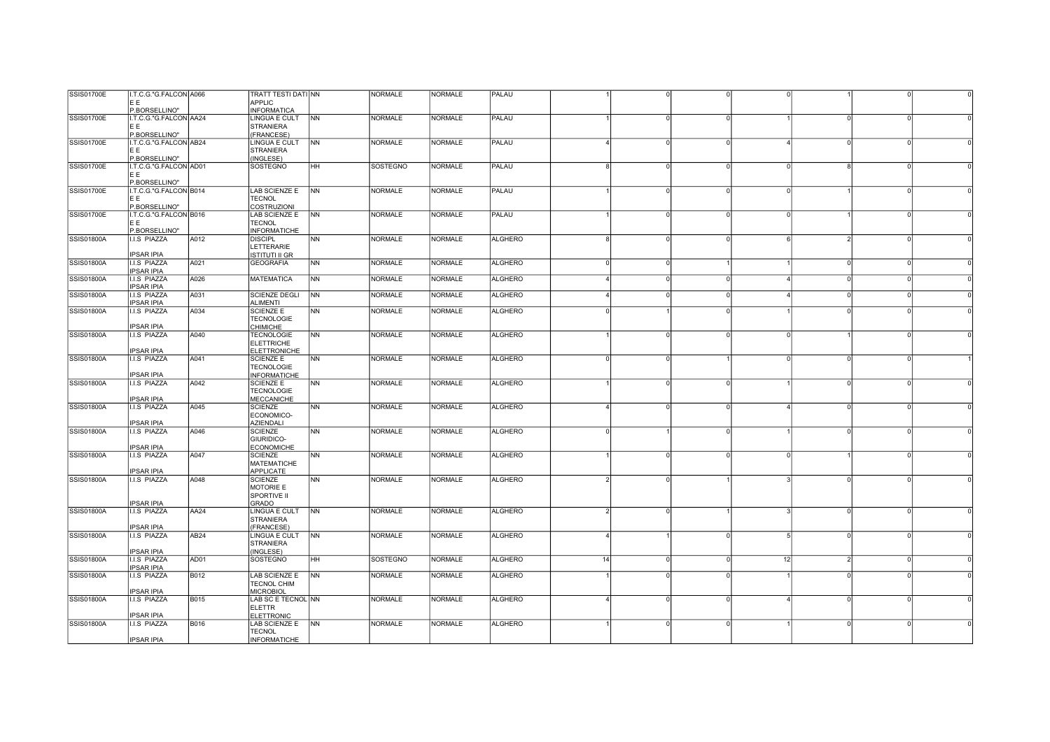| | | | | | | | | | | | | | | |
|---|---|---|---|---|---|---|---|---|---|---|---|---|---|---|
| SSIS01700E | I.T.C.G."G.FALCON E E P.BORSELLINO" | A066 | TRATT TESTI DATI APPLIC INFORMATICA | NN | NORMALE | NORMALE | PALAU | 1 | 0 | 0 | 0 | 1 | 0 | 0 |
| SSIS01700E | I.T.C.G."G.FALCON E E P.BORSELLINO" | AA24 | LINGUA E CULT STRANIERA (FRANCESE) | NN | NORMALE | NORMALE | PALAU | 1 | 0 | 0 | 1 | 0 | 0 | 0 |
| SSIS01700E | I.T.C.G."G.FALCON E E P.BORSELLINO" | AB24 | LINGUA E CULT STRANIERA (INGLESE) | NN | NORMALE | NORMALE | PALAU | 4 | 0 | 0 | 4 | 0 | 0 | 0 |
| SSIS01700E | I.T.C.G."G.FALCON E E P.BORSELLINO" | AD01 | SOSTEGNO | HH | SOSTEGNO | NORMALE | PALAU | 8 | 0 | 0 | 0 | 8 | 0 | 0 |
| SSIS01700E | I.T.C.G."G.FALCON E E P.BORSELLINO" | B014 | LAB SCIENZE E TECNOL COSTRUZIONI | NN | NORMALE | NORMALE | PALAU | 1 | 0 | 0 | 0 | 1 | 0 | 0 |
| SSIS01700E | I.T.C.G."G.FALCON E E P.BORSELLINO" | B016 | LAB SCIENZE E TECNOL INFORMATICHE | NN | NORMALE | NORMALE | PALAU | 1 | 0 | 0 | 0 | 1 | 0 | 0 |
| SSIS01800A | I.I.S PIAZZA IPSAR IPIA | A012 | DISCIPL LETTERARIE ISTITUTI II GR | NN | NORMALE | NORMALE | ALGHERO | 8 | 0 | 0 | 6 | 2 | 0 | 0 |
| SSIS01800A | I.I.S PIAZZA IPSAR IPIA | A021 | GEOGRAFIA | NN | NORMALE | NORMALE | ALGHERO | 0 | 0 | 1 | 1 | 0 | 0 | 0 |
| SSIS01800A | I.I.S PIAZZA IPSAR IPIA | A026 | MATEMATICA | NN | NORMALE | NORMALE | ALGHERO | 4 | 0 | 0 | 4 | 0 | 0 | 0 |
| SSIS01800A | I.I.S PIAZZA IPSAR IPIA | A031 | SCIENZE DEGLI ALIMENTI | NN | NORMALE | NORMALE | ALGHERO | 4 | 0 | 0 | 4 | 0 | 0 | 0 |
| SSIS01800A | I.I.S PIAZZA IPSAR IPIA | A034 | SCIENZE E TECNOLOGIE CHIMICHE | NN | NORMALE | NORMALE | ALGHERO | 0 | 1 | 0 | 1 | 0 | 0 | 0 |
| SSIS01800A | I.I.S PIAZZA IPSAR IPIA | A040 | TECNOLOGIE ELETTRICHE ELETTRONICHE | NN | NORMALE | NORMALE | ALGHERO | 1 | 0 | 0 | 0 | 1 | 0 | 0 |
| SSIS01800A | I.I.S PIAZZA IPSAR IPIA | A041 | SCIENZE E TECNOLOGIE INFORMATICHE | NN | NORMALE | NORMALE | ALGHERO | 0 | 0 | 1 | 0 | 0 | 0 | 1 |
| SSIS01800A | I.I.S PIAZZA IPSAR IPIA | A042 | SCIENZE E TECNOLOGIE MECCANICHE | NN | NORMALE | NORMALE | ALGHERO | 1 | 0 | 0 | 1 | 0 | 0 | 0 |
| SSIS01800A | I.I.S PIAZZA IPSAR IPIA | A045 | SCIENZE ECONOMICO-AZIENDALI | NN | NORMALE | NORMALE | ALGHERO | 4 | 0 | 0 | 4 | 0 | 0 | 0 |
| SSIS01800A | I.I.S PIAZZA IPSAR IPIA | A046 | SCIENZE GIURIDICO-ECONOMICHE | NN | NORMALE | NORMALE | ALGHERO | 0 | 1 | 0 | 1 | 0 | 0 | 0 |
| SSIS01800A | I.I.S PIAZZA IPSAR IPIA | A047 | SCIENZE MATEMATICHE APPLICATE | NN | NORMALE | NORMALE | ALGHERO | 1 | 0 | 0 | 0 | 1 | 0 | 0 |
| SSIS01800A | I.I.S PIAZZA IPSAR IPIA | A048 | SCIENZE MOTORIE E SPORTIVE II GRADO | NN | NORMALE | NORMALE | ALGHERO | 2 | 0 | 1 | 3 | 0 | 0 | 0 |
| SSIS01800A | I.I.S PIAZZA IPSAR IPIA | AA24 | LINGUA E CULT STRANIERA (FRANCESE) | NN | NORMALE | NORMALE | ALGHERO | 2 | 0 | 1 | 3 | 0 | 0 | 0 |
| SSIS01800A | I.I.S PIAZZA IPSAR IPIA | AB24 | LINGUA E CULT STRANIERA (INGLESE) | NN | NORMALE | NORMALE | ALGHERO | 4 | 1 | 0 | 5 | 0 | 0 | 0 |
| SSIS01800A | I.I.S PIAZZA IPSAR IPIA | AD01 | SOSTEGNO | HH | SOSTEGNO | NORMALE | ALGHERO | 14 | 0 | 0 | 12 | 2 | 0 | 0 |
| SSIS01800A | I.I.S PIAZZA IPSAR IPIA | B012 | LAB SCIENZE E TECNOL CHIM MICROBIOL | NN | NORMALE | NORMALE | ALGHERO | 1 | 0 | 0 | 1 | 0 | 0 | 0 |
| SSIS01800A | I.I.S PIAZZA IPSAR IPIA | B015 | LAB SC E TECNOL ELETTR ELETTRONIC | NN | NORMALE | NORMALE | ALGHERO | 4 | 0 | 0 | 4 | 0 | 0 | 0 |
| SSIS01800A | I.I.S PIAZZA IPSAR IPIA | B016 | LAB SCIENZE E TECNOL INFORMATICHE | NN | NORMALE | NORMALE | ALGHERO | 1 | 0 | 0 | 1 | 0 | 0 | 0 |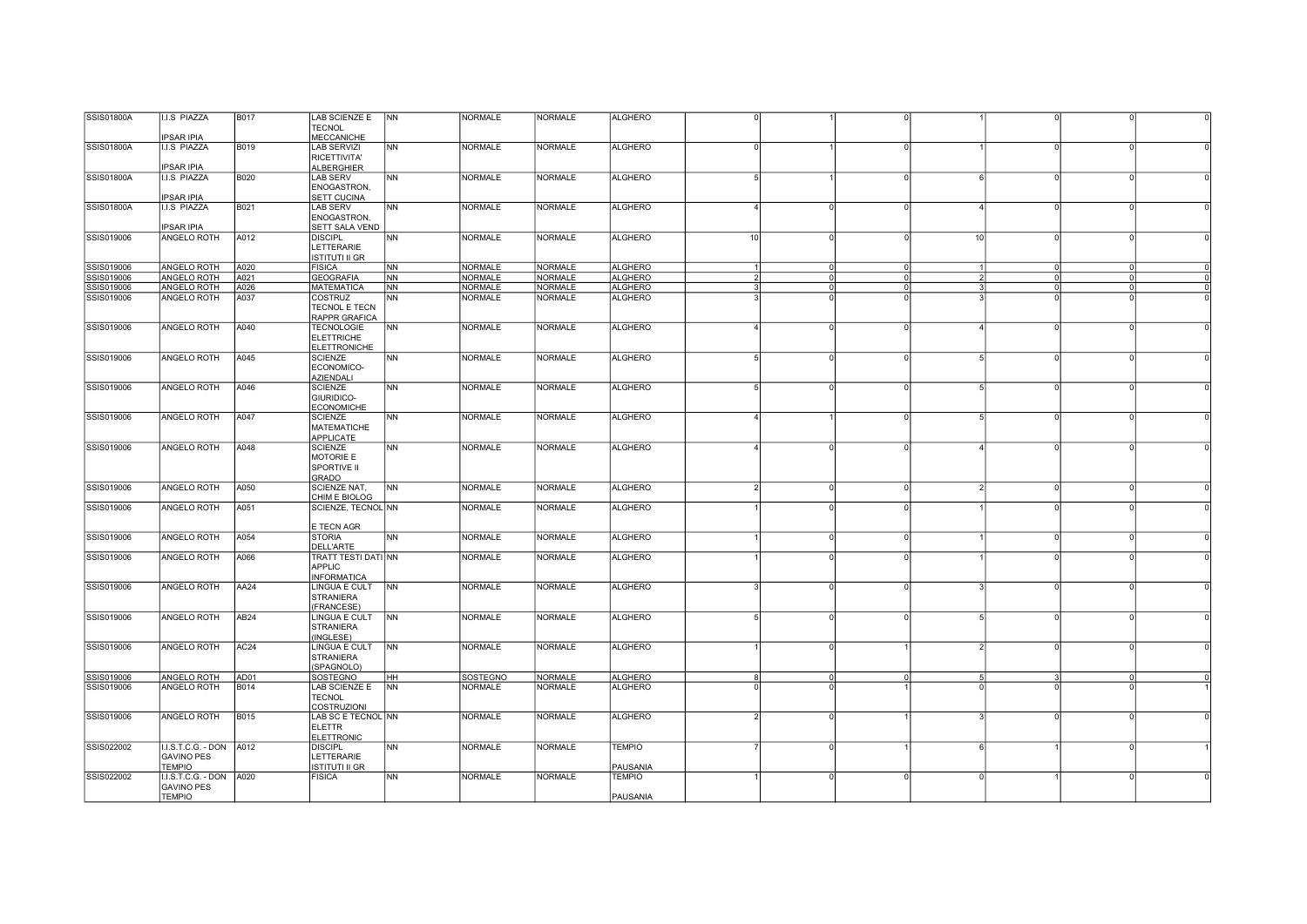| | | | | | | | | | | | | | | |
|---|---|---|---|---|---|---|---|---|---|---|---|---|---|---|
| SSIS01800A | I.I.S PIAZZA IPSAR IPIA | B017 | LAB SCIENZE E TECNOL MECCANICHE | NN | NORMALE | NORMALE | ALGHERO | 0 | 1 | 0 | 1 | 0 | 0 | 0 |
| SSIS01800A | I.I.S PIAZZA IPSAR IPIA | B019 | LAB SERVIZI RICETTIVITA' ALBERGHIER | NN | NORMALE | NORMALE | ALGHERO | 0 | 1 | 0 | 1 | 0 | 0 | 0 |
| SSIS01800A | I.I.S PIAZZA IPSAR IPIA | B020 | LAB SERV ENOGASTRON, SETT CUCINA | NN | NORMALE | NORMALE | ALGHERO | 5 | 1 | 0 | 6 | 0 | 0 | 0 |
| SSIS01800A | I.I.S PIAZZA IPSAR IPIA | B021 | LAB SERV ENOGASTRON, SETT SALA VEND | NN | NORMALE | NORMALE | ALGHERO | 4 | 0 | 0 | 4 | 0 | 0 | 0 |
| SSIS019006 | ANGELO ROTH | A012 | DISCIPL LETTERARIE ISTITUTI II GR | NN | NORMALE | NORMALE | ALGHERO | 10 | 0 | 0 | 10 | 0 | 0 | 0 |
| SSIS019006 | ANGELO ROTH | A020 | FISICA | NN | NORMALE | NORMALE | ALGHERO | 1 | 0 | 0 | 1 | 0 | 0 | 0 |
| SSIS019006 | ANGELO ROTH | A021 | GEOGRAFIA | NN | NORMALE | NORMALE | ALGHERO | 2 | 0 | 0 | 2 | 0 | 0 | 0 |
| SSIS019006 | ANGELO ROTH | A026 | MATEMATICA | NN | NORMALE | NORMALE | ALGHERO | 3 | 0 | 0 | 3 | 0 | 0 | 0 |
| SSIS019006 | ANGELO ROTH | A037 | COSTRUZ TECNOL E TECN RAPPR GRAFICA | NN | NORMALE | NORMALE | ALGHERO | 3 | 0 | 0 | 3 | 0 | 0 | 0 |
| SSIS019006 | ANGELO ROTH | A040 | TECNOLOGIE ELETTRICHE ELETTRONICHE | NN | NORMALE | NORMALE | ALGHERO | 4 | 0 | 0 | 4 | 0 | 0 | 0 |
| SSIS019006 | ANGELO ROTH | A045 | SCIENZE ECONOMICO-AZIENDALI | NN | NORMALE | NORMALE | ALGHERO | 5 | 0 | 0 | 5 | 0 | 0 | 0 |
| SSIS019006 | ANGELO ROTH | A046 | SCIENZE GIURIDICO-ECONOMICHE | NN | NORMALE | NORMALE | ALGHERO | 5 | 0 | 0 | 5 | 0 | 0 | 0 |
| SSIS019006 | ANGELO ROTH | A047 | SCIENZE MATEMATICHE APPLICATE | NN | NORMALE | NORMALE | ALGHERO | 4 | 1 | 0 | 5 | 0 | 0 | 0 |
| SSIS019006 | ANGELO ROTH | A048 | SCIENZE MOTORIE E SPORTIVE II GRADO | NN | NORMALE | NORMALE | ALGHERO | 4 | 0 | 0 | 4 | 0 | 0 | 0 |
| SSIS019006 | ANGELO ROTH | A050 | SCIENZE NAT, CHIM E BIOLOG | NN | NORMALE | NORMALE | ALGHERO | 2 | 0 | 0 | 2 | 0 | 0 | 0 |
| SSIS019006 | ANGELO ROTH | A051 | SCIENZE, TECNOL E TECN AGR | NN | NORMALE | NORMALE | ALGHERO | 1 | 0 | 0 | 1 | 0 | 0 | 0 |
| SSIS019006 | ANGELO ROTH | A054 | STORIA DELL'ARTE | NN | NORMALE | NORMALE | ALGHERO | 1 | 0 | 0 | 1 | 0 | 0 | 0 |
| SSIS019006 | ANGELO ROTH | A066 | TRATT TESTI DATI APPLIC INFORMATICA | NN | NORMALE | NORMALE | ALGHERO | 1 | 0 | 0 | 1 | 0 | 0 | 0 |
| SSIS019006 | ANGELO ROTH | AA24 | LINGUA E CULT STRANIERA (FRANCESE) | NN | NORMALE | NORMALE | ALGHERO | 3 | 0 | 0 | 3 | 0 | 0 | 0 |
| SSIS019006 | ANGELO ROTH | AB24 | LINGUA E CULT STRANIERA (INGLESE) | NN | NORMALE | NORMALE | ALGHERO | 5 | 0 | 0 | 5 | 0 | 0 | 0 |
| SSIS019006 | ANGELO ROTH | AC24 | LINGUA E CULT STRANIERA (SPAGNOLO) | NN | NORMALE | NORMALE | ALGHERO | 1 | 0 | 1 | 2 | 0 | 0 | 0 |
| SSIS019006 | ANGELO ROTH | AD01 | SOSTEGNO | HH | SOSTEGNO | NORMALE | ALGHERO | 8 | 0 | 0 | 5 | 3 | 0 | 0 |
| SSIS019006 | ANGELO ROTH | B014 | LAB SCIENZE E TECNOL COSTRUZIONI | NN | NORMALE | NORMALE | ALGHERO | 0 | 0 | 1 | 0 | 0 | 0 | 1 |
| SSIS019006 | ANGELO ROTH | B015 | LAB SC E TECNOL ELETTR ELETTRONIC | NN | NORMALE | NORMALE | ALGHERO | 2 | 0 | 1 | 3 | 0 | 0 | 0 |
| SSIS022002 | I.I.S.T.C.G. - DON GAVINO PES TEMPIO | A012 | DISCIPL LETTERARIE ISTITUTI II GR | NN | NORMALE | NORMALE | TEMPIO PAUSANIA | 7 | 0 | 1 | 6 | 1 | 0 | 1 |
| SSIS022002 | I.I.S.T.C.G. - DON GAVINO PES TEMPIO | A020 | FISICA | NN | NORMALE | NORMALE | TEMPIO PAUSANIA | 1 | 0 | 0 | 0 | 1 | 0 | 0 |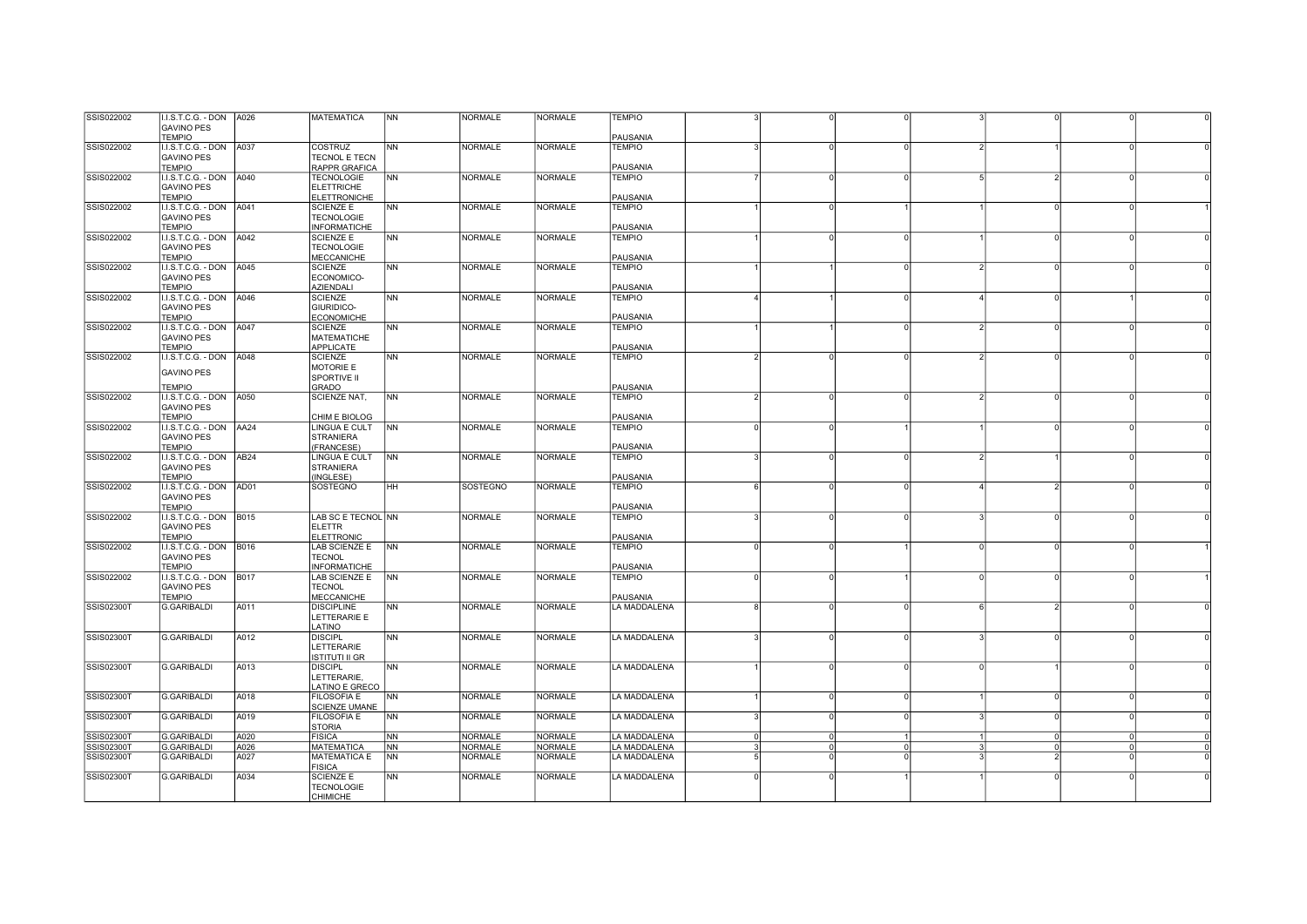| | | | | | | | | | | | | | | |
|---|---|---|---|---|---|---|---|---|---|---|---|---|---|---|
| SSIS022002 | I.I.S.T.C.G. - DON GAVINO PES TEMPIO | A026 | MATEMATICA | NN | NORMALE | NORMALE | TEMPIO PAUSANIA | 3 | 0 | 0 | 3 | 0 | 0 | 0 |
| SSIS022002 | I.I.S.T.C.G. - DON GAVINO PES TEMPIO | A037 | COSTRUZ TECNOL E TECN RAPPR GRAFICA | NN | NORMALE | NORMALE | TEMPIO PAUSANIA | 3 | 0 | 0 | 2 | 1 | 0 | 0 |
| SSIS022002 | I.I.S.T.C.G. - DON GAVINO PES TEMPIO | A040 | TECNOLOGIE ELETTRICHE ELETTRONICHE | NN | NORMALE | NORMALE | TEMPIO PAUSANIA | 7 | 0 | 0 | 5 | 2 | 0 | 0 |
| SSIS022002 | I.I.S.T.C.G. - DON GAVINO PES TEMPIO | A041 | SCIENZE E TECNOLOGIE INFORMATICHE | NN | NORMALE | NORMALE | TEMPIO PAUSANIA | 1 | 0 | 1 | 1 | 0 | 0 | 1 |
| SSIS022002 | I.I.S.T.C.G. - DON GAVINO PES TEMPIO | A042 | SCIENZE E TECNOLOGIE MECCANICHE | NN | NORMALE | NORMALE | TEMPIO PAUSANIA | 1 | 0 | 0 | 1 | 0 | 0 | 0 |
| SSIS022002 | I.I.S.T.C.G. - DON GAVINO PES TEMPIO | A045 | SCIENZE ECONOMICO-AZIENDALI | NN | NORMALE | NORMALE | TEMPIO PAUSANIA | 1 | 1 | 0 | 2 | 0 | 0 | 0 |
| SSIS022002 | I.I.S.T.C.G. - DON GAVINO PES TEMPIO | A046 | SCIENZE GIURIDICO-ECONOMICHE | NN | NORMALE | NORMALE | TEMPIO PAUSANIA | 4 | 1 | 0 | 4 | 0 | 1 | 0 |
| SSIS022002 | I.I.S.T.C.G. - DON GAVINO PES TEMPIO | A047 | SCIENZE MATEMATICHE APPLICATE | NN | NORMALE | NORMALE | TEMPIO PAUSANIA | 1 | 1 | 0 | 2 | 0 | 0 | 0 |
| SSIS022002 | I.I.S.T.C.G. - DON GAVINO PES TEMPIO | A048 | SCIENZE MOTORIE E SPORTIVE II GRADO | NN | NORMALE | NORMALE | TEMPIO PAUSANIA | 2 | 0 | 0 | 2 | 0 | 0 | 0 |
| SSIS022002 | I.I.S.T.C.G. - DON GAVINO PES TEMPIO | A050 | SCIENZE NAT, CHIM E BIOLOG | NN | NORMALE | NORMALE | TEMPIO PAUSANIA | 2 | 0 | 0 | 2 | 0 | 0 | 0 |
| SSIS022002 | I.I.S.T.C.G. - DON GAVINO PES TEMPIO | AA24 | LINGUA E CULT STRANIERA (FRANCESE) | NN | NORMALE | NORMALE | TEMPIO PAUSANIA | 0 | 0 | 1 | 1 | 0 | 0 | 0 |
| SSIS022002 | I.I.S.T.C.G. - DON GAVINO PES TEMPIO | AB24 | LINGUA E CULT STRANIERA (INGLESE) | NN | NORMALE | NORMALE | TEMPIO PAUSANIA | 3 | 0 | 0 | 2 | 1 | 0 | 0 |
| SSIS022002 | I.I.S.T.C.G. - DON GAVINO PES TEMPIO | AD01 | SOSTEGNO | HH | SOSTEGNO | NORMALE | TEMPIO PAUSANIA | 6 | 0 | 0 | 4 | 2 | 0 | 0 |
| SSIS022002 | I.I.S.T.C.G. - DON GAVINO PES TEMPIO | B015 | LAB SC E TECNOL ELETTR ELETTRONIC | NN | NORMALE | NORMALE | TEMPIO PAUSANIA | 3 | 0 | 0 | 3 | 0 | 0 | 0 |
| SSIS022002 | I.I.S.T.C.G. - DON GAVINO PES TEMPIO | B016 | LAB SCIENZE E TECNOL INFORMATICHE | NN | NORMALE | NORMALE | TEMPIO PAUSANIA | 0 | 0 | 1 | 0 | 0 | 0 | 1 |
| SSIS022002 | I.I.S.T.C.G. - DON GAVINO PES TEMPIO | B017 | LAB SCIENZE E TECNOL MECCANICHE | NN | NORMALE | NORMALE | TEMPIO PAUSANIA | 0 | 0 | 1 | 0 | 0 | 0 | 1 |
| SSIS02300T | G.GARIBALDI | A011 | DISCIPLINE LETTERARIE E LATINO | NN | NORMALE | NORMALE | LA MADDALENA | 8 | 0 | 0 | 6 | 2 | 0 | 0 |
| SSIS02300T | G.GARIBALDI | A012 | DISCIPL LETTERARIE ISTITUTI II GR | NN | NORMALE | NORMALE | LA MADDALENA | 3 | 0 | 0 | 3 | 0 | 0 | 0 |
| SSIS02300T | G.GARIBALDI | A013 | DISCIPL LETTERARIE, LATINO E GRECO | NN | NORMALE | NORMALE | LA MADDALENA | 1 | 0 | 0 | 0 | 1 | 0 | 0 |
| SSIS02300T | G.GARIBALDI | A018 | FILOSOFIA E SCIENZE UMANE | NN | NORMALE | NORMALE | LA MADDALENA | 1 | 0 | 0 | 1 | 0 | 0 | 0 |
| SSIS02300T | G.GARIBALDI | A019 | FILOSOFIA E STORIA | NN | NORMALE | NORMALE | LA MADDALENA | 3 | 0 | 0 | 3 | 0 | 0 | 0 |
| SSIS02300T | G.GARIBALDI | A020 | FISICA | NN | NORMALE | NORMALE | LA MADDALENA | 0 | 0 | 1 | 1 | 0 | 0 | 0 |
| SSIS02300T | G.GARIBALDI | A026 | MATEMATICA | NN | NORMALE | NORMALE | LA MADDALENA | 3 | 0 | 0 | 3 | 0 | 0 | 0 |
| SSIS02300T | G.GARIBALDI | A027 | MATEMATICA E FISICA | NN | NORMALE | NORMALE | LA MADDALENA | 5 | 0 | 0 | 3 | 2 | 0 | 0 |
| SSIS02300T | G.GARIBALDI | A034 | SCIENZE E TECNOLOGIE CHIMICHE | NN | NORMALE | NORMALE | LA MADDALENA | 0 | 0 | 1 | 1 | 0 | 0 | 0 |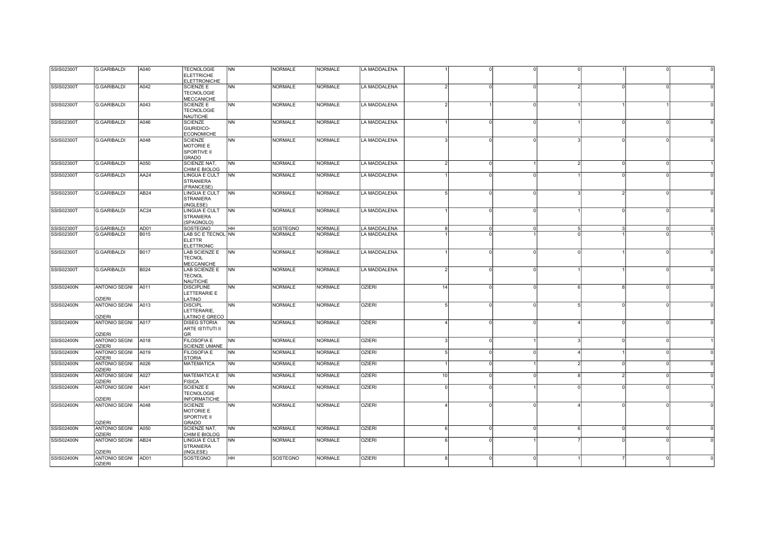| | | | | | | | | | | | | | | |
|---|---|---|---|---|---|---|---|---|---|---|---|---|---|---|
| SSIS02300T | G.GARIBALDI | A040 | TECNOLOGIE ELETTRICHE ELETTRONICHE | NN | NORMALE | NORMALE | LA MADDALENA | 1 | 0 | 0 | 0 | 1 | 0 | 0 |
| SSIS02300T | G.GARIBALDI | A042 | SCIENZE E TECNOLOGIE MECCANICHE | NN | NORMALE | NORMALE | LA MADDALENA | 2 | 0 | 0 | 2 | 0 | 0 | 0 |
| SSIS02300T | G.GARIBALDI | A043 | SCIENZE E TECNOLOGIE NAUTICHE | NN | NORMALE | NORMALE | LA MADDALENA | 2 | 1 | 0 | 1 | 1 | 1 | 0 |
| SSIS02300T | G.GARIBALDI | A046 | SCIENZE GIURIDICO-ECONOMICHE | NN | NORMALE | NORMALE | LA MADDALENA | 1 | 0 | 0 | 1 | 0 | 0 | 0 |
| SSIS02300T | G.GARIBALDI | A048 | SCIENZE MOTORIE E SPORTIVE II GRADO | NN | NORMALE | NORMALE | LA MADDALENA | 3 | 0 | 0 | 3 | 0 | 0 | 0 |
| SSIS02300T | G.GARIBALDI | A050 | SCIENZE NAT, CHIM E BIOLOG | NN | NORMALE | NORMALE | LA MADDALENA | 2 | 0 | 1 | 2 | 0 | 0 | 1 |
| SSIS02300T | G.GARIBALDI | AA24 | LINGUA E CULT STRANIERA (FRANCESE) | NN | NORMALE | NORMALE | LA MADDALENA | 1 | 0 | 0 | 1 | 0 | 0 | 0 |
| SSIS02300T | G.GARIBALDI | AB24 | LINGUA E CULT STRANIERA (INGLESE) | NN | NORMALE | NORMALE | LA MADDALENA | 5 | 0 | 0 | 3 | 2 | 0 | 0 |
| SSIS02300T | G.GARIBALDI | AC24 | LINGUA E CULT STRANIERA (SPAGNOLO) | NN | NORMALE | NORMALE | LA MADDALENA | 1 | 0 | 0 | 1 | 0 | 0 | 0 |
| SSIS02300T | G.GARIBALDI | AD01 | SOSTEGNO | HH | SOSTEGNO | NORMALE | LA MADDALENA | 8 | 0 | 0 | 5 | 3 | 0 | 0 |
| SSIS02300T | G.GARIBALDI | B015 | LAB SC E TECNOL ELETTR ELETTRONIC | NN | NORMALE | NORMALE | LA MADDALENA | 1 | 0 | 1 | 0 | 1 | 0 | 1 |
| SSIS02300T | G.GARIBALDI | B017 | LAB SCIENZE E TECNOL MECCANICHE | NN | NORMALE | NORMALE | LA MADDALENA | 1 | 0 | 0 | 0 | 1 | 0 | 0 |
| SSIS02300T | G.GARIBALDI | B024 | LAB SCIENZE E TECNOL NAUTICHE | NN | NORMALE | NORMALE | LA MADDALENA | 2 | 0 | 0 | 1 | 1 | 0 | 0 |
| SSIS02400N | ANTONIO SEGNI OZIERI | A011 | DISCIPLINE LETTERARIE E LATINO | NN | NORMALE | NORMALE | OZIERI | 14 | 0 | 0 | 6 | 8 | 0 | 0 |
| SSIS02400N | ANTONIO SEGNI OZIERI | A013 | DISCIPL LETTERARIE, LATINO E GRECO | NN | NORMALE | NORMALE | OZIERI | 5 | 0 | 0 | 5 | 0 | 0 | 0 |
| SSIS02400N | ANTONIO SEGNI OZIERI | A017 | DISEG STORIA ARTE ISTITUTI II GR | NN | NORMALE | NORMALE | OZIERI | 4 | 0 | 0 | 4 | 0 | 0 | 0 |
| SSIS02400N | ANTONIO SEGNI OZIERI | A018 | FILOSOFIA E SCIENZE UMANE | NN | NORMALE | NORMALE | OZIERI | 3 | 0 | 1 | 3 | 0 | 0 | 1 |
| SSIS02400N | ANTONIO SEGNI OZIERI | A019 | FILOSOFIA E STORIA | NN | NORMALE | NORMALE | OZIERI | 5 | 0 | 0 | 4 | 1 | 0 | 0 |
| SSIS02400N | ANTONIO SEGNI OZIERI | A026 | MATEMATICA | NN | NORMALE | NORMALE | OZIERI | 1 | 0 | 1 | 2 | 0 | 0 | 0 |
| SSIS02400N | ANTONIO SEGNI OZIERI | A027 | MATEMATICA E FISICA | NN | NORMALE | NORMALE | OZIERI | 10 | 0 | 0 | 8 | 2 | 0 | 0 |
| SSIS02400N | ANTONIO SEGNI OZIERI | A041 | SCIENZE E TECNOLOGIE INFORMATICHE | NN | NORMALE | NORMALE | OZIERI | 0 | 0 | 1 | 0 | 0 | 0 | 1 |
| SSIS02400N | ANTONIO SEGNI OZIERI | A048 | SCIENZE MOTORIE E SPORTIVE II GRADO | NN | NORMALE | NORMALE | OZIERI | 4 | 0 | 0 | 4 | 0 | 0 | 0 |
| SSIS02400N | ANTONIO SEGNI OZIERI | A050 | SCIENZE NAT, CHIM E BIOLOG | NN | NORMALE | NORMALE | OZIERI | 6 | 0 | 0 | 6 | 0 | 0 | 0 |
| SSIS02400N | ANTONIO SEGNI OZIERI | AB24 | LINGUA E CULT STRANIERA (INGLESE) | NN | NORMALE | NORMALE | OZIERI | 6 | 0 | 1 | 7 | 0 | 0 | 0 |
| SSIS02400N | ANTONIO SEGNI OZIERI | AD01 | SOSTEGNO | HH | SOSTEGNO | NORMALE | OZIERI | 8 | 0 | 0 | 1 | 7 | 0 | 0 |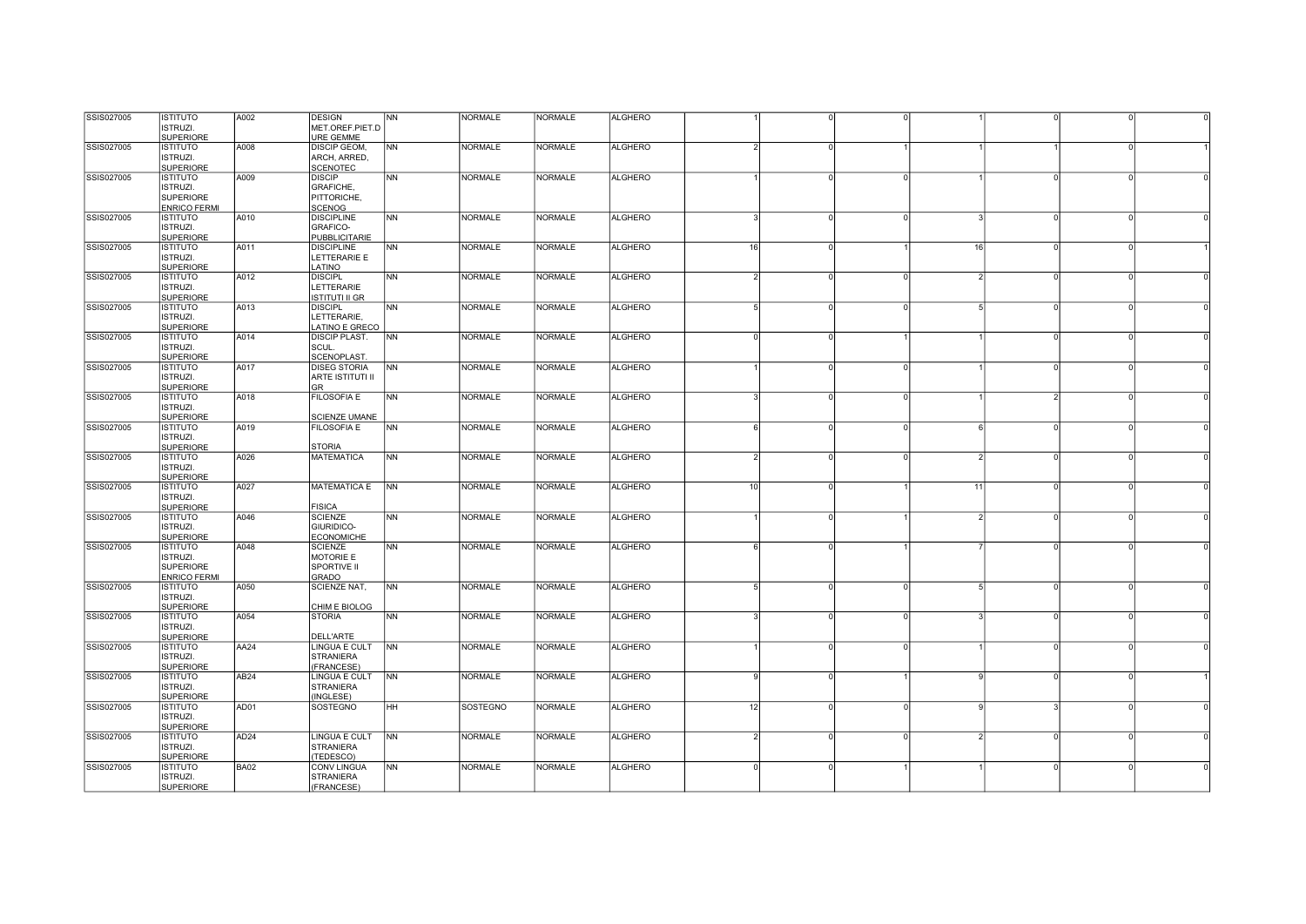| | | | | | | | | | | | | | | |
|---|---|---|---|---|---|---|---|---|---|---|---|---|---|---|
| SSIS027005 | ISTITUTO ISTRUZI. SUPERIORE | A002 | DESIGN MET.OREF.PIET.D URE GEMME | NN | NORMALE | NORMALE | ALGHERO | 1 | 0 | 0 | 1 | 0 | 0 | 0 |
| SSIS027005 | ISTITUTO ISTRUZI. SUPERIORE | A008 | DISCIP GEOM, ARCH, ARRED, SCENOTEC | NN | NORMALE | NORMALE | ALGHERO | 2 | 0 | 1 | 1 | 1 | 0 | 1 |
| SSIS027005 | ISTITUTO ISTRUZI. SUPERIORE ENRICO FERMI | A009 | DISCIP GRAFICHE, PITTORICHE, SCENOG | NN | NORMALE | NORMALE | ALGHERO | 1 | 0 | 0 | 1 | 0 | 0 | 0 |
| SSIS027005 | ISTITUTO ISTRUZI. SUPERIORE | A010 | DISCIPLINE GRAFICO-PUBBLICITARIE | NN | NORMALE | NORMALE | ALGHERO | 3 | 0 | 0 | 3 | 0 | 0 | 0 |
| SSIS027005 | ISTITUTO ISTRUZI. SUPERIORE | A011 | DISCIPLINE LETTERARIE E LATINO | NN | NORMALE | NORMALE | ALGHERO | 16 | 0 | 1 | 16 | 0 | 0 | 1 |
| SSIS027005 | ISTITUTO ISTRUZI. SUPERIORE | A012 | DISCIPL LETTERARIE ISTITUTI II GR | NN | NORMALE | NORMALE | ALGHERO | 2 | 0 | 0 | 2 | 0 | 0 | 0 |
| SSIS027005 | ISTITUTO ISTRUZI. SUPERIORE | A013 | DISCIPL LETTERARIE, LATINO E GRECO | NN | NORMALE | NORMALE | ALGHERO | 5 | 0 | 0 | 5 | 0 | 0 | 0 |
| SSIS027005 | ISTITUTO ISTRUZI. SUPERIORE | A014 | DISCIP PLAST. SCUL. SCENOPLAST. | NN | NORMALE | NORMALE | ALGHERO | 0 | 0 | 1 | 1 | 0 | 0 | 0 |
| SSIS027005 | ISTITUTO ISTRUZI. SUPERIORE | A017 | DISEG STORIA ARTE ISTITUTI II GR | NN | NORMALE | NORMALE | ALGHERO | 1 | 0 | 0 | 1 | 0 | 0 | 0 |
| SSIS027005 | ISTITUTO ISTRUZI. SUPERIORE | A018 | FILOSOFIA E SCIENZE UMANE | NN | NORMALE | NORMALE | ALGHERO | 3 | 0 | 0 | 1 | 2 | 0 | 0 |
| SSIS027005 | ISTITUTO ISTRUZI. SUPERIORE | A019 | FILOSOFIA E STORIA | NN | NORMALE | NORMALE | ALGHERO | 6 | 0 | 0 | 6 | 0 | 0 | 0 |
| SSIS027005 | ISTITUTO ISTRUZI. SUPERIORE | A026 | MATEMATICA | NN | NORMALE | NORMALE | ALGHERO | 2 | 0 | 0 | 2 | 0 | 0 | 0 |
| SSIS027005 | ISTITUTO ISTRUZI. SUPERIORE | A027 | MATEMATICA E FISICA | NN | NORMALE | NORMALE | ALGHERO | 10 | 0 | 1 | 11 | 0 | 0 | 0 |
| SSIS027005 | ISTITUTO ISTRUZI. SUPERIORE | A046 | SCIENZE GIURIDICO-ECONOMICHE | NN | NORMALE | NORMALE | ALGHERO | 1 | 0 | 1 | 2 | 0 | 0 | 0 |
| SSIS027005 | ISTITUTO ISTRUZI. SUPERIORE ENRICO FERMI | A048 | SCIENZE MOTORIE E SPORTIVE II GRADO | NN | NORMALE | NORMALE | ALGHERO | 6 | 0 | 1 | 7 | 0 | 0 | 0 |
| SSIS027005 | ISTITUTO ISTRUZI. SUPERIORE | A050 | SCIENZE NAT, CHIM E BIOLOG | NN | NORMALE | NORMALE | ALGHERO | 5 | 0 | 0 | 5 | 0 | 0 | 0 |
| SSIS027005 | ISTITUTO ISTRUZI. SUPERIORE | A054 | STORIA DELL'ARTE | NN | NORMALE | NORMALE | ALGHERO | 3 | 0 | 0 | 3 | 0 | 0 | 0 |
| SSIS027005 | ISTITUTO ISTRUZI. SUPERIORE | AA24 | LINGUA E CULT STRANIERA (FRANCESE) | NN | NORMALE | NORMALE | ALGHERO | 1 | 0 | 0 | 1 | 0 | 0 | 0 |
| SSIS027005 | ISTITUTO ISTRUZI. SUPERIORE | AB24 | LINGUA E CULT STRANIERA (INGLESE) | NN | NORMALE | NORMALE | ALGHERO | 9 | 0 | 1 | 9 | 0 | 0 | 1 |
| SSIS027005 | ISTITUTO ISTRUZI. SUPERIORE | AD01 | SOSTEGNO | HH | SOSTEGNO | NORMALE | ALGHERO | 12 | 0 | 0 | 9 | 3 | 0 | 0 |
| SSIS027005 | ISTITUTO ISTRUZI. SUPERIORE | AD24 | LINGUA E CULT STRANIERA (TEDESCO) | NN | NORMALE | NORMALE | ALGHERO | 2 | 0 | 0 | 2 | 0 | 0 | 0 |
| SSIS027005 | ISTITUTO ISTRUZI. SUPERIORE | BA02 | CONV LINGUA STRANIERA (FRANCESE) | NN | NORMALE | NORMALE | ALGHERO | 0 | 0 | 1 | 1 | 0 | 0 | 0 |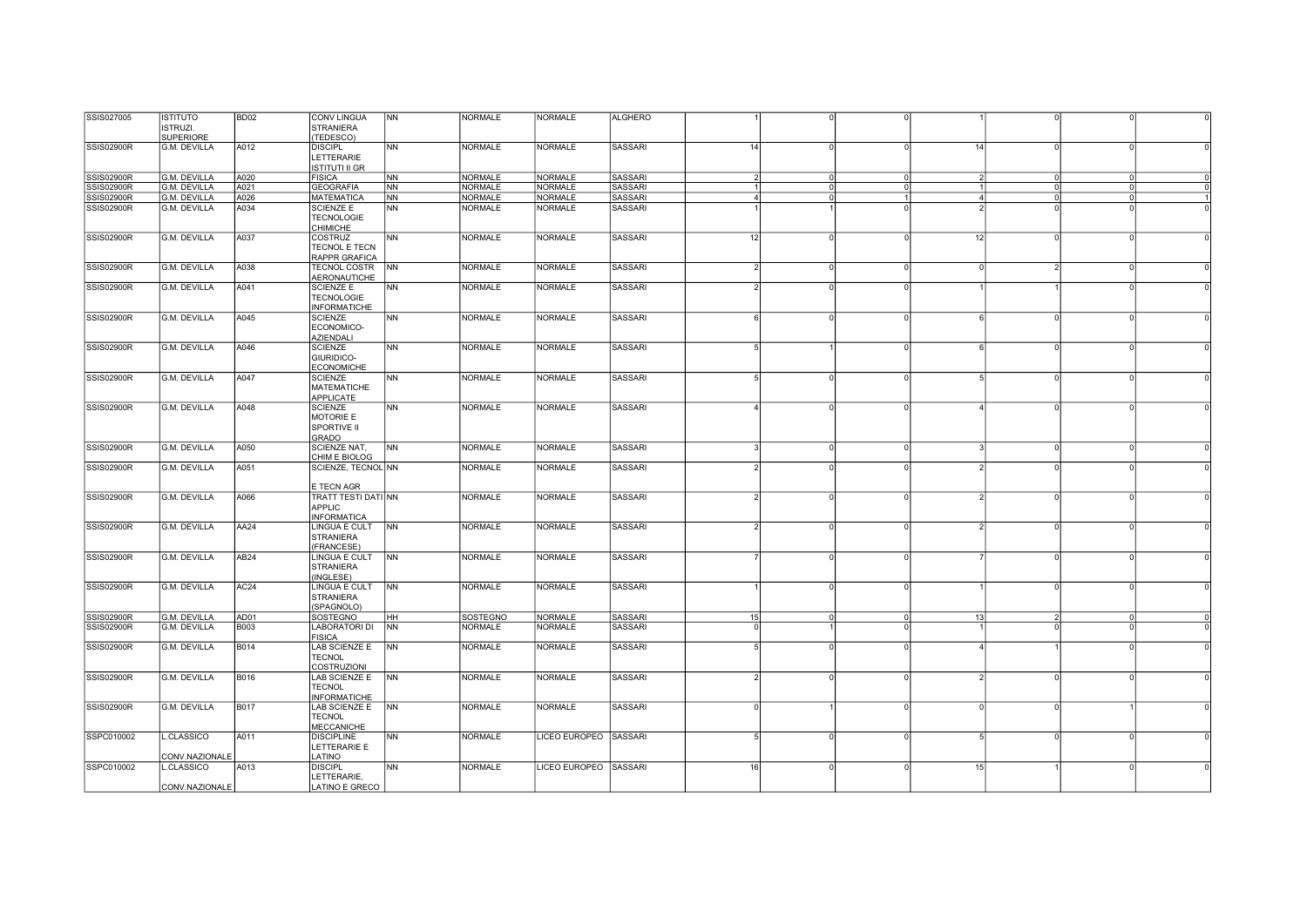| | | | | | | | | | | | | | | |
|---|---|---|---|---|---|---|---|---|---|---|---|---|---|---|
| SSIS027005 | ISTITUTO ISTRUZI. SUPERIORE | BD02 | CONV LINGUA STRANIERA (TEDESCO) | NN | NORMALE | NORMALE | ALGHERO | 1 | 0 | 0 | 1 | 0 | 0 | 0 |
| SSIS02900R | G.M. DEVILLA | A012 | DISCIPL LETTERARIE ISTITUTI II GR | NN | NORMALE | NORMALE | SASSARI | 14 | 0 | 0 | 14 | 0 | 0 | 0 |
| SSIS02900R | G.M. DEVILLA | A020 | FISICA | NN | NORMALE | NORMALE | SASSARI | 2 | 0 | 0 | 2 | 0 | 0 | 0 |
| SSIS02900R | G.M. DEVILLA | A021 | GEOGRAFIA | NN | NORMALE | NORMALE | SASSARI | 1 | 0 | 0 | 1 | 0 | 0 | 0 |
| SSIS02900R | G.M. DEVILLA | A026 | MATEMATICA | NN | NORMALE | NORMALE | SASSARI | 4 | 0 | 1 | 4 | 0 | 0 | 1 |
| SSIS02900R | G.M. DEVILLA | A034 | SCIENZE E TECNOLOGIE CHIMICHE | NN | NORMALE | NORMALE | SASSARI | 1 | 1 | 0 | 2 | 0 | 0 | 0 |
| SSIS02900R | G.M. DEVILLA | A037 | COSTRUZ TECNOL E TECN RAPPR GRAFICA | NN | NORMALE | NORMALE | SASSARI | 12 | 0 | 0 | 12 | 0 | 0 | 0 |
| SSIS02900R | G.M. DEVILLA | A038 | TECNOL COSTR AERONAUTICHE | NN | NORMALE | NORMALE | SASSARI | 2 | 0 | 0 | 0 | 2 | 0 | 0 |
| SSIS02900R | G.M. DEVILLA | A041 | SCIENZE E TECNOLOGIE INFORMATICHE | NN | NORMALE | NORMALE | SASSARI | 2 | 0 | 0 | 1 | 1 | 0 | 0 |
| SSIS02900R | G.M. DEVILLA | A045 | SCIENZE ECONOMICO-AZIENDALI | NN | NORMALE | NORMALE | SASSARI | 6 | 0 | 0 | 6 | 0 | 0 | 0 |
| SSIS02900R | G.M. DEVILLA | A046 | SCIENZE GIURIDICO-ECONOMICHE | NN | NORMALE | NORMALE | SASSARI | 5 | 1 | 0 | 6 | 0 | 0 | 0 |
| SSIS02900R | G.M. DEVILLA | A047 | SCIENZE MATEMATICHE APPLICATE | NN | NORMALE | NORMALE | SASSARI | 5 | 0 | 0 | 5 | 0 | 0 | 0 |
| SSIS02900R | G.M. DEVILLA | A048 | SCIENZE MOTORIE E SPORTIVE II GRADO | NN | NORMALE | NORMALE | SASSARI | 4 | 0 | 0 | 4 | 0 | 0 | 0 |
| SSIS02900R | G.M. DEVILLA | A050 | SCIENZE NAT, CHIM E BIOLOG | NN | NORMALE | NORMALE | SASSARI | 3 | 0 | 0 | 3 | 0 | 0 | 0 |
| SSIS02900R | G.M. DEVILLA | A051 | SCIENZE, TECNOL E TECN AGR | NN | NORMALE | NORMALE | SASSARI | 2 | 0 | 0 | 2 | 0 | 0 | 0 |
| SSIS02900R | G.M. DEVILLA | A066 | TRATT TESTI DATI APPLIC INFORMATICA | NN | NORMALE | NORMALE | SASSARI | 2 | 0 | 0 | 2 | 0 | 0 | 0 |
| SSIS02900R | G.M. DEVILLA | AA24 | LINGUA E CULT STRANIERA (FRANCESE) | NN | NORMALE | NORMALE | SASSARI | 2 | 0 | 0 | 2 | 0 | 0 | 0 |
| SSIS02900R | G.M. DEVILLA | AB24 | LINGUA E CULT STRANIERA (INGLESE) | NN | NORMALE | NORMALE | SASSARI | 7 | 0 | 0 | 7 | 0 | 0 | 0 |
| SSIS02900R | G.M. DEVILLA | AC24 | LINGUA E CULT STRANIERA (SPAGNOLO) | NN | NORMALE | NORMALE | SASSARI | 1 | 0 | 0 | 1 | 0 | 0 | 0 |
| SSIS02900R | G.M. DEVILLA | AD01 | SOSTEGNO | HH | SOSTEGNO | NORMALE | SASSARI | 15 | 0 | 0 | 13 | 2 | 0 | 0 |
| SSIS02900R | G.M. DEVILLA | B003 | LABORATORI DI FISICA | NN | NORMALE | NORMALE | SASSARI | 0 | 1 | 0 | 1 | 0 | 0 | 0 |
| SSIS02900R | G.M. DEVILLA | B014 | LAB SCIENZE E TECNOL COSTRUZIONI | NN | NORMALE | NORMALE | SASSARI | 5 | 0 | 0 | 4 | 1 | 0 | 0 |
| SSIS02900R | G.M. DEVILLA | B016 | LAB SCIENZE E TECNOL INFORMATICHE | NN | NORMALE | NORMALE | SASSARI | 2 | 0 | 0 | 2 | 0 | 0 | 0 |
| SSIS02900R | G.M. DEVILLA | B017 | LAB SCIENZE E TECNOL MECCANICHE | NN | NORMALE | NORMALE | SASSARI | 0 | 1 | 0 | 0 | 0 | 1 | 0 |
| SSPC010002 | L.CLASSICO CONV.NAZIONALE | A011 | DISCIPLINE LETTERARIE E LATINO | NN | NORMALE | LICEO EUROPEO | SASSARI | 5 | 0 | 0 | 5 | 0 | 0 | 0 |
| SSPC010002 | L.CLASSICO CONV.NAZIONALE | A013 | DISCIPL LETTERARIE, LATINO E GRECO | NN | NORMALE | LICEO EUROPEO | SASSARI | 16 | 0 | 0 | 15 | 1 | 0 | 0 |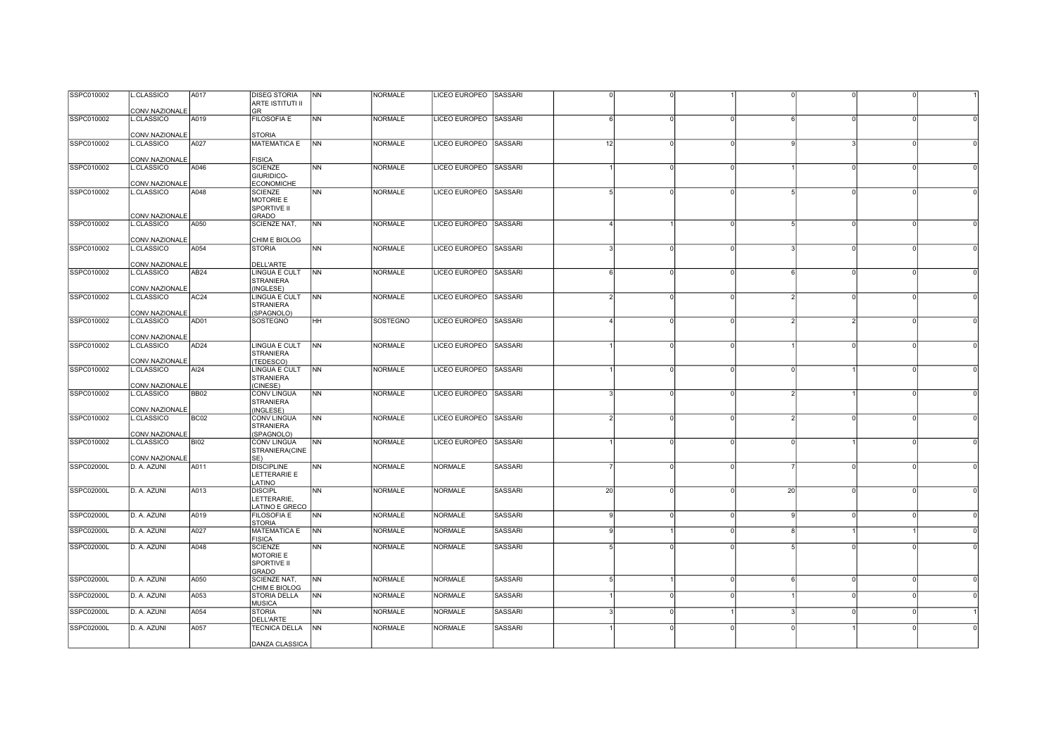| | | | | | | | | | | | | | | |
|---|---|---|---|---|---|---|---|---|---|---|---|---|---|---|
| SSPC010002 | L.CLASSICO CONV.NAZIONALE | A017 | DISEG STORIA ARTE ISTITUTI II GR | NN | NORMALE | LICEO EUROPEO | SASSARI | 0 | 0 | 1 | 0 | 0 | 0 | 1 |
| SSPC010002 | L.CLASSICO CONV.NAZIONALE | A019 | FILOSOFIA E STORIA | NN | NORMALE | LICEO EUROPEO | SASSARI | 6 | 0 | 0 | 6 | 0 | 0 | 0 |
| SSPC010002 | L.CLASSICO CONV.NAZIONALE | A027 | MATEMATICA E FISICA | NN | NORMALE | LICEO EUROPEO | SASSARI | 12 | 0 | 0 | 9 | 3 | 0 | 0 |
| SSPC010002 | L.CLASSICO CONV.NAZIONALE | A046 | SCIENZE GIURIDICO-ECONOMICHE | NN | NORMALE | LICEO EUROPEO | SASSARI | 1 | 0 | 0 | 1 | 0 | 0 | 0 |
| SSPC010002 | L.CLASSICO CONV.NAZIONALE | A048 | SCIENZE MOTORIE E SPORTIVE II GRADO | NN | NORMALE | LICEO EUROPEO | SASSARI | 5 | 0 | 0 | 5 | 0 | 0 | 0 |
| SSPC010002 | L.CLASSICO CONV.NAZIONALE | A050 | SCIENZE NAT, CHIM E BIOLOG | NN | NORMALE | LICEO EUROPEO | SASSARI | 4 | 1 | 0 | 5 | 0 | 0 | 0 |
| SSPC010002 | L.CLASSICO CONV.NAZIONALE | A054 | STORIA DELL'ARTE | NN | NORMALE | LICEO EUROPEO | SASSARI | 3 | 0 | 0 | 3 | 0 | 0 | 0 |
| SSPC010002 | L.CLASSICO CONV.NAZIONALE | AB24 | LINGUA E CULT STRANIERA (INGLESE) | NN | NORMALE | LICEO EUROPEO | SASSARI | 6 | 0 | 0 | 6 | 0 | 0 | 0 |
| SSPC010002 | L.CLASSICO CONV.NAZIONALE | AC24 | LINGUA E CULT STRANIERA (SPAGNOLO) | NN | NORMALE | LICEO EUROPEO | SASSARI | 2 | 0 | 0 | 2 | 0 | 0 | 0 |
| SSPC010002 | L.CLASSICO CONV.NAZIONALE | AD01 | SOSTEGNO | HH | SOSTEGNO | LICEO EUROPEO | SASSARI | 4 | 0 | 0 | 2 | 2 | 0 | 0 |
| SSPC010002 | L.CLASSICO CONV.NAZIONALE | AD24 | LINGUA E CULT STRANIERA (TEDESCO) | NN | NORMALE | LICEO EUROPEO | SASSARI | 1 | 0 | 0 | 1 | 0 | 0 | 0 |
| SSPC010002 | L.CLASSICO CONV.NAZIONALE | AI24 | LINGUA E CULT STRANIERA (CINESE) | NN | NORMALE | LICEO EUROPEO | SASSARI | 1 | 0 | 0 | 0 | 1 | 0 | 0 |
| SSPC010002 | L.CLASSICO CONV.NAZIONALE | BB02 | CONV LINGUA STRANIERA (INGLESE) | NN | NORMALE | LICEO EUROPEO | SASSARI | 3 | 0 | 0 | 2 | 1 | 0 | 0 |
| SSPC010002 | L.CLASSICO CONV.NAZIONALE | BC02 | CONV LINGUA STRANIERA (SPAGNOLO) | NN | NORMALE | LICEO EUROPEO | SASSARI | 2 | 0 | 0 | 2 | 0 | 0 | 0 |
| SSPC010002 | L.CLASSICO CONV.NAZIONALE | BI02 | CONV LINGUA STRANIERA(CINESE) | NN | NORMALE | LICEO EUROPEO | SASSARI | 1 | 0 | 0 | 0 | 1 | 0 | 0 |
| SSPC02000L | D. A. AZUNI | A011 | DISCIPLINE LETTERARIE E LATINO | NN | NORMALE | NORMALE | SASSARI | 7 | 0 | 0 | 7 | 0 | 0 | 0 |
| SSPC02000L | D. A. AZUNI | A013 | DISCIPL LETTERARIE, LATINO E GRECO | NN | NORMALE | NORMALE | SASSARI | 20 | 0 | 0 | 20 | 0 | 0 | 0 |
| SSPC02000L | D. A. AZUNI | A019 | FILOSOFIA E STORIA | NN | NORMALE | NORMALE | SASSARI | 9 | 0 | 0 | 9 | 0 | 0 | 0 |
| SSPC02000L | D. A. AZUNI | A027 | MATEMATICA E FISICA | NN | NORMALE | NORMALE | SASSARI | 9 | 1 | 0 | 8 | 1 | 1 | 0 |
| SSPC02000L | D. A. AZUNI | A048 | SCIENZE MOTORIE E SPORTIVE II GRADO | NN | NORMALE | NORMALE | SASSARI | 5 | 0 | 0 | 5 | 0 | 0 | 0 |
| SSPC02000L | D. A. AZUNI | A050 | SCIENZE NAT, CHIM E BIOLOG | NN | NORMALE | NORMALE | SASSARI | 5 | 1 | 0 | 6 | 0 | 0 | 0 |
| SSPC02000L | D. A. AZUNI | A053 | STORIA DELLA MUSICA | NN | NORMALE | NORMALE | SASSARI | 1 | 0 | 0 | 1 | 0 | 0 | 0 |
| SSPC02000L | D. A. AZUNI | A054 | STORIA DELL'ARTE | NN | NORMALE | NORMALE | SASSARI | 3 | 0 | 1 | 3 | 0 | 0 | 1 |
| SSPC02000L | D. A. AZUNI | A057 | TECNICA DELLA DANZA CLASSICA | NN | NORMALE | NORMALE | SASSARI | 1 | 0 | 0 | 0 | 1 | 0 | 0 |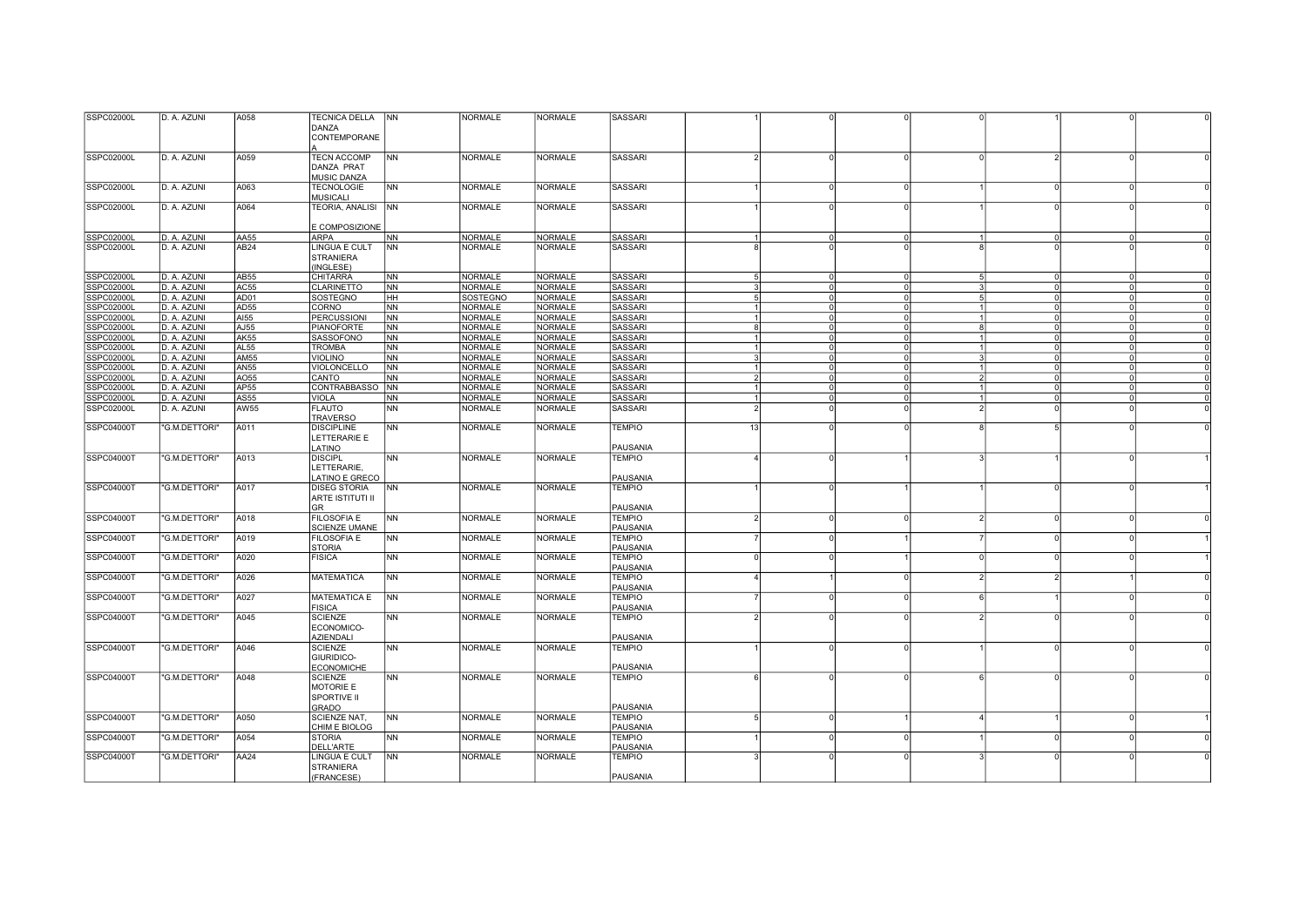| | | | | | | | | | | | | | | |
|---|---|---|---|---|---|---|---|---|---|---|---|---|---|---|
| SSPC02000L | D. A. AZUNI | A058 | TECNICA DELLA DANZA CONTEMPORANEA | NN | NORMALE | NORMALE | SASSARI | 1 | 0 | 0 | 0 | 1 | 0 | 0 |
| SSPC02000L | D. A. AZUNI | A059 | TECN ACCOMP DANZA PRAT MUSIC DANZA | NN | NORMALE | NORMALE | SASSARI | 2 | 0 | 0 | 0 | 2 | 0 | 0 |
| SSPC02000L | D. A. AZUNI | A063 | TECNOLOGIE MUSICALI | NN | NORMALE | NORMALE | SASSARI | 1 | 0 | 0 | 1 | 0 | 0 | 0 |
| SSPC02000L | D. A. AZUNI | A064 | TEORIA, ANALISI E COMPOSIZIONE | NN | NORMALE | NORMALE | SASSARI | 1 | 0 | 0 | 1 | 0 | 0 | 0 |
| SSPC02000L | D. A. AZUNI | AA55 | ARPA | NN | NORMALE | NORMALE | SASSARI | 1 | 0 | 0 | 1 | 0 | 0 | 0 |
| SSPC02000L | D. A. AZUNI | AB24 | LINGUA E CULT STRANIERA (INGLESE) | NN | NORMALE | NORMALE | SASSARI | 8 | 0 | 0 | 8 | 0 | 0 | 0 |
| SSPC02000L | D. A. AZUNI | AB55 | CHITARRA | NN | NORMALE | NORMALE | SASSARI | 5 | 0 | 0 | 5 | 0 | 0 | 0 |
| SSPC02000L | D. A. AZUNI | AC55 | CLARINETTO | NN | NORMALE | NORMALE | SASSARI | 3 | 0 | 0 | 3 | 0 | 0 | 0 |
| SSPC02000L | D. A. AZUNI | AD01 | SOSTEGNO | HH | SOSTEGNO | NORMALE | SASSARI | 5 | 0 | 0 | 5 | 0 | 0 | 0 |
| SSPC02000L | D. A. AZUNI | AD55 | CORNO | NN | NORMALE | NORMALE | SASSARI | 1 | 0 | 0 | 1 | 0 | 0 | 0 |
| SSPC02000L | D. A. AZUNI | AI55 | PERCUSSIONI | NN | NORMALE | NORMALE | SASSARI | 1 | 0 | 0 | 1 | 0 | 0 | 0 |
| SSPC02000L | D. A. AZUNI | AJ55 | PIANOFORTE | NN | NORMALE | NORMALE | SASSARI | 8 | 0 | 0 | 8 | 0 | 0 | 0 |
| SSPC02000L | D. A. AZUNI | AK55 | SASSOFONO | NN | NORMALE | NORMALE | SASSARI | 1 | 0 | 0 | 1 | 0 | 0 | 0 |
| SSPC02000L | D. A. AZUNI | AL55 | TROMBA | NN | NORMALE | NORMALE | SASSARI | 1 | 0 | 0 | 1 | 0 | 0 | 0 |
| SSPC02000L | D. A. AZUNI | AM55 | VIOLINO | NN | NORMALE | NORMALE | SASSARI | 3 | 0 | 0 | 3 | 0 | 0 | 0 |
| SSPC02000L | D. A. AZUNI | AN55 | VIOLONCELLO | NN | NORMALE | NORMALE | SASSARI | 1 | 0 | 0 | 1 | 0 | 0 | 0 |
| SSPC02000L | D. A. AZUNI | AO55 | CANTO | NN | NORMALE | NORMALE | SASSARI | 2 | 0 | 0 | 2 | 0 | 0 | 0 |
| SSPC02000L | D. A. AZUNI | AP55 | CONTRABBASSO | NN | NORMALE | NORMALE | SASSARI | 1 | 0 | 0 | 1 | 0 | 0 | 0 |
| SSPC02000L | D. A. AZUNI | AS55 | VIOLA | NN | NORMALE | NORMALE | SASSARI | 1 | 0 | 0 | 1 | 0 | 0 | 0 |
| SSPC02000L | D. A. AZUNI | AW55 | FLAUTO TRAVERSO | NN | NORMALE | NORMALE | SASSARI | 2 | 0 | 0 | 2 | 0 | 0 | 0 |
| SSPC04000T | "G.M.DETTORI" | A011 | DISCIPLINE LETTERARIE E LATINO | NN | NORMALE | NORMALE | TEMPIO PAUSANIA | 13 | 0 | 0 | 8 | 5 | 0 | 0 |
| SSPC04000T | "G.M.DETTORI" | A013 | DISCIPL LETTERARIE, LATINO E GRECO | NN | NORMALE | NORMALE | TEMPIO PAUSANIA | 4 | 0 | 1 | 3 | 1 | 0 | 1 |
| SSPC04000T | "G.M.DETTORI" | A017 | DISEG STORIA ARTE ISTITUTI II GR | NN | NORMALE | NORMALE | TEMPIO PAUSANIA | 1 | 0 | 1 | 1 | 0 | 0 | 1 |
| SSPC04000T | "G.M.DETTORI" | A018 | FILOSOFIA E SCIENZE UMANE | NN | NORMALE | NORMALE | TEMPIO PAUSANIA | 2 | 0 | 0 | 2 | 0 | 0 | 0 |
| SSPC04000T | "G.M.DETTORI" | A019 | FILOSOFIA E STORIA | NN | NORMALE | NORMALE | TEMPIO PAUSANIA | 7 | 0 | 1 | 7 | 0 | 0 | 1 |
| SSPC04000T | "G.M.DETTORI" | A020 | FISICA | NN | NORMALE | NORMALE | TEMPIO PAUSANIA | 0 | 0 | 1 | 0 | 0 | 0 | 1 |
| SSPC04000T | "G.M.DETTORI" | A026 | MATEMATICA | NN | NORMALE | NORMALE | TEMPIO PAUSANIA | 4 | 1 | 0 | 2 | 2 | 1 | 0 |
| SSPC04000T | "G.M.DETTORI" | A027 | MATEMATICA E FISICA | NN | NORMALE | NORMALE | TEMPIO PAUSANIA | 7 | 0 | 0 | 6 | 1 | 0 | 0 |
| SSPC04000T | "G.M.DETTORI" | A045 | SCIENZE ECONOMICO-AZIENDALI | NN | NORMALE | NORMALE | TEMPIO PAUSANIA | 2 | 0 | 0 | 2 | 0 | 0 | 0 |
| SSPC04000T | "G.M.DETTORI" | A046 | SCIENZE GIURIDICO-ECONOMICHE | NN | NORMALE | NORMALE | TEMPIO PAUSANIA | 1 | 0 | 0 | 1 | 0 | 0 | 0 |
| SSPC04000T | "G.M.DETTORI" | A048 | SCIENZE MOTORIE E SPORTIVE II GRADO | NN | NORMALE | NORMALE | TEMPIO PAUSANIA | 6 | 0 | 0 | 6 | 0 | 0 | 0 |
| SSPC04000T | "G.M.DETTORI" | A050 | SCIENZE NAT, CHIM E BIOLOG | NN | NORMALE | NORMALE | TEMPIO PAUSANIA | 5 | 0 | 1 | 4 | 1 | 0 | 1 |
| SSPC04000T | "G.M.DETTORI" | A054 | STORIA DELL'ARTE | NN | NORMALE | NORMALE | TEMPIO PAUSANIA | 1 | 0 | 0 | 1 | 0 | 0 | 0 |
| SSPC04000T | "G.M.DETTORI" | AA24 | LINGUA E CULT STRANIERA (FRANCESE) | NN | NORMALE | NORMALE | TEMPIO PAUSANIA | 3 | 0 | 0 | 3 | 0 | 0 | 0 |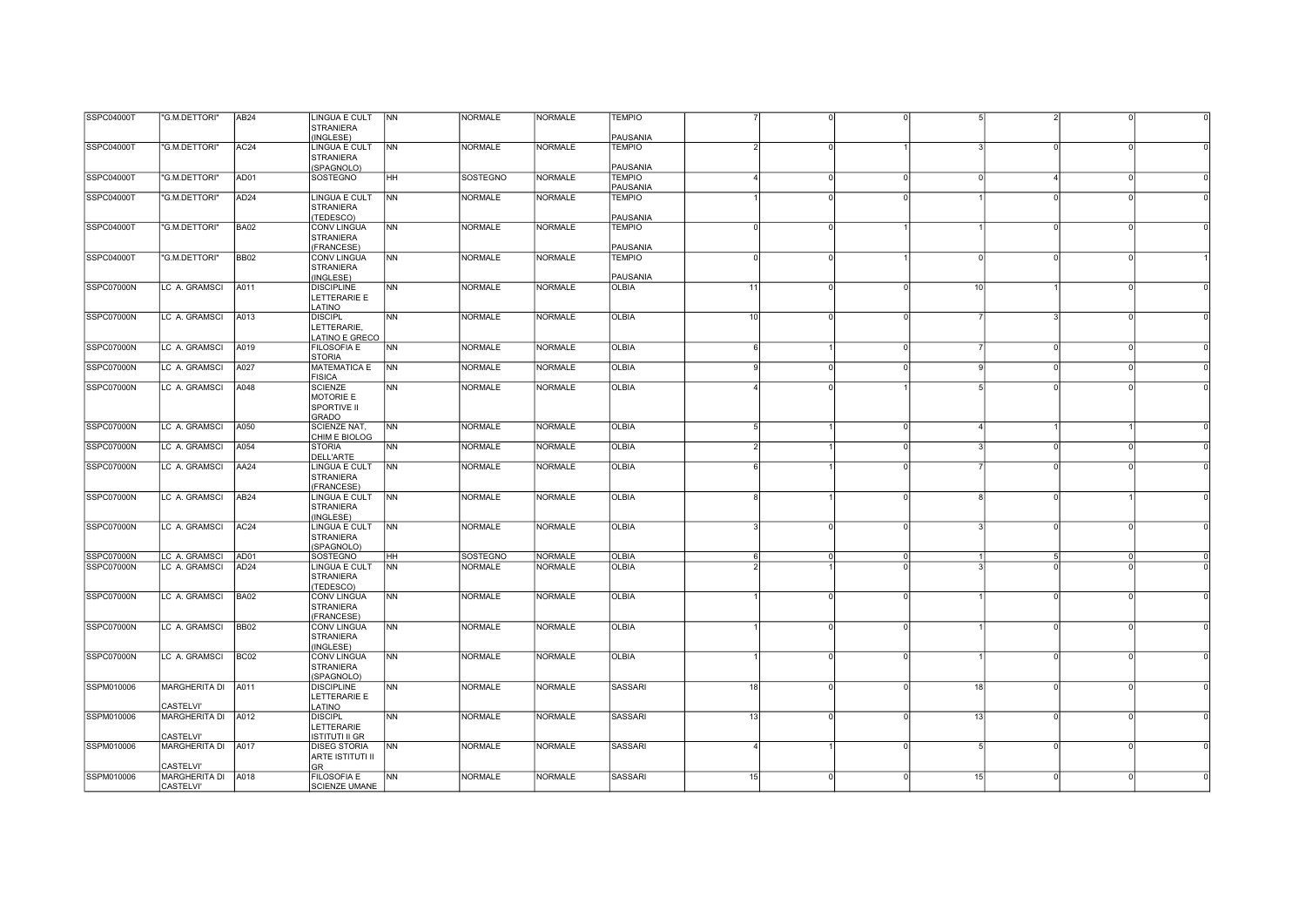| | | | | | | | | | | | | | | |
|---|---|---|---|---|---|---|---|---|---|---|---|---|---|---|
| SSPC04000T | "G.M.DETTORI" | AB24 | LINGUA E CULT STRANIERA (INGLESE) | NN | NORMALE | NORMALE | TEMPIO PAUSANIA | 7 | 0 | 0 | 5 | 2 | 0 | 0 |
| SSPC04000T | "G.M.DETTORI" | AC24 | LINGUA E CULT STRANIERA (SPAGNOLO) | NN | NORMALE | NORMALE | TEMPIO PAUSANIA | 2 | 0 | 1 | 3 | 0 | 0 | 0 |
| SSPC04000T | "G.M.DETTORI" | AD01 | SOSTEGNO | HH | SOSTEGNO | NORMALE | TEMPIO PAUSANIA | 4 | 0 | 0 | 0 | 4 | 0 | 0 |
| SSPC04000T | "G.M.DETTORI" | AD24 | LINGUA E CULT STRANIERA (TEDESCO) | NN | NORMALE | NORMALE | TEMPIO PAUSANIA | 1 | 0 | 0 | 1 | 0 | 0 | 0 |
| SSPC04000T | "G.M.DETTORI" | BA02 | CONV LINGUA STRANIERA (FRANCESE) | NN | NORMALE | NORMALE | TEMPIO PAUSANIA | 0 | 0 | 1 | 1 | 0 | 0 | 0 |
| SSPC04000T | "G.M.DETTORI" | BB02 | CONV LINGUA STRANIERA (INGLESE) | NN | NORMALE | NORMALE | TEMPIO PAUSANIA | 0 | 0 | 1 | 0 | 0 | 0 | 1 |
| SSPC07000N | LC A. GRAMSCI | A011 | DISCIPLINE LETTERARIE E LATINO | NN | NORMALE | NORMALE | OLBIA | 11 | 0 | 0 | 10 | 1 | 0 | 0 |
| SSPC07000N | LC A. GRAMSCI | A013 | DISCIPL LETTERARIE, LATINO E GRECO | NN | NORMALE | NORMALE | OLBIA | 10 | 0 | 0 | 7 | 3 | 0 | 0 |
| SSPC07000N | LC A. GRAMSCI | A019 | FILOSOFIA E STORIA | NN | NORMALE | NORMALE | OLBIA | 6 | 1 | 0 | 7 | 0 | 0 | 0 |
| SSPC07000N | LC A. GRAMSCI | A027 | MATEMATICA E FISICA | NN | NORMALE | NORMALE | OLBIA | 9 | 0 | 0 | 9 | 0 | 0 | 0 |
| SSPC07000N | LC A. GRAMSCI | A048 | SCIENZE MOTORIE E SPORTIVE II GRADO | NN | NORMALE | NORMALE | OLBIA | 4 | 0 | 1 | 5 | 0 | 0 | 0 |
| SSPC07000N | LC A. GRAMSCI | A050 | SCIENZE NAT, CHIM E BIOLOG | NN | NORMALE | NORMALE | OLBIA | 5 | 1 | 0 | 4 | 1 | 1 | 0 |
| SSPC07000N | LC A. GRAMSCI | A054 | STORIA DELL'ARTE | NN | NORMALE | NORMALE | OLBIA | 2 | 1 | 0 | 3 | 0 | 0 | 0 |
| SSPC07000N | LC A. GRAMSCI | AA24 | LINGUA E CULT STRANIERA (FRANCESE) | NN | NORMALE | NORMALE | OLBIA | 6 | 1 | 0 | 7 | 0 | 0 | 0 |
| SSPC07000N | LC A. GRAMSCI | AB24 | LINGUA E CULT STRANIERA (INGLESE) | NN | NORMALE | NORMALE | OLBIA | 8 | 1 | 0 | 8 | 0 | 1 | 0 |
| SSPC07000N | LC A. GRAMSCI | AC24 | LINGUA E CULT STRANIERA (SPAGNOLO) | NN | NORMALE | NORMALE | OLBIA | 3 | 0 | 0 | 3 | 0 | 0 | 0 |
| SSPC07000N | LC A. GRAMSCI | AD01 | SOSTEGNO | HH | SOSTEGNO | NORMALE | OLBIA | 6 | 0 | 0 | 1 | 5 | 0 | 0 |
| SSPC07000N | LC A. GRAMSCI | AD24 | LINGUA E CULT STRANIERA (TEDESCO) | NN | NORMALE | NORMALE | OLBIA | 2 | 1 | 0 | 3 | 0 | 0 | 0 |
| SSPC07000N | LC A. GRAMSCI | BA02 | CONV LINGUA STRANIERA (FRANCESE) | NN | NORMALE | NORMALE | OLBIA | 1 | 0 | 0 | 1 | 0 | 0 | 0 |
| SSPC07000N | LC A. GRAMSCI | BB02 | CONV LINGUA STRANIERA (INGLESE) | NN | NORMALE | NORMALE | OLBIA | 1 | 0 | 0 | 1 | 0 | 0 | 0 |
| SSPC07000N | LC A. GRAMSCI | BC02 | CONV LINGUA STRANIERA (SPAGNOLO) | NN | NORMALE | NORMALE | OLBIA | 1 | 0 | 0 | 1 | 0 | 0 | 0 |
| SSPM010006 | MARGHERITA DI CASTELVI' | A011 | DISCIPLINE LETTERARIE E LATINO | NN | NORMALE | NORMALE | SASSARI | 18 | 0 | 0 | 18 | 0 | 0 | 0 |
| SSPM010006 | MARGHERITA DI CASTELVI' | A012 | DISCIPL LETTERARIE ISTITUTI II GR | NN | NORMALE | NORMALE | SASSARI | 13 | 0 | 0 | 13 | 0 | 0 | 0 |
| SSPM010006 | MARGHERITA DI CASTELVI' | A017 | DISEG STORIA ARTE ISTITUTI II GR | NN | NORMALE | NORMALE | SASSARI | 4 | 1 | 0 | 5 | 0 | 0 | 0 |
| SSPM010006 | MARGHERITA DI CASTELVI' | A018 | FILOSOFIA E SCIENZE UMANE | NN | NORMALE | NORMALE | SASSARI | 15 | 0 | 0 | 15 | 0 | 0 | 0 |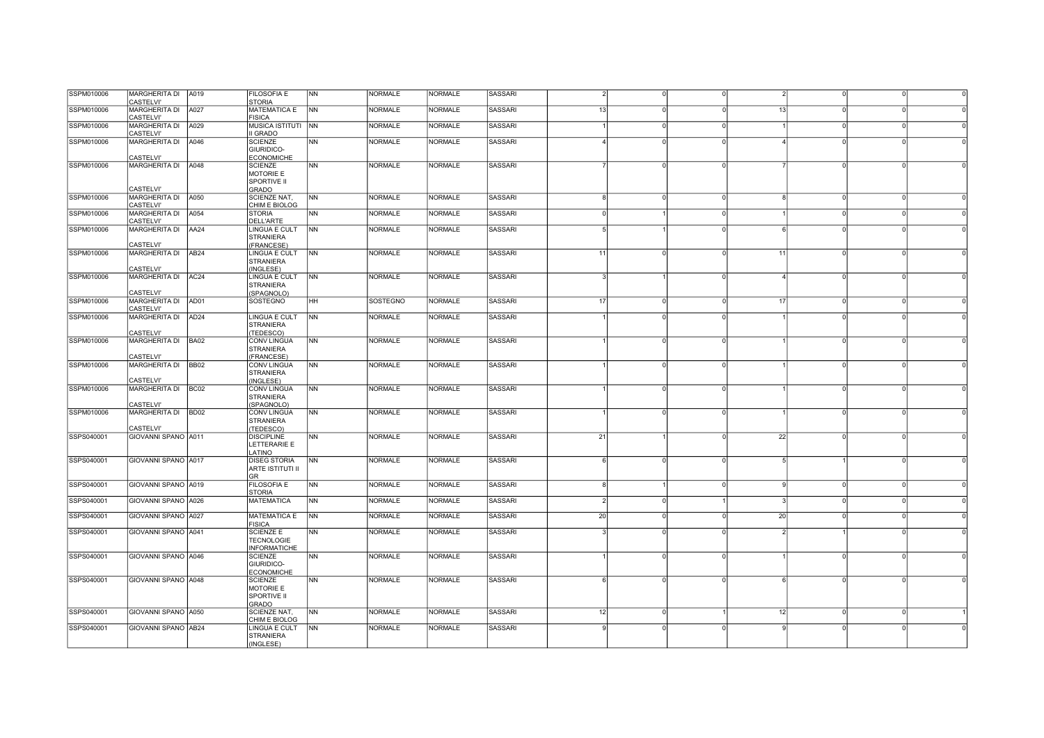| | | | | | | | | | | | | | | | |
|---|---|---|---|---|---|---|---|---|---|---|---|---|---|---|---|
| SSPM010006 | MARGHERITA DI CASTELVI' | A019 | FILOSOFIA E STORIA | NN | NORMALE | NORMALE | SASSARI | 2 | 0 | 0 | 2 | 0 | 0 | 0 |
| SSPM010006 | MARGHERITA DI CASTELVI' | A027 | MATEMATICA E FISICA | NN | NORMALE | NORMALE | SASSARI | 13 | 0 | 0 | 13 | 0 | 0 | 0 |
| SSPM010006 | MARGHERITA DI CASTELVI' | A029 | MUSICA ISTITUTI II GRADO | NN | NORMALE | NORMALE | SASSARI | 1 | 0 | 0 | 1 | 0 | 0 | 0 |
| SSPM010006 | MARGHERITA DI CASTELVI' | A046 | SCIENZE GIURIDICO-ECONOMICHE | NN | NORMALE | NORMALE | SASSARI | 4 | 0 | 0 | 4 | 0 | 0 | 0 |
| SSPM010006 | MARGHERITA DI CASTELVI' | A048 | SCIENZE MOTORIE E SPORTIVE II GRADO | NN | NORMALE | NORMALE | SASSARI | 7 | 0 | 0 | 7 | 0 | 0 | 0 |
| SSPM010006 | MARGHERITA DI CASTELVI' | A050 | SCIENZE NAT, CHIM E BIOLOG | NN | NORMALE | NORMALE | SASSARI | 8 | 0 | 0 | 8 | 0 | 0 | 0 |
| SSPM010006 | MARGHERITA DI CASTELVI' | A054 | STORIA DELL'ARTE | NN | NORMALE | NORMALE | SASSARI | 0 | 1 | 0 | 1 | 0 | 0 | 0 |
| SSPM010006 | MARGHERITA DI CASTELVI' | AA24 | LINGUA E CULT STRANIERA (FRANCESE) | NN | NORMALE | NORMALE | SASSARI | 5 | 1 | 0 | 6 | 0 | 0 | 0 |
| SSPM010006 | MARGHERITA DI CASTELVI' | AB24 | LINGUA E CULT STRANIERA (INGLESE) | NN | NORMALE | NORMALE | SASSARI | 11 | 0 | 0 | 11 | 0 | 0 | 0 |
| SSPM010006 | MARGHERITA DI CASTELVI' | AC24 | LINGUA E CULT STRANIERA (SPAGNOLO) | NN | NORMALE | NORMALE | SASSARI | 3 | 1 | 0 | 4 | 0 | 0 | 0 |
| SSPM010006 | MARGHERITA DI CASTELVI' | AD01 | SOSTEGNO | HH | SOSTEGNO | NORMALE | SASSARI | 17 | 0 | 0 | 17 | 0 | 0 | 0 |
| SSPM010006 | MARGHERITA DI CASTELVI' | AD24 | LINGUA E CULT STRANIERA (TEDESCO) | NN | NORMALE | NORMALE | SASSARI | 1 | 0 | 0 | 1 | 0 | 0 | 0 |
| SSPM010006 | MARGHERITA DI CASTELVI' | BA02 | CONV LINGUA STRANIERA (FRANCESE) | NN | NORMALE | NORMALE | SASSARI | 1 | 0 | 0 | 1 | 0 | 0 | 0 |
| SSPM010006 | MARGHERITA DI CASTELVI' | BB02 | CONV LINGUA STRANIERA (INGLESE) | NN | NORMALE | NORMALE | SASSARI | 1 | 0 | 0 | 1 | 0 | 0 | 0 |
| SSPM010006 | MARGHERITA DI CASTELVI' | BC02 | CONV LINGUA STRANIERA (SPAGNOLO) | NN | NORMALE | NORMALE | SASSARI | 1 | 0 | 0 | 1 | 0 | 0 | 0 |
| SSPM010006 | MARGHERITA DI CASTELVI' | BD02 | CONV LINGUA STRANIERA (TEDESCO) | NN | NORMALE | NORMALE | SASSARI | 1 | 0 | 0 | 1 | 0 | 0 | 0 |
| SSPS040001 | GIOVANNI SPANO | A011 | DISCIPLINE LETTERARIE E LATINO | NN | NORMALE | NORMALE | SASSARI | 21 | 1 | 0 | 22 | 0 | 0 | 0 |
| SSPS040001 | GIOVANNI SPANO | A017 | DISEG STORIA ARTE ISTITUTI II GR | NN | NORMALE | NORMALE | SASSARI | 6 | 0 | 0 | 5 | 1 | 0 | 0 |
| SSPS040001 | GIOVANNI SPANO | A019 | FILOSOFIA E STORIA | NN | NORMALE | NORMALE | SASSARI | 8 | 1 | 0 | 9 | 0 | 0 | 0 |
| SSPS040001 | GIOVANNI SPANO | A026 | MATEMATICA | NN | NORMALE | NORMALE | SASSARI | 2 | 0 | 1 | 3 | 0 | 0 | 0 |
| SSPS040001 | GIOVANNI SPANO | A027 | MATEMATICA E FISICA | NN | NORMALE | NORMALE | SASSARI | 20 | 0 | 0 | 20 | 0 | 0 | 0 |
| SSPS040001 | GIOVANNI SPANO | A041 | SCIENZE E TECNOLOGIE INFORMATICHE | NN | NORMALE | NORMALE | SASSARI | 3 | 0 | 0 | 2 | 1 | 0 | 0 |
| SSPS040001 | GIOVANNI SPANO | A046 | SCIENZE GIURIDICO-ECONOMICHE | NN | NORMALE | NORMALE | SASSARI | 1 | 0 | 0 | 1 | 0 | 0 | 0 |
| SSPS040001 | GIOVANNI SPANO | A048 | SCIENZE MOTORIE E SPORTIVE II GRADO | NN | NORMALE | NORMALE | SASSARI | 6 | 0 | 0 | 6 | 0 | 0 | 0 |
| SSPS040001 | GIOVANNI SPANO | A050 | SCIENZE NAT, CHIM E BIOLOG | NN | NORMALE | NORMALE | SASSARI | 12 | 0 | 1 | 12 | 0 | 0 | 1 |
| SSPS040001 | GIOVANNI SPANO | AB24 | LINGUA E CULT STRANIERA (INGLESE) | NN | NORMALE | NORMALE | SASSARI | 9 | 0 | 0 | 9 | 0 | 0 | 0 |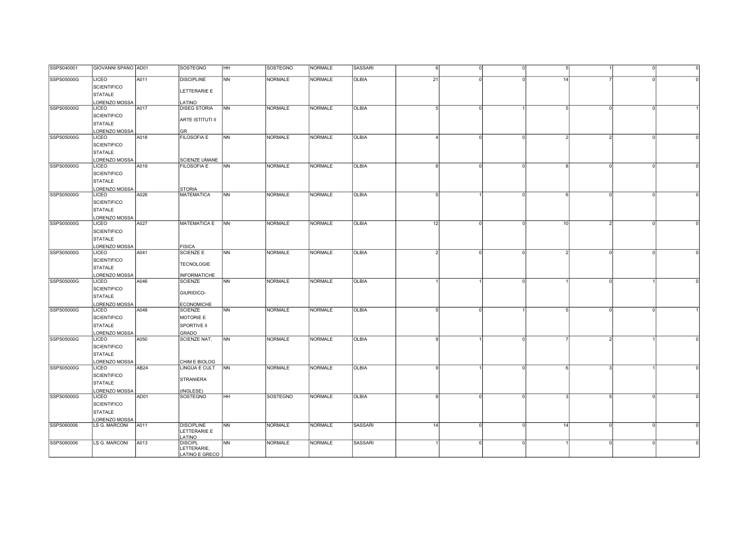| | | | | | | | | | | | | | | |
|---|---|---|---|---|---|---|---|---|---|---|---|---|---|---|
| SSPS040001 | GIOVANNI SPANO | AD01 | SOSTEGNO | HH | SOSTEGNO | NORMALE | SASSARI | 6 | 0 | 0 | 5 | 1 | 0 | 0 |
| SSPS05000G | LICEO SCIENTIFICO STATALE LORENZO MOSSA | A011 | DISCIPLINE LETTERARIE E LATINO | NN | NORMALE | NORMALE | OLBIA | 21 | 0 | 0 | 14 | 7 | 0 | 0 |
| SSPS05000G | LICEO SCIENTIFICO STATALE LORENZO MOSSA | A017 | DISEG STORIA ARTE ISTITUTI II GR | NN | NORMALE | NORMALE | OLBIA | 5 | 0 | 1 | 5 | 0 | 0 | 1 |
| SSPS05000G | LICEO SCIENTIFICO STATALE LORENZO MOSSA | A018 | FILOSOFIA E SCIENZE UMANE | NN | NORMALE | NORMALE | OLBIA | 4 | 0 | 0 | 2 | 2 | 0 | 0 |
| SSPS05000G | LICEO SCIENTIFICO STATALE LORENZO MOSSA | A019 | FILOSOFIA E STORIA | NN | NORMALE | NORMALE | OLBIA | 8 | 0 | 0 | 8 | 0 | 0 | 0 |
| SSPS05000G | LICEO SCIENTIFICO STATALE LORENZO MOSSA | A026 | MATEMATICA | NN | NORMALE | NORMALE | OLBIA | 5 | 1 | 0 | 6 | 0 | 0 | 0 |
| SSPS05000G | LICEO SCIENTIFICO STATALE LORENZO MOSSA | A027 | MATEMATICA E FISICA | NN | NORMALE | NORMALE | OLBIA | 12 | 0 | 0 | 10 | 2 | 0 | 0 |
| SSPS05000G | LICEO SCIENTIFICO STATALE LORENZO MOSSA | A041 | SCIENZE E TECNOLOGIE INFORMATICHE | NN | NORMALE | NORMALE | OLBIA | 2 | 0 | 0 | 2 | 0 | 0 | 0 |
| SSPS05000G | LICEO SCIENTIFICO STATALE LORENZO MOSSA | A046 | SCIENZE GIURIDICO-ECONOMICHE | NN | NORMALE | NORMALE | OLBIA | 1 | 1 | 0 | 1 | 0 | 1 | 0 |
| SSPS05000G | LICEO SCIENTIFICO STATALE LORENZO MOSSA | A048 | SCIENZE MOTORIE E SPORTIVE II GRADO | NN | NORMALE | NORMALE | OLBIA | 5 | 0 | 1 | 5 | 0 | 0 | 1 |
| SSPS05000G | LICEO SCIENTIFICO STATALE LORENZO MOSSA | A050 | SCIENZE NAT, CHIM E BIOLOG | NN | NORMALE | NORMALE | OLBIA | 9 | 1 | 0 | 7 | 2 | 1 | 0 |
| SSPS05000G | LICEO SCIENTIFICO STATALE LORENZO MOSSA | AB24 | LINGUA E CULT STRANIERA (INGLESE) | NN | NORMALE | NORMALE | OLBIA | 9 | 1 | 0 | 6 | 3 | 1 | 0 |
| SSPS05000G | LICEO SCIENTIFICO STATALE LORENZO MOSSA | AD01 | SOSTEGNO | HH | SOSTEGNO | NORMALE | OLBIA | 8 | 0 | 0 | 3 | 5 | 0 | 0 |
| SSPS060006 | LS G. MARCONI | A011 | DISCIPLINE LETTERARIE E LATINO | NN | NORMALE | NORMALE | SASSARI | 14 | 0 | 0 | 14 | 0 | 0 | 0 |
| SSPS060006 | LS G. MARCONI | A013 | DISCIPL LETTERARIE, LATINO E GRECO | NN | NORMALE | NORMALE | SASSARI | 1 | 0 | 0 | 1 | 0 | 0 | 0 |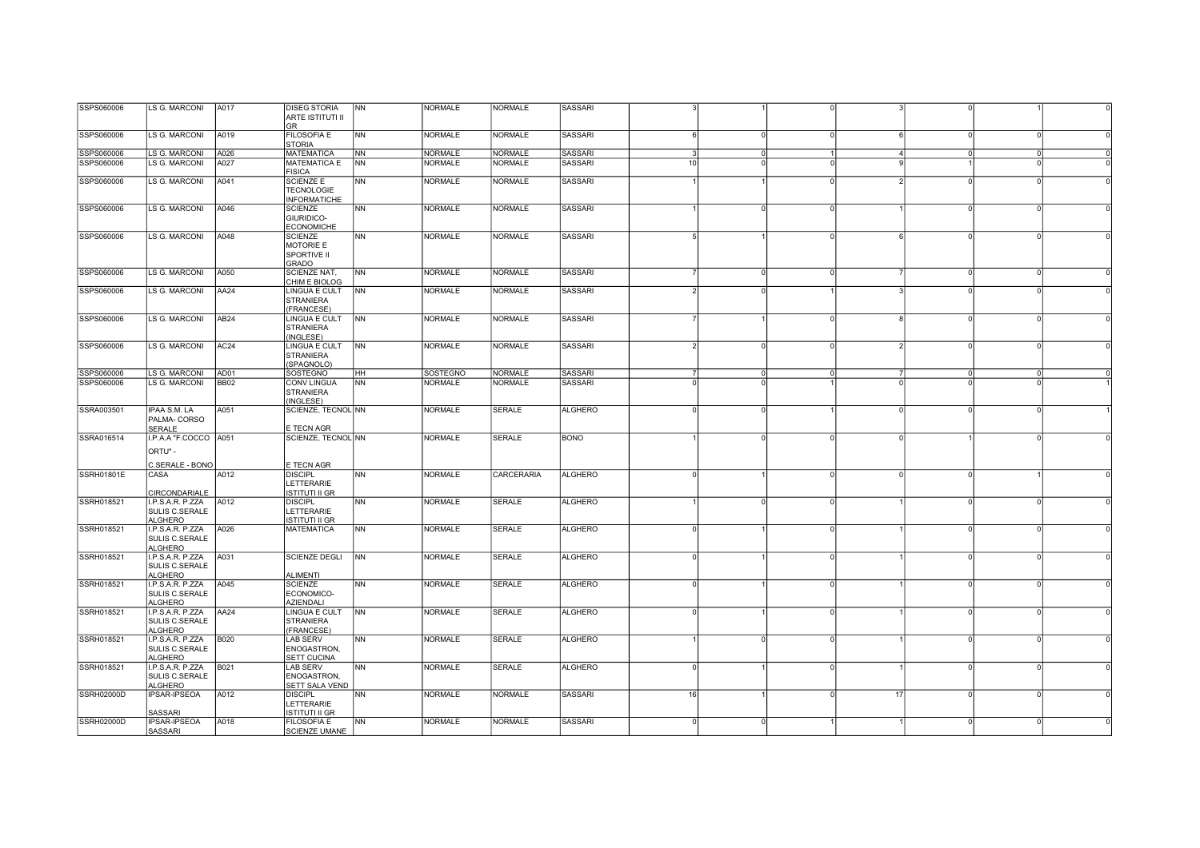| | | | | | | | | | | | | | | | |
|---|---|---|---|---|---|---|---|---|---|---|---|---|---|---|---|
| SSPS060006 | LS G. MARCONI | A017 | DISEG STORIA ARTE ISTITUTI II GR | NN | NORMALE | NORMALE | SASSARI | 3 | 1 | 0 | 3 | 0 | 1 | 0 |
| SSPS060006 | LS G. MARCONI | A019 | FILOSOFIA E STORIA | NN | NORMALE | NORMALE | SASSARI | 6 | 0 | 0 | 6 | 0 | 0 | 0 |
| SSPS060006 | LS G. MARCONI | A026 | MATEMATICA | NN | NORMALE | NORMALE | SASSARI | 3 | 0 | 1 | 4 | 0 | 0 | 0 |
| SSPS060006 | LS G. MARCONI | A027 | MATEMATICA E FISICA | NN | NORMALE | NORMALE | SASSARI | 10 | 0 | 0 | 9 | 1 | 0 | 0 |
| SSPS060006 | LS G. MARCONI | A041 | SCIENZE E TECNOLOGIE INFORMATICHE | NN | NORMALE | NORMALE | SASSARI | 1 | 1 | 0 | 2 | 0 | 0 | 0 |
| SSPS060006 | LS G. MARCONI | A046 | SCIENZE GIURIDICO-ECONOMICHE | NN | NORMALE | NORMALE | SASSARI | 1 | 0 | 0 | 1 | 0 | 0 | 0 |
| SSPS060006 | LS G. MARCONI | A048 | SCIENZE MOTORIE E SPORTIVE II GRADO | NN | NORMALE | NORMALE | SASSARI | 5 | 1 | 0 | 6 | 0 | 0 | 0 |
| SSPS060006 | LS G. MARCONI | A050 | SCIENZE NAT, CHIM E BIOLOG | NN | NORMALE | NORMALE | SASSARI | 7 | 0 | 0 | 7 | 0 | 0 | 0 |
| SSPS060006 | LS G. MARCONI | AA24 | LINGUA E CULT STRANIERA (FRANCESE) | NN | NORMALE | NORMALE | SASSARI | 2 | 0 | 1 | 3 | 0 | 0 | 0 |
| SSPS060006 | LS G. MARCONI | AB24 | LINGUA E CULT STRANIERA (INGLESE) | NN | NORMALE | NORMALE | SASSARI | 7 | 1 | 0 | 8 | 0 | 0 | 0 |
| SSPS060006 | LS G. MARCONI | AC24 | LINGUA E CULT STRANIERA (SPAGNOLO) | NN | NORMALE | NORMALE | SASSARI | 2 | 0 | 0 | 2 | 0 | 0 | 0 |
| SSPS060006 | LS G. MARCONI | AD01 | SOSTEGNO | HH | SOSTEGNO | NORMALE | SASSARI | 7 | 0 | 0 | 7 | 0 | 0 | 0 |
| SSPS060006 | LS G. MARCONI | BB02 | CONV LINGUA STRANIERA (INGLESE) | NN | NORMALE | NORMALE | SASSARI | 0 | 0 | 1 | 0 | 0 | 0 | 1 |
| SSRA003501 | IPAA S.M. LA PALMA- CORSO SERALE | A051 | SCIENZE, TECNOL E TECN AGR | NN | NORMALE | SERALE | ALGHERO | 0 | 0 | 1 | 0 | 0 | 0 | 1 |
| SSRA016514 | I.P.A.A "F.COCCO ORTU" - C.SERALE - BONO | A051 | SCIENZE, TECNOL E TECN AGR | NN | NORMALE | SERALE | BONO | 1 | 0 | 0 | 0 | 1 | 0 | 0 |
| SSRH01801E | CASA CIRCONDARIALE | A012 | DISCIPL LETTERARIE ISTITUTI II GR | NN | NORMALE | CARCERARIA | ALGHERO | 0 | 1 | 0 | 0 | 0 | 1 | 0 |
| SSRH018521 | I.P.S.A.R. P.ZZA SULIS C.SERALE ALGHERO | A012 | DISCIPL LETTERARIE ISTITUTI II GR | NN | NORMALE | SERALE | ALGHERO | 1 | 0 | 0 | 1 | 0 | 0 | 0 |
| SSRH018521 | I.P.S.A.R. P.ZZA SULIS C.SERALE ALGHERO | A026 | MATEMATICA | NN | NORMALE | SERALE | ALGHERO | 0 | 1 | 0 | 1 | 0 | 0 | 0 |
| SSRH018521 | I.P.S.A.R. P.ZZA SULIS C.SERALE ALGHERO | A031 | SCIENZE DEGLI ALIMENTI | NN | NORMALE | SERALE | ALGHERO | 0 | 1 | 0 | 1 | 0 | 0 | 0 |
| SSRH018521 | I.P.S.A.R. P.ZZA SULIS C.SERALE ALGHERO | A045 | SCIENZE ECONOMICO-AZIENDALI | NN | NORMALE | SERALE | ALGHERO | 0 | 1 | 0 | 1 | 0 | 0 | 0 |
| SSRH018521 | I.P.S.A.R. P.ZZA SULIS C.SERALE ALGHERO | AA24 | LINGUA E CULT STRANIERA (FRANCESE) | NN | NORMALE | SERALE | ALGHERO | 0 | 1 | 0 | 1 | 0 | 0 | 0 |
| SSRH018521 | I.P.S.A.R. P.ZZA SULIS C.SERALE ALGHERO | B020 | LAB SERV ENOGASTRON, SETT CUCINA | NN | NORMALE | SERALE | ALGHERO | 1 | 0 | 0 | 1 | 0 | 0 | 0 |
| SSRH018521 | I.P.S.A.R. P.ZZA SULIS C.SERALE ALGHERO | B021 | LAB SERV ENOGASTRON, SETT SALA VEND | NN | NORMALE | SERALE | ALGHERO | 0 | 1 | 0 | 1 | 0 | 0 | 0 |
| SSRH02000D | IPSAR-IPSEOA SASSARI | A012 | DISCIPL LETTERARIE ISTITUTI II GR | NN | NORMALE | NORMALE | SASSARI | 16 | 1 | 0 | 17 | 0 | 0 | 0 |
| SSRH02000D | IPSAR-IPSEOA SASSARI | A018 | FILOSOFIA E SCIENZE UMANE | NN | NORMALE | NORMALE | SASSARI | 0 | 0 | 1 | 1 | 0 | 0 | 0 |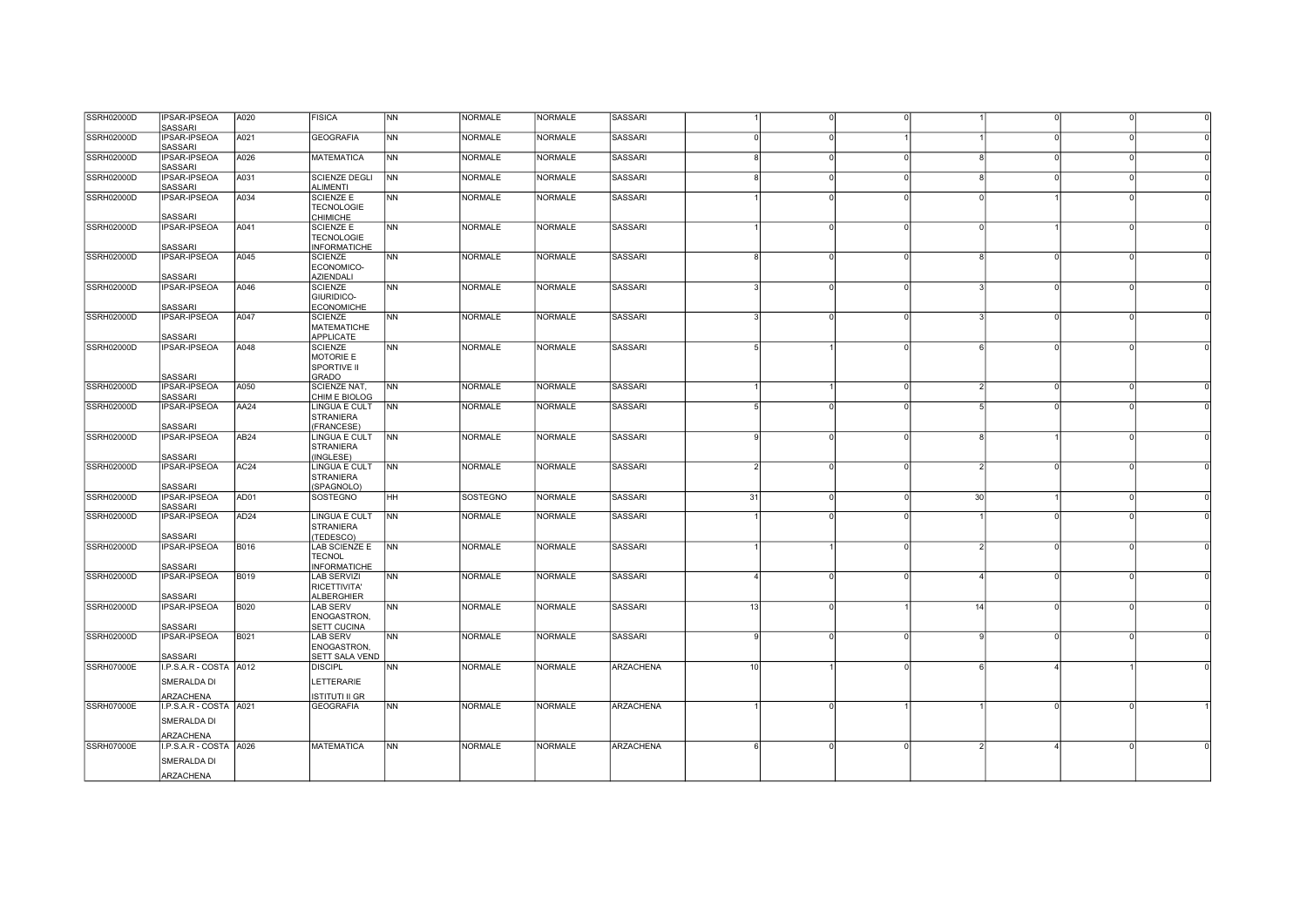| | | | | | | | | | | | | | | |
|---|---|---|---|---|---|---|---|---|---|---|---|---|---|---|
| SSRH02000D | IPSAR-IPSEOA SASSARI | A020 | FISICA | NN | NORMALE | NORMALE | SASSARI | 1 | 0 | 0 | 1 | 0 | 0 | 0 |
| SSRH02000D | IPSAR-IPSEOA SASSARI | A021 | GEOGRAFIA | NN | NORMALE | NORMALE | SASSARI | 0 | 0 | 1 | 1 | 0 | 0 | 0 |
| SSRH02000D | IPSAR-IPSEOA SASSARI | A026 | MATEMATICA | NN | NORMALE | NORMALE | SASSARI | 8 | 0 | 0 | 8 | 0 | 0 | 0 |
| SSRH02000D | IPSAR-IPSEOA SASSARI | A031 | SCIENZE DEGLI ALIMENTI | NN | NORMALE | NORMALE | SASSARI | 8 | 0 | 0 | 8 | 0 | 0 | 0 |
| SSRH02000D | IPSAR-IPSEOA SASSARI | A034 | SCIENZE E TECNOLOGIE CHIMICHE | NN | NORMALE | NORMALE | SASSARI | 1 | 0 | 0 | 0 | 1 | 0 | 0 |
| SSRH02000D | IPSAR-IPSEOA SASSARI | A041 | SCIENZE E TECNOLOGIE INFORMATICHE | NN | NORMALE | NORMALE | SASSARI | 1 | 0 | 0 | 0 | 1 | 0 | 0 |
| SSRH02000D | IPSAR-IPSEOA SASSARI | A045 | SCIENZE ECONOMICO-AZIENDALI | NN | NORMALE | NORMALE | SASSARI | 8 | 0 | 0 | 8 | 0 | 0 | 0 |
| SSRH02000D | IPSAR-IPSEOA SASSARI | A046 | SCIENZE GIURIDICO-ECONOMICHE | NN | NORMALE | NORMALE | SASSARI | 3 | 0 | 0 | 3 | 0 | 0 | 0 |
| SSRH02000D | IPSAR-IPSEOA SASSARI | A047 | SCIENZE MATEMATICHE APPLICATE | NN | NORMALE | NORMALE | SASSARI | 3 | 0 | 0 | 3 | 0 | 0 | 0 |
| SSRH02000D | IPSAR-IPSEOA SASSARI | A048 | SCIENZE MOTORIE E SPORTIVE II GRADO | NN | NORMALE | NORMALE | SASSARI | 5 | 1 | 0 | 6 | 0 | 0 | 0 |
| SSRH02000D | IPSAR-IPSEOA SASSARI | A050 | SCIENZE NAT, CHIM E BIOLOG | NN | NORMALE | NORMALE | SASSARI | 1 | 1 | 0 | 2 | 0 | 0 | 0 |
| SSRH02000D | IPSAR-IPSEOA SASSARI | AA24 | LINGUA E CULT STRANIERA (FRANCESE) | NN | NORMALE | NORMALE | SASSARI | 5 | 0 | 0 | 5 | 0 | 0 | 0 |
| SSRH02000D | IPSAR-IPSEOA SASSARI | AB24 | LINGUA E CULT STRANIERA (INGLESE) | NN | NORMALE | NORMALE | SASSARI | 9 | 0 | 0 | 8 | 1 | 0 | 0 |
| SSRH02000D | IPSAR-IPSEOA SASSARI | AC24 | LINGUA E CULT STRANIERA (SPAGNOLO) | NN | NORMALE | NORMALE | SASSARI | 2 | 0 | 0 | 2 | 0 | 0 | 0 |
| SSRH02000D | IPSAR-IPSEOA SASSARI | AD01 | SOSTEGNO | HH | SOSTEGNO | NORMALE | SASSARI | 31 | 0 | 0 | 30 | 1 | 0 | 0 |
| SSRH02000D | IPSAR-IPSEOA SASSARI | AD24 | LINGUA E CULT STRANIERA (TEDESCO) | NN | NORMALE | NORMALE | SASSARI | 1 | 0 | 0 | 1 | 0 | 0 | 0 |
| SSRH02000D | IPSAR-IPSEOA SASSARI | B016 | LAB SCIENZE E TECNOL INFORMATICHE | NN | NORMALE | NORMALE | SASSARI | 1 | 1 | 0 | 2 | 0 | 0 | 0 |
| SSRH02000D | IPSAR-IPSEOA SASSARI | B019 | LAB SERVIZI RICETTIVITA' ALBERGHIER | NN | NORMALE | NORMALE | SASSARI | 4 | 0 | 0 | 4 | 0 | 0 | 0 |
| SSRH02000D | IPSAR-IPSEOA SASSARI | B020 | LAB SERV ENOGASTRON, SETT CUCINA | NN | NORMALE | NORMALE | SASSARI | 13 | 0 | 1 | 14 | 0 | 0 | 0 |
| SSRH02000D | IPSAR-IPSEOA SASSARI | B021 | LAB SERV ENOGASTRON, SETT SALA VEND | NN | NORMALE | NORMALE | SASSARI | 9 | 0 | 0 | 9 | 0 | 0 | 0 |
| SSRH07000E | I.P.S.A.R - COSTA SMERALDA DI ARZACHENA | A012 | DISCIPL LETTERARIE ISTITUTI II GR | NN | NORMALE | NORMALE | ARZACHENA | 10 | 1 | 0 | 6 | 4 | 1 | 0 |
| SSRH07000E | I.P.S.A.R - COSTA SMERALDA DI ARZACHENA | A021 | GEOGRAFIA | NN | NORMALE | NORMALE | ARZACHENA | 1 | 0 | 1 | 1 | 0 | 0 | 1 |
| SSRH07000E | I.P.S.A.R - COSTA SMERALDA DI ARZACHENA | A026 | MATEMATICA | NN | NORMALE | NORMALE | ARZACHENA | 6 | 0 | 0 | 2 | 4 | 0 | 0 |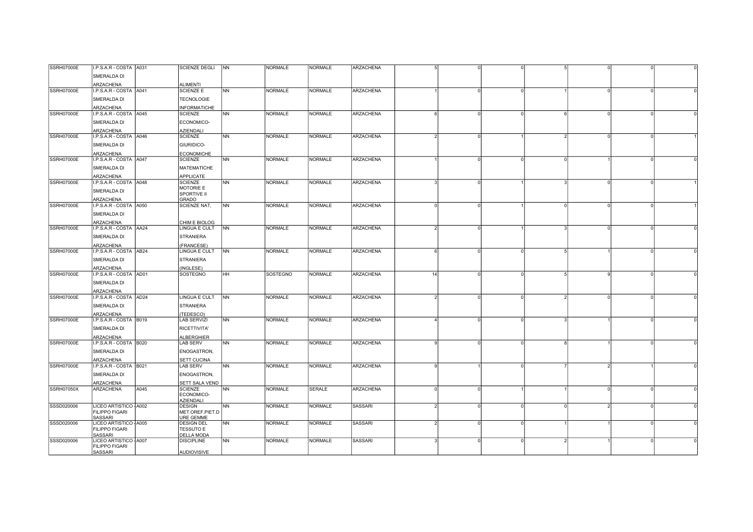| | | | | | | | | | | | | | | |
|---|---|---|---|---|---|---|---|---|---|---|---|---|---|---|
| SSRH07000E | I.P.S.A.R - COSTA SMERALDA DI ARZACHENA | A031 | SCIENZE DEGLI ALIMENTI | NN | NORMALE | NORMALE | ARZACHENA | 5 | 0 | 0 | 5 | 0 | 0 | 0 |
| SSRH07000E | I.P.S.A.R - COSTA SMERALDA DI ARZACHENA | A041 | SCIENZE E TECNOLOGIE INFORMATICHE | NN | NORMALE | NORMALE | ARZACHENA | 1 | 0 | 0 | 1 | 0 | 0 | 0 |
| SSRH07000E | I.P.S.A.R - COSTA SMERALDA DI ARZACHENA | A045 | SCIENZE ECONOMICO-AZIENDALI | NN | NORMALE | NORMALE | ARZACHENA | 6 | 0 | 0 | 6 | 0 | 0 | 0 |
| SSRH07000E | I.P.S.A.R - COSTA SMERALDA DI ARZACHENA | A046 | SCIENZE GIURIDICO-ECONOMICHE | NN | NORMALE | NORMALE | ARZACHENA | 2 | 0 | 1 | 2 | 0 | 0 | 1 |
| SSRH07000E | I.P.S.A.R - COSTA SMERALDA DI ARZACHENA | A047 | SCIENZE MATEMATICHE APPLICATE | NN | NORMALE | NORMALE | ARZACHENA | 1 | 0 | 0 | 0 | 1 | 0 | 0 |
| SSRH07000E | I.P.S.A.R - COSTA SMERALDA DI ARZACHENA | A048 | SCIENZE MOTORIE E SPORTIVE II GRADO | NN | NORMALE | NORMALE | ARZACHENA | 3 | 0 | 1 | 3 | 0 | 0 | 1 |
| SSRH07000E | I.P.S.A.R - COSTA SMERALDA DI ARZACHENA | A050 | SCIENZE NAT, CHIM E BIOLOG | NN | NORMALE | NORMALE | ARZACHENA | 0 | 0 | 1 | 0 | 0 | 0 | 1 |
| SSRH07000E | I.P.S.A.R - COSTA SMERALDA DI ARZACHENA | AA24 | LINGUA E CULT STRANIERA (FRANCESE) | NN | NORMALE | NORMALE | ARZACHENA | 2 | 0 | 1 | 3 | 0 | 0 | 0 |
| SSRH07000E | I.P.S.A.R - COSTA SMERALDA DI ARZACHENA | AB24 | LINGUA E CULT STRANIERA (INGLESE) | NN | NORMALE | NORMALE | ARZACHENA | 6 | 0 | 0 | 5 | 1 | 0 | 0 |
| SSRH07000E | I.P.S.A.R - COSTA SMERALDA DI ARZACHENA | AD01 | SOSTEGNO | HH | SOSTEGNO | NORMALE | ARZACHENA | 14 | 0 | 0 | 5 | 9 | 0 | 0 |
| SSRH07000E | I.P.S.A.R - COSTA SMERALDA DI ARZACHENA | AD24 | LINGUA E CULT STRANIERA (TEDESCO) | NN | NORMALE | NORMALE | ARZACHENA | 2 | 0 | 0 | 2 | 0 | 0 | 0 |
| SSRH07000E | I.P.S.A.R - COSTA SMERALDA DI ARZACHENA | B019 | LAB SERVIZI RICETTIVITA' ALBERGHIER | NN | NORMALE | NORMALE | ARZACHENA | 4 | 0 | 0 | 3 | 1 | 0 | 0 |
| SSRH07000E | I.P.S.A.R - COSTA SMERALDA DI ARZACHENA | B020 | LAB SERV ENOGASTRON, SETT CUCINA | NN | NORMALE | NORMALE | ARZACHENA | 9 | 0 | 0 | 8 | 1 | 0 | 0 |
| SSRH07000E | I.P.S.A.R - COSTA SMERALDA DI ARZACHENA | B021 | LAB SERV ENOGASTRON, SETT SALA VEND | NN | NORMALE | NORMALE | ARZACHENA | 9 | 1 | 0 | 7 | 2 | 1 | 0 |
| SSRH07050X | ARZACHENA | A045 | SCIENZE ECONOMICO-AZIENDALI | NN | NORMALE | SERALE | ARZACHENA | 0 | 0 | 1 | 1 | 0 | 0 | 0 |
| SSSD020006 | LICEO ARTISTICO - FILIPPO FIGARI SASSARI | A002 | DESIGN MET.OREF.PIET.D URE GEMME | NN | NORMALE | NORMALE | SASSARI | 2 | 0 | 0 | 0 | 2 | 0 | 0 |
| SSSD020006 | LICEO ARTISTICO - FILIPPO FIGARI SASSARI | A005 | DESIGN DEL TESSUTO E DELLA MODA | NN | NORMALE | NORMALE | SASSARI | 2 | 0 | 0 | 1 | 1 | 0 | 0 |
| SSSD020006 | LICEO ARTISTICO - FILIPPO FIGARI SASSARI | A007 | DISCIPLINE AUDIOVISIVE | NN | NORMALE | NORMALE | SASSARI | 3 | 0 | 0 | 2 | 1 | 0 | 0 |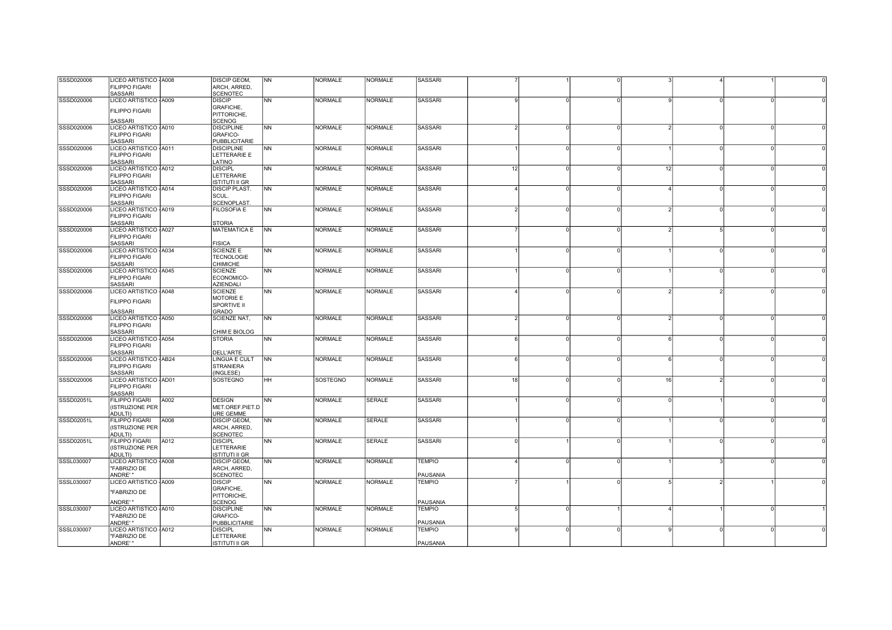| | | | | | | | | | | | | | | | |
|---|---|---|---|---|---|---|---|---|---|---|---|---|---|---|---|
| SSSD020006 | LICEO ARTISTICO - FILIPPO FIGARI SASSARI | A008 | DISCIP GEOM, ARCH, ARRED, SCENOTEC | NN | NORMALE | NORMALE | SASSARI | 7 | 1 | 0 | 3 | 4 | 1 | 0 |
| SSSD020006 | LICEO ARTISTICO - FILIPPO FIGARI SASSARI | A009 | DISCIP GRAFICHE, PITTORICHE, SCENOG | NN | NORMALE | NORMALE | SASSARI | 9 | 0 | 0 | 9 | 0 | 0 | 0 |
| SSSD020006 | LICEO ARTISTICO - FILIPPO FIGARI SASSARI | A010 | DISCIPLINE GRAFICO-PUBBLICITARIE | NN | NORMALE | NORMALE | SASSARI | 2 | 0 | 0 | 2 | 0 | 0 | 0 |
| SSSD020006 | LICEO ARTISTICO - FILIPPO FIGARI SASSARI | A011 | DISCIPLINE LETTERARIE E LATINO | NN | NORMALE | NORMALE | SASSARI | 1 | 0 | 0 | 1 | 0 | 0 | 0 |
| SSSD020006 | LICEO ARTISTICO - FILIPPO FIGARI SASSARI | A012 | DISCIPL LETTERARIE ISTITUTI II GR | NN | NORMALE | NORMALE | SASSARI | 12 | 0 | 0 | 12 | 0 | 0 | 0 |
| SSSD020006 | LICEO ARTISTICO - FILIPPO FIGARI SASSARI | A014 | DISCIP PLAST. SCUL. SCENOPLAST. | NN | NORMALE | NORMALE | SASSARI | 4 | 0 | 0 | 4 | 0 | 0 | 0 |
| SSSD020006 | LICEO ARTISTICO - FILIPPO FIGARI SASSARI | A019 | FILOSOFIA E STORIA | NN | NORMALE | NORMALE | SASSARI | 2 | 0 | 0 | 2 | 0 | 0 | 0 |
| SSSD020006 | LICEO ARTISTICO - FILIPPO FIGARI SASSARI | A027 | MATEMATICA E FISICA | NN | NORMALE | NORMALE | SASSARI | 7 | 0 | 0 | 2 | 5 | 0 | 0 |
| SSSD020006 | LICEO ARTISTICO - FILIPPO FIGARI SASSARI | A034 | SCIENZE E TECNOLOGIE CHIMICHE | NN | NORMALE | NORMALE | SASSARI | 1 | 0 | 0 | 1 | 0 | 0 | 0 |
| SSSD020006 | LICEO ARTISTICO - FILIPPO FIGARI SASSARI | A045 | SCIENZE ECONOMICO-AZIENDALI | NN | NORMALE | NORMALE | SASSARI | 1 | 0 | 0 | 1 | 0 | 0 | 0 |
| SSSD020006 | LICEO ARTISTICO - FILIPPO FIGARI SASSARI | A048 | SCIENZE MOTORIE E SPORTIVE II GRADO | NN | NORMALE | NORMALE | SASSARI | 4 | 0 | 0 | 2 | 2 | 0 | 0 |
| SSSD020006 | LICEO ARTISTICO - FILIPPO FIGARI SASSARI | A050 | SCIENZE NAT, CHIM E BIOLOG | NN | NORMALE | NORMALE | SASSARI | 2 | 0 | 0 | 2 | 0 | 0 | 0 |
| SSSD020006 | LICEO ARTISTICO - FILIPPO FIGARI SASSARI | A054 | STORIA DELL'ARTE | NN | NORMALE | NORMALE | SASSARI | 6 | 0 | 0 | 6 | 0 | 0 | 0 |
| SSSD020006 | LICEO ARTISTICO - FILIPPO FIGARI SASSARI | AB24 | LINGUA E CULT STRANIERA (INGLESE) | NN | NORMALE | NORMALE | SASSARI | 6 | 0 | 0 | 6 | 0 | 0 | 0 |
| SSSD020006 | LICEO ARTISTICO - FILIPPO FIGARI SASSARI | AD01 | SOSTEGNO | HH | SOSTEGNO | NORMALE | SASSARI | 18 | 0 | 0 | 16 | 2 | 0 | 0 |
| SSSD02051L | FILIPPO FIGARI (ISTRUZIONE PER ADULTI) | A002 | DESIGN MET.OREF.PIET.D URE GEMME | NN | NORMALE | SERALE | SASSARI | 1 | 0 | 0 | 0 | 1 | 0 | 0 |
| SSSD02051L | FILIPPO FIGARI (ISTRUZIONE PER ADULTI) | A008 | DISCIP GEOM, ARCH, ARRED, SCENOTEC | NN | NORMALE | SERALE | SASSARI | 1 | 0 | 0 | 1 | 0 | 0 | 0 |
| SSSD02051L | FILIPPO FIGARI (ISTRUZIONE PER ADULTI) | A012 | DISCIPL LETTERARIE ISTITUTI II GR | NN | NORMALE | SERALE | SASSARI | 0 | 1 | 0 | 1 | 0 | 0 | 0 |
| SSSL030007 | LICEO ARTISTICO - "FABRIZIO DE ANDRE' " | A008 | DISCIP GEOM, ARCH, ARRED, SCENOTEC | NN | NORMALE | NORMALE | TEMPIO PAUSANIA | 4 | 0 | 0 | 1 | 3 | 0 | 0 |
| SSSL030007 | LICEO ARTISTICO - "FABRIZIO DE ANDRE' " | A009 | DISCIP GRAFICHE, PITTORICHE, SCENOG | NN | NORMALE | NORMALE | TEMPIO PAUSANIA | 7 | 1 | 0 | 5 | 2 | 1 | 0 |
| SSSL030007 | LICEO ARTISTICO - "FABRIZIO DE ANDRE' " | A010 | DISCIPLINE GRAFICO-PUBBLICITARIE | NN | NORMALE | NORMALE | TEMPIO PAUSANIA | 5 | 0 | 1 | 4 | 1 | 0 | 1 |
| SSSL030007 | LICEO ARTISTICO - "FABRIZIO DE ANDRE' " | A012 | DISCIPL LETTERARIE ISTITUTI II GR | NN | NORMALE | NORMALE | TEMPIO PAUSANIA | 9 | 0 | 0 | 9 | 0 | 0 | 0 |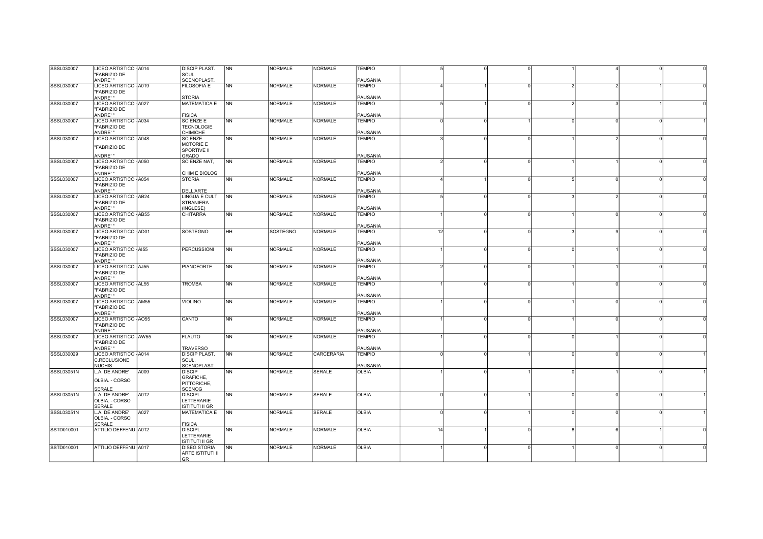| | | | | | | | | | | | | | | |
|---|---|---|---|---|---|---|---|---|---|---|---|---|---|---|
| SSSL030007 | LICEO ARTISTICO - "FABRIZIO DE ANDRE' " | A014 | DISCIP PLAST. SCUL. SCENOPLAST. | NN | NORMALE | NORMALE | TEMPIO PAUSANIA | 5 | 0 | 0 | 1 | 4 | 0 | 0 |
| SSSL030007 | LICEO ARTISTICO - "FABRIZIO DE ANDRE' " | A019 | FILOSOFIA E STORIA | NN | NORMALE | NORMALE | TEMPIO PAUSANIA | 4 | 1 | 0 | 2 | 2 | 1 | 0 |
| SSSL030007 | LICEO ARTISTICO - "FABRIZIO DE ANDRE' " | A027 | MATEMATICA E FISICA | NN | NORMALE | NORMALE | TEMPIO PAUSANIA | 5 | 1 | 0 | 2 | 3 | 1 | 0 |
| SSSL030007 | LICEO ARTISTICO - "FABRIZIO DE ANDRE' " | A034 | SCIENZE E TECNOLOGIE CHIMICHE | NN | NORMALE | NORMALE | TEMPIO PAUSANIA | 0 | 0 | 1 | 0 | 0 | 0 | 1 |
| SSSL030007 | LICEO ARTISTICO - "FABRIZIO DE ANDRE' " | A048 | SCIENZE MOTORIE E SPORTIVE II GRADO | NN | NORMALE | NORMALE | TEMPIO PAUSANIA | 3 | 0 | 0 | 1 | 2 | 0 | 0 |
| SSSL030007 | LICEO ARTISTICO - "FABRIZIO DE ANDRE' " | A050 | SCIENZE NAT, CHIM E BIOLOG | NN | NORMALE | NORMALE | TEMPIO PAUSANIA | 2 | 0 | 0 | 1 | 1 | 0 | 0 |
| SSSL030007 | LICEO ARTISTICO - "FABRIZIO DE ANDRE' " | A054 | STORIA DELL'ARTE | NN | NORMALE | NORMALE | TEMPIO PAUSANIA | 4 | 1 | 0 | 5 | 0 | 0 | 0 |
| SSSL030007 | LICEO ARTISTICO - "FABRIZIO DE ANDRE' " | AB24 | LINGUA E CULT STRANIERA (INGLESE) | NN | NORMALE | NORMALE | TEMPIO PAUSANIA | 5 | 0 | 0 | 3 | 2 | 0 | 0 |
| SSSL030007 | LICEO ARTISTICO - "FABRIZIO DE ANDRE' " | AB55 | CHITARRA | NN | NORMALE | NORMALE | TEMPIO PAUSANIA | 1 | 0 | 0 | 1 | 0 | 0 | 0 |
| SSSL030007 | LICEO ARTISTICO - "FABRIZIO DE ANDRE' " | AD01 | SOSTEGNO | HH | SOSTEGNO | NORMALE | TEMPIO PAUSANIA | 12 | 0 | 0 | 3 | 9 | 0 | 0 |
| SSSL030007 | LICEO ARTISTICO - "FABRIZIO DE ANDRE' " | AI55 | PERCUSSIONI | NN | NORMALE | NORMALE | TEMPIO PAUSANIA | 1 | 0 | 0 | 0 | 1 | 0 | 0 |
| SSSL030007 | LICEO ARTISTICO - "FABRIZIO DE ANDRE' " | AJ55 | PIANOFORTE | NN | NORMALE | NORMALE | TEMPIO PAUSANIA | 2 | 0 | 0 | 1 | 1 | 0 | 0 |
| SSSL030007 | LICEO ARTISTICO - "FABRIZIO DE ANDRE' " | AL55 | TROMBA | NN | NORMALE | NORMALE | TEMPIO PAUSANIA | 1 | 0 | 0 | 1 | 0 | 0 | 0 |
| SSSL030007 | LICEO ARTISTICO - "FABRIZIO DE ANDRE' " | AM55 | VIOLINO | NN | NORMALE | NORMALE | TEMPIO PAUSANIA | 1 | 0 | 0 | 1 | 0 | 0 | 0 |
| SSSL030007 | LICEO ARTISTICO - "FABRIZIO DE ANDRE' " | AO55 | CANTO | NN | NORMALE | NORMALE | TEMPIO PAUSANIA | 1 | 0 | 0 | 1 | 0 | 0 | 0 |
| SSSL030007 | LICEO ARTISTICO - "FABRIZIO DE ANDRE' " | AW55 | FLAUTO TRAVERSO | NN | NORMALE | NORMALE | TEMPIO PAUSANIA | 1 | 0 | 0 | 0 | 1 | 0 | 0 |
| SSSL030029 | LICEO ARTISTICO - C.RECLUSIONE NUCHIS | A014 | DISCIP PLAST. SCUL. SCENOPLAST. | NN | NORMALE | CARCERARIA | TEMPIO PAUSANIA | 0 | 0 | 1 | 0 | 0 | 0 | 1 |
| SSSL03051N | L.A. DE ANDRE' OLBIA. - CORSO SERALE | A009 | DISCIP GRAFICHE, PITTORICHE, SCENOG | NN | NORMALE | SERALE | OLBIA | 1 | 0 | 1 | 0 | 1 | 0 | 1 |
| SSSL03051N | L.A. DE ANDRE' OLBIA. - CORSO SERALE | A012 | DISCIPL LETTERARIE ISTITUTI II GR | NN | NORMALE | SERALE | OLBIA | 0 | 0 | 1 | 0 | 0 | 0 | 1 |
| SSSL03051N | L.A. DE ANDRE' OLBIA. - CORSO SERALE | A027 | MATEMATICA E FISICA | NN | NORMALE | SERALE | OLBIA | 0 | 0 | 1 | 0 | 0 | 0 | 1 |
| SSTD010001 | ATTILIO DEFFENU | A012 | DISCIPL LETTERARIE ISTITUTI II GR | NN | NORMALE | NORMALE | OLBIA | 14 | 1 | 0 | 8 | 6 | 1 | 0 |
| SSTD010001 | ATTILIO DEFFENU | A017 | DISEG STORIA ARTE ISTITUTI II GR | NN | NORMALE | NORMALE | OLBIA | 1 | 0 | 0 | 1 | 0 | 0 | 0 |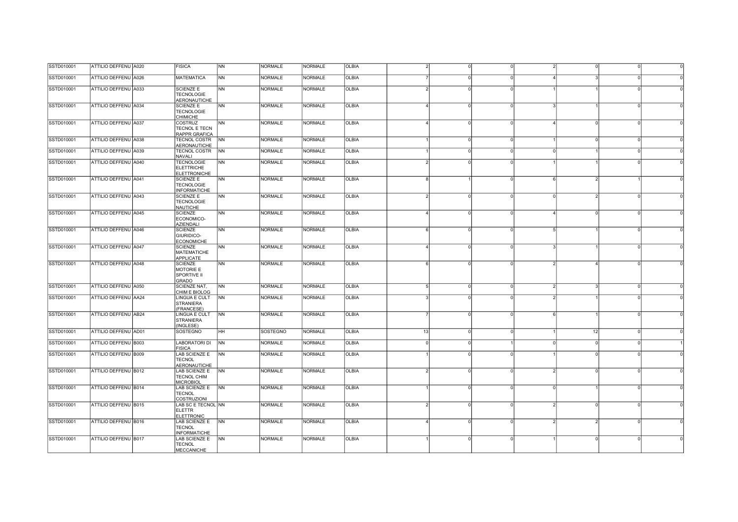| | | | | | | | | | | | | | | |
|---|---|---|---|---|---|---|---|---|---|---|---|---|---|---|
| SSTD010001 | ATTILIO DEFFENU | A020 | FISICA | NN | NORMALE | NORMALE | OLBIA | 2 | 0 | 0 | 2 | 0 | 0 | 0 |
| SSTD010001 | ATTILIO DEFFENU | A026 | MATEMATICA | NN | NORMALE | NORMALE | OLBIA | 7 | 0 | 0 | 4 | 3 | 0 | 0 |
| SSTD010001 | ATTILIO DEFFENU | A033 | SCIENZE E TECNOLOGIE AERONAUTICHE | NN | NORMALE | NORMALE | OLBIA | 2 | 0 | 0 | 1 | 1 | 0 | 0 |
| SSTD010001 | ATTILIO DEFFENU | A034 | SCIENZE E TECNOLOGIE CHIMICHE | NN | NORMALE | NORMALE | OLBIA | 4 | 0 | 0 | 3 | 1 | 0 | 0 |
| SSTD010001 | ATTILIO DEFFENU | A037 | COSTRUZ TECNOL E TECN RAPPR GRAFICA | NN | NORMALE | NORMALE | OLBIA | 4 | 0 | 0 | 4 | 0 | 0 | 0 |
| SSTD010001 | ATTILIO DEFFENU | A038 | TECNOL COSTR AERONAUTICHE | NN | NORMALE | NORMALE | OLBIA | 1 | 0 | 0 | 1 | 0 | 0 | 0 |
| SSTD010001 | ATTILIO DEFFENU | A039 | TECNOL COSTR NAVALI | NN | NORMALE | NORMALE | OLBIA | 1 | 0 | 0 | 0 | 1 | 0 | 0 |
| SSTD010001 | ATTILIO DEFFENU | A040 | TECNOLOGIE ELETTRICHE ELETTRONICHE | NN | NORMALE | NORMALE | OLBIA | 2 | 0 | 0 | 1 | 1 | 0 | 0 |
| SSTD010001 | ATTILIO DEFFENU | A041 | SCIENZE E TECNOLOGIE INFORMATICHE | NN | NORMALE | NORMALE | OLBIA | 8 | 1 | 0 | 6 | 2 | 1 | 0 |
| SSTD010001 | ATTILIO DEFFENU | A043 | SCIENZE E TECNOLOGIE NAUTICHE | NN | NORMALE | NORMALE | OLBIA | 2 | 0 | 0 | 0 | 2 | 0 | 0 |
| SSTD010001 | ATTILIO DEFFENU | A045 | SCIENZE ECONOMICO-AZIENDALI | NN | NORMALE | NORMALE | OLBIA | 4 | 0 | 0 | 4 | 0 | 0 | 0 |
| SSTD010001 | ATTILIO DEFFENU | A046 | SCIENZE GIURIDICO-ECONOMICHE | NN | NORMALE | NORMALE | OLBIA | 6 | 0 | 0 | 5 | 1 | 0 | 0 |
| SSTD010001 | ATTILIO DEFFENU | A047 | SCIENZE MATEMATICHE APPLICATE | NN | NORMALE | NORMALE | OLBIA | 4 | 0 | 0 | 3 | 1 | 0 | 0 |
| SSTD010001 | ATTILIO DEFFENU | A048 | SCIENZE MOTORIE E SPORTIVE II GRADO | NN | NORMALE | NORMALE | OLBIA | 6 | 0 | 0 | 2 | 4 | 0 | 0 |
| SSTD010001 | ATTILIO DEFFENU | A050 | SCIENZE NAT, CHIM E BIOLOG | NN | NORMALE | NORMALE | OLBIA | 5 | 0 | 0 | 2 | 3 | 0 | 0 |
| SSTD010001 | ATTILIO DEFFENU | AA24 | LINGUA E CULT STRANIERA (FRANCESE) | NN | NORMALE | NORMALE | OLBIA | 3 | 0 | 0 | 2 | 1 | 0 | 0 |
| SSTD010001 | ATTILIO DEFFENU | AB24 | LINGUA E CULT STRANIERA (INGLESE) | NN | NORMALE | NORMALE | OLBIA | 7 | 0 | 0 | 6 | 1 | 0 | 0 |
| SSTD010001 | ATTILIO DEFFENU | AD01 | SOSTEGNO | HH | SOSTEGNO | NORMALE | OLBIA | 13 | 0 | 0 | 1 | 12 | 0 | 0 |
| SSTD010001 | ATTILIO DEFFENU | B003 | LABORATORI DI FISICA | NN | NORMALE | NORMALE | OLBIA | 0 | 0 | 1 | 0 | 0 | 0 | 1 |
| SSTD010001 | ATTILIO DEFFENU | B009 | LAB SCIENZE E TECNOL AERONAUTICHE | NN | NORMALE | NORMALE | OLBIA | 1 | 0 | 0 | 1 | 0 | 0 | 0 |
| SSTD010001 | ATTILIO DEFFENU | B012 | LAB SCIENZE E TECNOL CHIM MICROBIOL | NN | NORMALE | NORMALE | OLBIA | 2 | 0 | 0 | 2 | 0 | 0 | 0 |
| SSTD010001 | ATTILIO DEFFENU | B014 | LAB SCIENZE E TECNOL COSTRUZIONI | NN | NORMALE | NORMALE | OLBIA | 1 | 0 | 0 | 0 | 1 | 0 | 0 |
| SSTD010001 | ATTILIO DEFFENU | B015 | LAB SC E TECNOL ELETTR ELETTRONIC | NN | NORMALE | NORMALE | OLBIA | 2 | 0 | 0 | 2 | 0 | 0 | 0 |
| SSTD010001 | ATTILIO DEFFENU | B016 | LAB SCIENZE E TECNOL INFORMATICHE | NN | NORMALE | NORMALE | OLBIA | 4 | 0 | 0 | 2 | 2 | 0 | 0 |
| SSTD010001 | ATTILIO DEFFENU | B017 | LAB SCIENZE E TECNOL MECCANICHE | NN | NORMALE | NORMALE | OLBIA | 1 | 0 | 0 | 1 | 0 | 0 | 0 |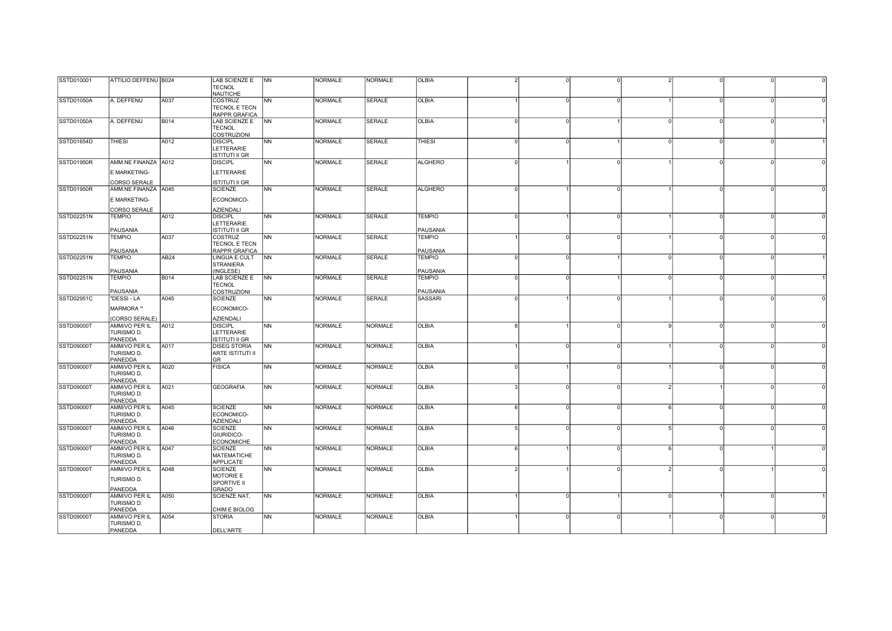| | | | | | | | | | | | | | | |
|---|---|---|---|---|---|---|---|---|---|---|---|---|---|---|
| SSTD010001 | ATTILIO DEFFENU | B024 | LAB SCIENZE E TECNOL NAUTICHE | NN | NORMALE | NORMALE | OLBIA | 2 | 0 | 0 | 2 | 0 | 0 | 0 |
| SSTD01050A | A. DEFFENU | A037 | COSTRUZ TECNOL E TECN RAPPR GRAFICA | NN | NORMALE | SERALE | OLBIA | 1 | 0 | 0 | 1 | 0 | 0 | 0 |
| SSTD01050A | A. DEFFENU | B014 | LAB SCIENZE E TECNOL COSTRUZIONI | NN | NORMALE | SERALE | OLBIA | 0 | 0 | 1 | 0 | 0 | 0 | 1 |
| SSTD01654D | THIESI | A012 | DISCIPL LETTERARIE ISTITUTI II GR | NN | NORMALE | SERALE | THIESI | 0 | 0 | 1 | 0 | 0 | 0 | 1 |
| SSTD01950R | AMM.NE FINANZA E MARKETING- CORSO SERALE | A012 | DISCIPL LETTERARIE ISTITUTI II GR | NN | NORMALE | SERALE | ALGHERO | 0 | 1 | 0 | 1 | 0 | 0 | 0 |
| SSTD01950R | AMM.NE FINANZA E MARKETING- CORSO SERALE | A045 | SCIENZE ECONOMICO- AZIENDALI | NN | NORMALE | SERALE | ALGHERO | 0 | 1 | 0 | 1 | 0 | 0 | 0 |
| SSTD02251N | TEMPIO PAUSANIA | A012 | DISCIPL LETTERARIE ISTITUTI II GR | NN | NORMALE | SERALE | TEMPIO PAUSANIA | 0 | 1 | 0 | 1 | 0 | 0 | 0 |
| SSTD02251N | TEMPIO PAUSANIA | A037 | COSTRUZ TECNOL E TECN RAPPR GRAFICA | NN | NORMALE | SERALE | TEMPIO PAUSANIA | 1 | 0 | 0 | 1 | 0 | 0 | 0 |
| SSTD02251N | TEMPIO PAUSANIA | AB24 | LINGUA E CULT STRANIERA (INGLESE) | NN | NORMALE | SERALE | TEMPIO PAUSANIA | 0 | 0 | 1 | 0 | 0 | 0 | 1 |
| SSTD02251N | TEMPIO PAUSANIA | B014 | LAB SCIENZE E TECNOL COSTRUZIONI | NN | NORMALE | SERALE | TEMPIO PAUSANIA | 0 | 0 | 1 | 0 | 0 | 0 | 1 |
| SSTD02951C | "DESSI - LA MARMORA " (CORSO SERALE) | A045 | SCIENZE ECONOMICO- AZIENDALI | NN | NORMALE | SERALE | SASSARI | 0 | 1 | 0 | 1 | 0 | 0 | 0 |
| SSTD09000T | AMM/VO PER IL TURISMO D. PANEDDA | A012 | DISCIPL LETTERARIE ISTITUTI II GR | NN | NORMALE | NORMALE | OLBIA | 8 | 1 | 0 | 9 | 0 | 0 | 0 |
| SSTD09000T | AMM/VO PER IL TURISMO D. PANEDDA | A017 | DISEG STORIA ARTE ISTITUTI II GR | NN | NORMALE | NORMALE | OLBIA | 1 | 0 | 0 | 1 | 0 | 0 | 0 |
| SSTD09000T | AMM/VO PER IL TURISMO D. PANEDDA | A020 | FISICA | NN | NORMALE | NORMALE | OLBIA | 0 | 1 | 0 | 1 | 0 | 0 | 0 |
| SSTD09000T | AMM/VO PER IL TURISMO D. PANEDDA | A021 | GEOGRAFIA | NN | NORMALE | NORMALE | OLBIA | 3 | 0 | 0 | 2 | 1 | 0 | 0 |
| SSTD09000T | AMM/VO PER IL TURISMO D. PANEDDA | A045 | SCIENZE ECONOMICO- AZIENDALI | NN | NORMALE | NORMALE | OLBIA | 6 | 0 | 0 | 6 | 0 | 0 | 0 |
| SSTD09000T | AMM/VO PER IL TURISMO D. PANEDDA | A046 | SCIENZE GIURIDICO- ECONOMICHE | NN | NORMALE | NORMALE | OLBIA | 5 | 0 | 0 | 5 | 0 | 0 | 0 |
| SSTD09000T | AMM/VO PER IL TURISMO D. PANEDDA | A047 | SCIENZE MATEMATICHE APPLICATE | NN | NORMALE | NORMALE | OLBIA | 6 | 1 | 0 | 6 | 0 | 1 | 0 |
| SSTD09000T | AMM/VO PER IL TURISMO D. PANEDDA | A048 | SCIENZE MOTORIE E SPORTIVE II GRADO | NN | NORMALE | NORMALE | OLBIA | 2 | 1 | 0 | 2 | 0 | 1 | 0 |
| SSTD09000T | AMM/VO PER IL TURISMO D. PANEDDA | A050 | SCIENZE NAT, CHIM E BIOLOG | NN | NORMALE | NORMALE | OLBIA | 1 | 0 | 1 | 0 | 1 | 0 | 1 |
| SSTD09000T | AMM/VO PER IL TURISMO D. PANEDDA | A054 | STORIA DELL'ARTE | NN | NORMALE | NORMALE | OLBIA | 1 | 0 | 0 | 1 | 0 | 0 | 0 |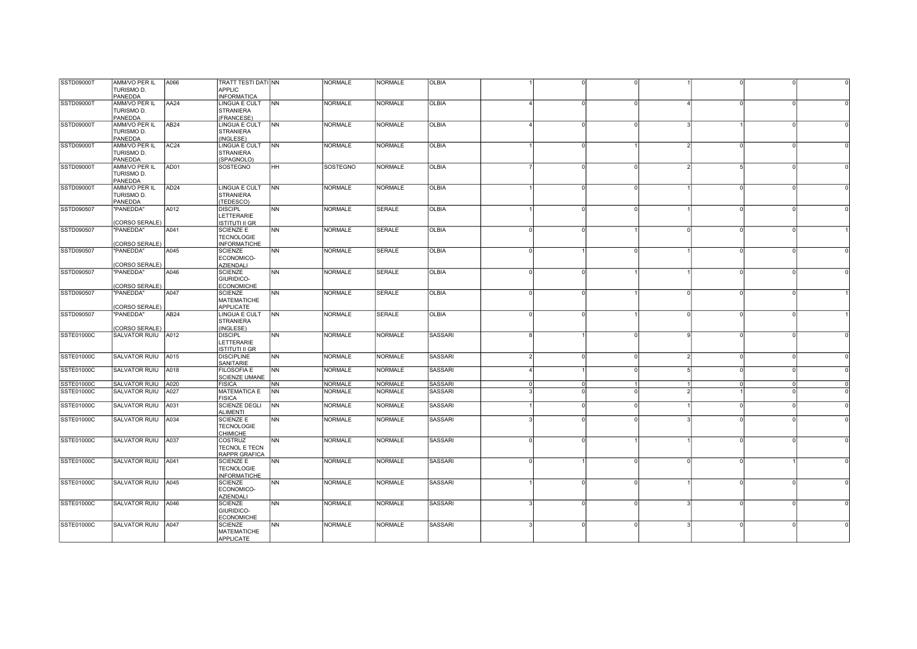| SSTD09000T | AMM/VO PER IL TURISMO D. PANEDDA | A066 | TRATT TESTI DATI APPLIC INFORMATICA | NN | NORMALE | NORMALE | OLBIA | 1 | 0 | 0 | 1 | 0 | 0 | 0 |
|---|---|---|---|---|---|---|---|---|---|---|---|---|---|---|
| SSTD09000T | AMM/VO PER IL TURISMO D. PANEDDA | AA24 | LINGUA E CULT STRANIERA (FRANCESE) | NN | NORMALE | NORMALE | OLBIA | 4 | 0 | 0 | 4 | 0 | 0 | 0 |
| SSTD09000T | AMM/VO PER IL TURISMO D. PANEDDA | AB24 | LINGUA E CULT STRANIERA (INGLESE) | NN | NORMALE | NORMALE | OLBIA | 4 | 0 | 0 | 3 | 1 | 0 | 0 |
| SSTD09000T | AMM/VO PER IL TURISMO D. PANEDDA | AC24 | LINGUA E CULT STRANIERA (SPAGNOLO) | NN | NORMALE | NORMALE | OLBIA | 1 | 0 | 1 | 2 | 0 | 0 | 0 |
| SSTD09000T | AMM/VO PER IL TURISMO D. PANEDDA | AD01 | SOSTEGNO | HH | SOSTEGNO | NORMALE | OLBIA | 7 | 0 | 0 | 2 | 5 | 0 | 0 |
| SSTD09000T | AMM/VO PER IL TURISMO D. PANEDDA | AD24 | LINGUA E CULT STRANIERA (TEDESCO) | NN | NORMALE | NORMALE | OLBIA | 1 | 0 | 0 | 1 | 0 | 0 | 0 |
| SSTD090507 | "PANEDDA" (CORSO SERALE) | A012 | DISCIPL LETTERARIE ISTITUTI II GR | NN | NORMALE | SERALE | OLBIA | 1 | 0 | 0 | 1 | 0 | 0 | 0 |
| SSTD090507 | "PANEDDA" (CORSO SERALE) | A041 | SCIENZE E TECNOLOGIE INFORMATICHE | NN | NORMALE | SERALE | OLBIA | 0 | 0 | 1 | 0 | 0 | 0 | 1 |
| SSTD090507 | "PANEDDA" (CORSO SERALE) | A045 | SCIENZE ECONOMICO-AZIENDALI | NN | NORMALE | SERALE | OLBIA | 0 | 1 | 0 | 1 | 0 | 0 | 0 |
| SSTD090507 | "PANEDDA" (CORSO SERALE) | A046 | SCIENZE GIURIDICO-ECONOMICHE | NN | NORMALE | SERALE | OLBIA | 0 | 0 | 1 | 1 | 0 | 0 | 0 |
| SSTD090507 | "PANEDDA" (CORSO SERALE) | A047 | SCIENZE MATEMATICHE APPLICATE | NN | NORMALE | SERALE | OLBIA | 0 | 0 | 1 | 0 | 0 | 0 | 1 |
| SSTD090507 | "PANEDDA" (CORSO SERALE) | AB24 | LINGUA E CULT STRANIERA (INGLESE) | NN | NORMALE | SERALE | OLBIA | 0 | 0 | 1 | 0 | 0 | 0 | 1 |
| SSTE01000C | SALVATOR RUIU | A012 | DISCIPL LETTERARIE ISTITUTI II GR | NN | NORMALE | NORMALE | SASSARI | 8 | 1 | 0 | 9 | 0 | 0 | 0 |
| SSTE01000C | SALVATOR RUIU | A015 | DISCIPLINE SANITARIE | NN | NORMALE | NORMALE | SASSARI | 2 | 0 | 0 | 2 | 0 | 0 | 0 |
| SSTE01000C | SALVATOR RUIU | A018 | FILOSOFIA E SCIENZE UMANE | NN | NORMALE | NORMALE | SASSARI | 4 | 1 | 0 | 5 | 0 | 0 | 0 |
| SSTE01000C | SALVATOR RUIU | A020 | FISICA | NN | NORMALE | NORMALE | SASSARI | 0 | 0 | 1 | 1 | 0 | 0 | 0 |
| SSTE01000C | SALVATOR RUIU | A027 | MATEMATICA E FISICA | NN | NORMALE | NORMALE | SASSARI | 3 | 0 | 0 | 2 | 1 | 0 | 0 |
| SSTE01000C | SALVATOR RUIU | A031 | SCIENZE DEGLI ALIMENTI | NN | NORMALE | NORMALE | SASSARI | 1 | 0 | 0 | 1 | 0 | 0 | 0 |
| SSTE01000C | SALVATOR RUIU | A034 | SCIENZE E TECNOLOGIE CHIMICHE | NN | NORMALE | NORMALE | SASSARI | 3 | 0 | 0 | 3 | 0 | 0 | 0 |
| SSTE01000C | SALVATOR RUIU | A037 | COSTRUZ TECNOL E TECN RAPPR GRAFICA | NN | NORMALE | NORMALE | SASSARI | 0 | 0 | 1 | 1 | 0 | 0 | 0 |
| SSTE01000C | SALVATOR RUIU | A041 | SCIENZE E TECNOLOGIE INFORMATICHE | NN | NORMALE | NORMALE | SASSARI | 0 | 1 | 0 | 0 | 0 | 1 | 0 |
| SSTE01000C | SALVATOR RUIU | A045 | SCIENZE ECONOMICO-AZIENDALI | NN | NORMALE | NORMALE | SASSARI | 1 | 0 | 0 | 1 | 0 | 0 | 0 |
| SSTE01000C | SALVATOR RUIU | A046 | SCIENZE GIURIDICO-ECONOMICHE | NN | NORMALE | NORMALE | SASSARI | 3 | 0 | 0 | 3 | 0 | 0 | 0 |
| SSTE01000C | SALVATOR RUIU | A047 | SCIENZE MATEMATICHE APPLICATE | NN | NORMALE | NORMALE | SASSARI | 3 | 0 | 0 | 3 | 0 | 0 | 0 |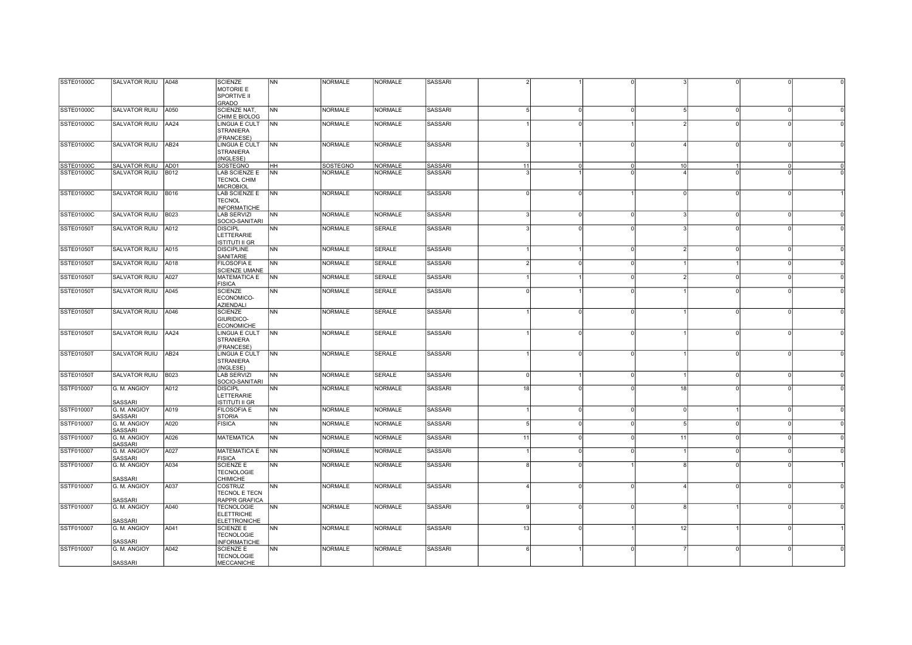| | | | | | | | | | | | | | | | |
|---|---|---|---|---|---|---|---|---|---|---|---|---|---|---|---|
| SSTE01000C | SALVATOR RUIU | A048 | SCIENZE MOTORIE E SPORTIVE II GRADO | NN | NORMALE | NORMALE | SASSARI | 2 | 1 | 0 | 3 | 0 | 0 | 0 |
| SSTE01000C | SALVATOR RUIU | A050 | SCIENZE NAT, CHIM E BIOLOG | NN | NORMALE | NORMALE | SASSARI | 5 | 0 | 0 | 5 | 0 | 0 | 0 |
| SSTE01000C | SALVATOR RUIU | AA24 | LINGUA E CULT STRANIERA (FRANCESE) | NN | NORMALE | NORMALE | SASSARI | 1 | 0 | 1 | 2 | 0 | 0 | 0 |
| SSTE01000C | SALVATOR RUIU | AB24 | LINGUA E CULT STRANIERA (INGLESE) | NN | NORMALE | NORMALE | SASSARI | 3 | 1 | 0 | 4 | 0 | 0 | 0 |
| SSTE01000C | SALVATOR RUIU | AD01 | SOSTEGNO | HH | SOSTEGNO | NORMALE | SASSARI | 11 | 0 | 0 | 10 | 1 | 0 | 0 |
| SSTE01000C | SALVATOR RUIU | B012 | LAB SCIENZE E TECNOL CHIM MICROBIOL | NN | NORMALE | NORMALE | SASSARI | 3 | 1 | 0 | 4 | 0 | 0 | 0 |
| SSTE01000C | SALVATOR RUIU | B016 | LAB SCIENZE E TECNOL INFORMATICHE | NN | NORMALE | NORMALE | SASSARI | 0 | 0 | 1 | 0 | 0 | 0 | 1 |
| SSTE01000C | SALVATOR RUIU | B023 | LAB SERVIZI SOCIO-SANITARI | NN | NORMALE | NORMALE | SASSARI | 3 | 0 | 0 | 3 | 0 | 0 | 0 |
| SSTE01050T | SALVATOR RUIU | A012 | DISCIPL LETTERARIE ISTITUTI II GR | NN | NORMALE | SERALE | SASSARI | 3 | 0 | 0 | 3 | 0 | 0 | 0 |
| SSTE01050T | SALVATOR RUIU | A015 | DISCIPLINE SANITARIE | NN | NORMALE | SERALE | SASSARI | 1 | 1 | 0 | 2 | 0 | 0 | 0 |
| SSTE01050T | SALVATOR RUIU | A018 | FILOSOFIA E SCIENZE UMANE | NN | NORMALE | SERALE | SASSARI | 2 | 0 | 0 | 1 | 1 | 0 | 0 |
| SSTE01050T | SALVATOR RUIU | A027 | MATEMATICA E FISICA | NN | NORMALE | SERALE | SASSARI | 1 | 1 | 0 | 2 | 0 | 0 | 0 |
| SSTE01050T | SALVATOR RUIU | A045 | SCIENZE ECONOMICO-AZIENDALI | NN | NORMALE | SERALE | SASSARI | 0 | 1 | 0 | 1 | 0 | 0 | 0 |
| SSTE01050T | SALVATOR RUIU | A046 | SCIENZE GIURIDICO-ECONOMICHE | NN | NORMALE | SERALE | SASSARI | 1 | 0 | 0 | 1 | 0 | 0 | 0 |
| SSTE01050T | SALVATOR RUIU | AA24 | LINGUA E CULT STRANIERA (FRANCESE) | NN | NORMALE | SERALE | SASSARI | 1 | 0 | 0 | 1 | 0 | 0 | 0 |
| SSTE01050T | SALVATOR RUIU | AB24 | LINGUA E CULT STRANIERA (INGLESE) | NN | NORMALE | SERALE | SASSARI | 1 | 0 | 0 | 1 | 0 | 0 | 0 |
| SSTE01050T | SALVATOR RUIU | B023 | LAB SERVIZI SOCIO-SANITARI | NN | NORMALE | SERALE | SASSARI | 0 | 1 | 0 | 1 | 0 | 0 | 0 |
| SSTF010007 | G. M. ANGIOY SASSARI | A012 | DISCIPL LETTERARIE ISTITUTI II GR | NN | NORMALE | NORMALE | SASSARI | 18 | 0 | 0 | 18 | 0 | 0 | 0 |
| SSTF010007 | G. M. ANGIOY SASSARI | A019 | FILOSOFIA E STORIA | NN | NORMALE | NORMALE | SASSARI | 1 | 0 | 0 | 0 | 1 | 0 | 0 |
| SSTF010007 | G. M. ANGIOY SASSARI | A020 | FISICA | NN | NORMALE | NORMALE | SASSARI | 5 | 0 | 0 | 5 | 0 | 0 | 0 |
| SSTF010007 | G. M. ANGIOY SASSARI | A026 | MATEMATICA | NN | NORMALE | NORMALE | SASSARI | 11 | 0 | 0 | 11 | 0 | 0 | 0 |
| SSTF010007 | G. M. ANGIOY SASSARI | A027 | MATEMATICA E FISICA | NN | NORMALE | NORMALE | SASSARI | 1 | 0 | 0 | 1 | 0 | 0 | 0 |
| SSTF010007 | G. M. ANGIOY SASSARI | A034 | SCIENZE E TECNOLOGIE CHIMICHE | NN | NORMALE | NORMALE | SASSARI | 8 | 0 | 1 | 8 | 0 | 0 | 1 |
| SSTF010007 | G. M. ANGIOY SASSARI | A037 | COSTRUZ TECNOL E TECN RAPPR GRAFICA | NN | NORMALE | NORMALE | SASSARI | 4 | 0 | 0 | 4 | 0 | 0 | 0 |
| SSTF010007 | G. M. ANGIOY SASSARI | A040 | TECNOLOGIE ELETTRICHE ELETTRONICHE | NN | NORMALE | NORMALE | SASSARI | 9 | 0 | 0 | 8 | 1 | 0 | 0 |
| SSTF010007 | G. M. ANGIOY SASSARI | A041 | SCIENZE E TECNOLOGIE INFORMATICHE | NN | NORMALE | NORMALE | SASSARI | 13 | 0 | 1 | 12 | 1 | 0 | 1 |
| SSTF010007 | G. M. ANGIOY SASSARI | A042 | SCIENZE E TECNOLOGIE MECCANICHE | NN | NORMALE | NORMALE | SASSARI | 6 | 1 | 0 | 7 | 0 | 0 | 0 |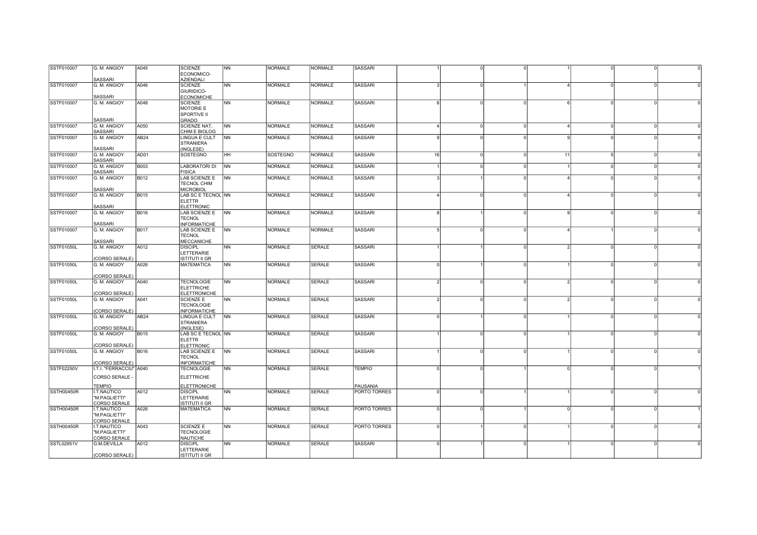| | | | | | | | | | | | | | | |
|---|---|---|---|---|---|---|---|---|---|---|---|---|---|---|
| SSTF010007 | G. M. ANGIOY SASSARI | A045 | SCIENZE ECONOMICO-AZIENDALI | NN | NORMALE | NORMALE | SASSARI | 1 | 0 | 0 | 1 | 0 | 0 | 0 |
| SSTF010007 | G. M. ANGIOY SASSARI | A046 | SCIENZE GIURIDICO-ECONOMICHE | NN | NORMALE | NORMALE | SASSARI | 3 | 0 | 1 | 4 | 0 | 0 | 0 |
| SSTF010007 | G. M. ANGIOY SASSARI | A048 | SCIENZE MOTORIE E SPORTIVE II GRADO | NN | NORMALE | NORMALE | SASSARI | 6 | 0 | 0 | 6 | 0 | 0 | 0 |
| SSTF010007 | G. M. ANGIOY SASSARI | A050 | SCIENZE NAT, CHIM E BIOLOG | NN | NORMALE | NORMALE | SASSARI | 4 | 0 | 0 | 4 | 0 | 0 | 0 |
| SSTF010007 | G. M. ANGIOY SASSARI | AB24 | LINGUA E CULT STRANIERA (INGLESE) | NN | NORMALE | NORMALE | SASSARI | 9 | 0 | 0 | 9 | 0 | 0 | 0 |
| SSTF010007 | G. M. ANGIOY SASSARI | AD01 | SOSTEGNO | HH | SOSTEGNO | NORMALE | SASSARI | 16 | 0 | 0 | 11 | 5 | 0 | 0 |
| SSTF010007 | G. M. ANGIOY SASSARI | B003 | LABORATORI DI FISICA | NN | NORMALE | NORMALE | SASSARI | 1 | 0 | 0 | 1 | 0 | 0 | 0 |
| SSTF010007 | G. M. ANGIOY SASSARI | B012 | LAB SCIENZE E TECNOL CHIM MICROBIOL | NN | NORMALE | NORMALE | SASSARI | 3 | 1 | 0 | 4 | 0 | 0 | 0 |
| SSTF010007 | G. M. ANGIOY SASSARI | B015 | LAB SC E TECNOL ELETTR ELETTRONIC | NN | NORMALE | NORMALE | SASSARI | 4 | 0 | 0 | 4 | 0 | 0 | 0 |
| SSTF010007 | G. M. ANGIOY SASSARI | B016 | LAB SCIENZE E TECNOL INFORMATICHE | NN | NORMALE | NORMALE | SASSARI | 8 | 1 | 0 | 9 | 0 | 0 | 0 |
| SSTF010007 | G. M. ANGIOY SASSARI | B017 | LAB SCIENZE E TECNOL MECCANICHE | NN | NORMALE | NORMALE | SASSARI | 5 | 0 | 0 | 4 | 1 | 0 | 0 |
| SSTF01050L | G. M. ANGIOY (CORSO SERALE) | A012 | DISCIPL LETTERARIE ISTITUTI II GR | NN | NORMALE | SERALE | SASSARI | 1 | 1 | 0 | 2 | 0 | 0 | 0 |
| SSTF01050L | G. M. ANGIOY (CORSO SERALE) | A026 | MATEMATICA | NN | NORMALE | SERALE | SASSARI | 0 | 1 | 0 | 1 | 0 | 0 | 0 |
| SSTF01050L | G. M. ANGIOY (CORSO SERALE) | A040 | TECNOLOGIE ELETTRICHE ELETTRONICHE | NN | NORMALE | SERALE | SASSARI | 2 | 0 | 0 | 2 | 0 | 0 | 0 |
| SSTF01050L | G. M. ANGIOY (CORSO SERALE) | A041 | SCIENZE E TECNOLOGIE INFORMATICHE | NN | NORMALE | SERALE | SASSARI | 2 | 0 | 0 | 2 | 0 | 0 | 0 |
| SSTF01050L | G. M. ANGIOY (CORSO SERALE) | AB24 | LINGUA E CULT STRANIERA (INGLESE) | NN | NORMALE | SERALE | SASSARI | 0 | 1 | 0 | 1 | 0 | 0 | 0 |
| SSTF01050L | G. M. ANGIOY (CORSO SERALE) | B015 | LAB SC E TECNOL ELETTR ELETTRONIC | NN | NORMALE | SERALE | SASSARI | 1 | 0 | 0 | 1 | 0 | 0 | 0 |
| SSTF01050L | G. M. ANGIOY (CORSO SERALE) | B016 | LAB SCIENZE E TECNOL INFORMATICHE | NN | NORMALE | SERALE | SASSARI | 1 | 0 | 0 | 1 | 0 | 0 | 0 |
| SSTF02250V | I.T.I. "FERRACCIU" CORSO SERALE - TEMPIO | A040 | TECNOLOGIE ELETTRICHE ELETTRONICHE | NN | NORMALE | SERALE | TEMPIO PAUSANIA | 0 | 0 | 1 | 0 | 0 | 0 | 1 |
| SSTH00450R | I.T.NAUTICO "M.PAGLIETTI" CORSO SERALE | A012 | DISCIPL LETTERARIE ISTITUTI II GR | NN | NORMALE | SERALE | PORTO TORRES | 0 | 0 | 1 | 1 | 0 | 0 | 0 |
| SSTH00450R | I.T.NAUTICO "M.PAGLIETTI" CORSO SERALE | A026 | MATEMATICA | NN | NORMALE | SERALE | PORTO TORRES | 0 | 0 | 1 | 0 | 0 | 0 | 1 |
| SSTH00450R | I.T.NAUTICO "M.PAGLIETTI" CORSO SERALE | A043 | SCIENZE E TECNOLOGIE NAUTICHE | NN | NORMALE | SERALE | PORTO TORRES | 0 | 1 | 0 | 1 | 0 | 0 | 0 |
| SSTL02951V | G.M.DEVILLA (CORSO SERALE) | A012 | DISCIPL LETTERARIE ISTITUTI II GR | NN | NORMALE | SERALE | SASSARI | 0 | 1 | 0 | 1 | 0 | 0 | 0 |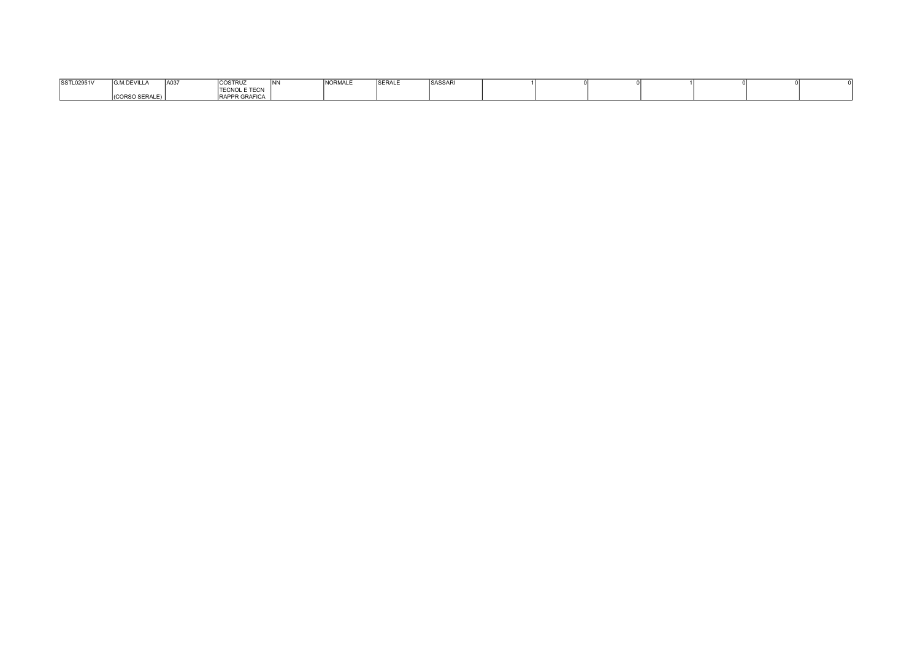| | | | | | | | | | | | | | | |
|---|---|---|---|---|---|---|---|---|---|---|---|---|---|---|
| SSTL02951V | G.M.DEVILLA (CORSO SERALE) | A037 | COSTRUZ TECNOL E TECN RAPPR GRAFICA | NN | NORMALE | SERALE | SASSARI | | 1 | 0 | 0 | 1 | 0 | 0 | 0 |

| | | | | | | | | | | | | | | | |
|---|---|---|---|---|---|---|---|---|---|---|---|---|---|---|---|
| SSTL02951V | G.M.DEVILLA (CORSO SERALE) | A037 | COSTRUZ TECNOL E TECN RAPPR GRAFICA | NN | NORMALE | SERALE | SASSARI | | 1 | 0 | 0 | 1 | 0 | 0 | 0 |